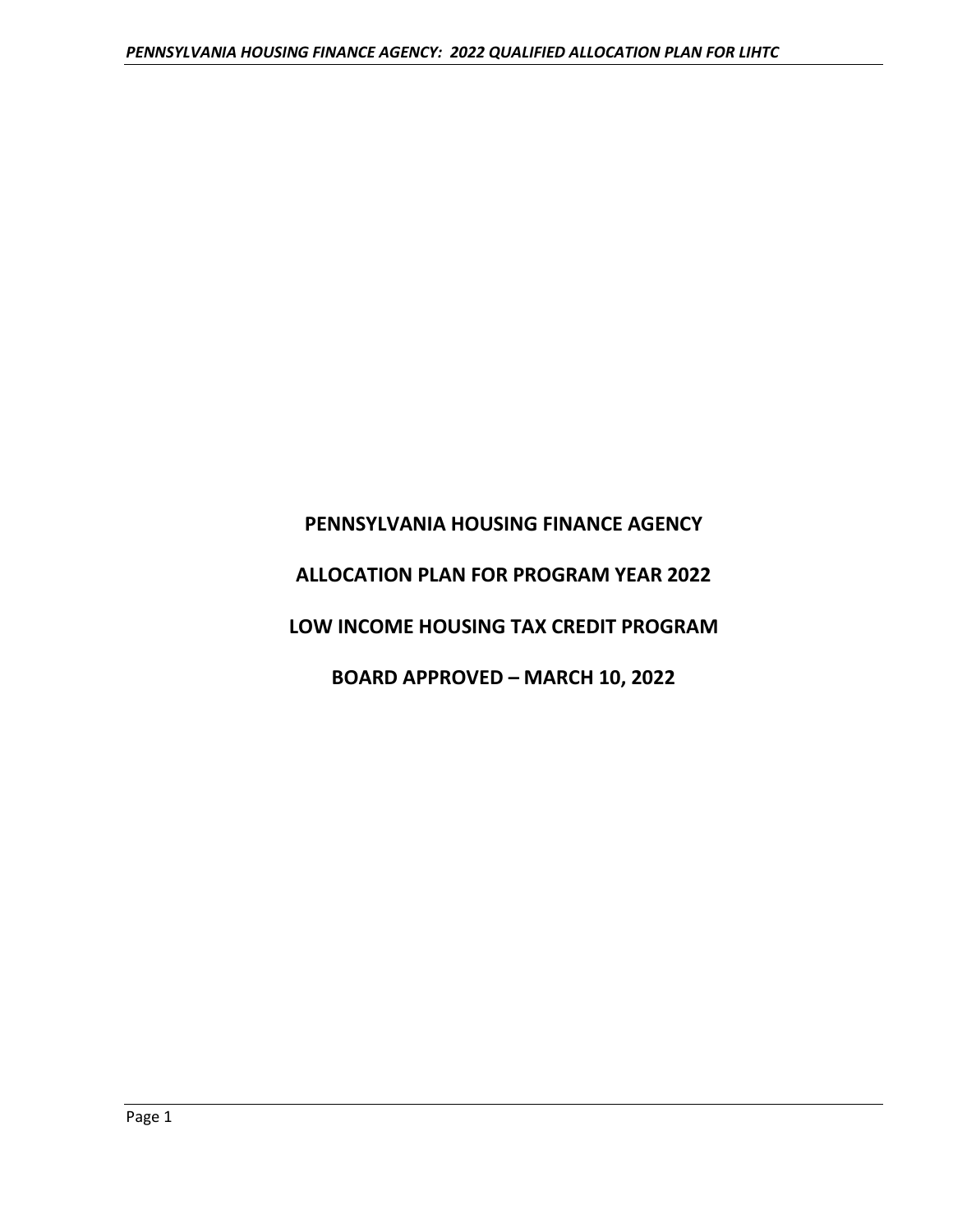# PENNSYLVANIA HOUSING FINANCE AGENCY

## ALLOCATION PLAN FOR PROGRAM YEAR 2022

## LOW INCOME HOUSING TAX CREDIT PROGRAM

## BOARD APPROVED – MARCH 10, 2022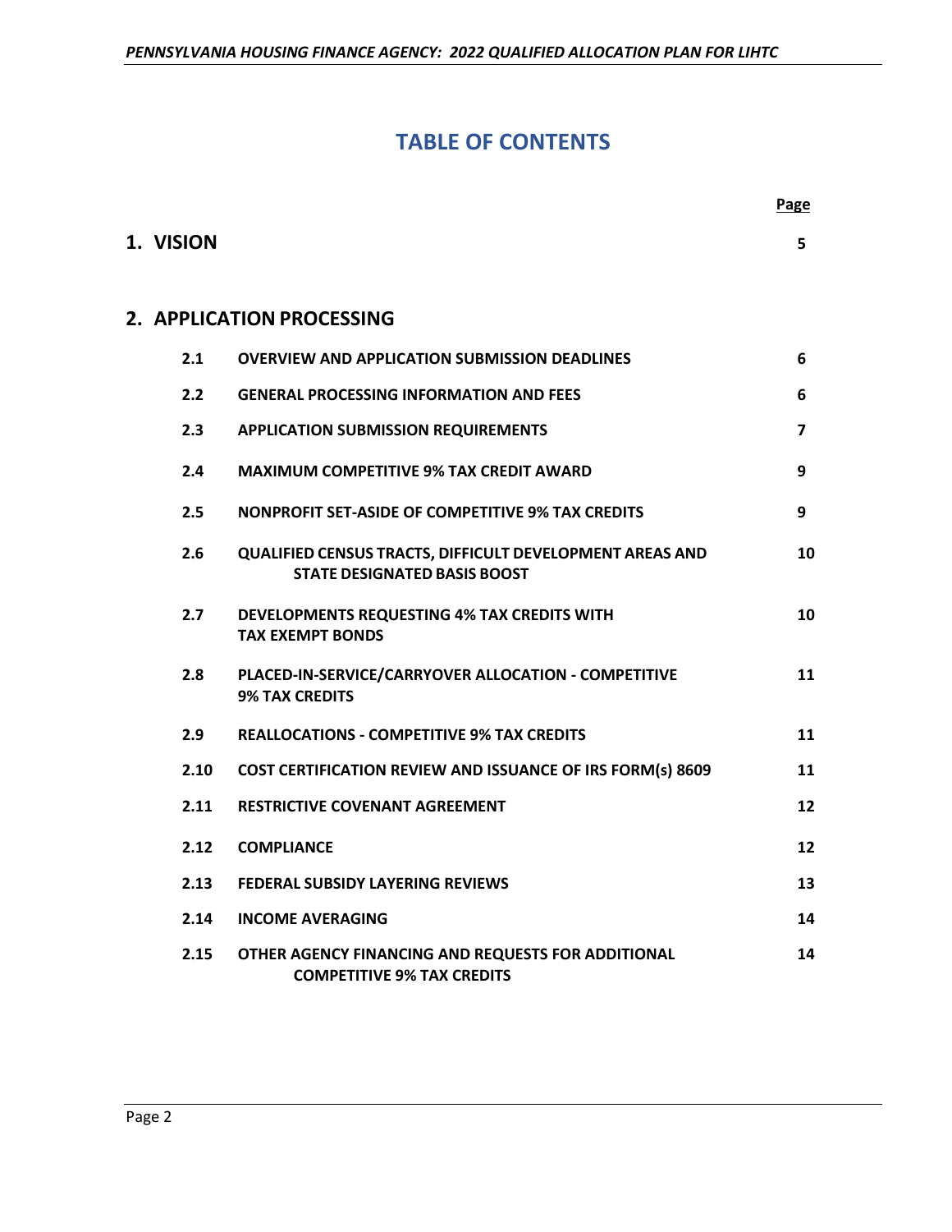# TABLE OF CONTENTS

| | | Page |
|---|---|---|
| **1. VISION** | | 5 |
| **2. APPLICATION PROCESSING** | | |
| 2.1 | OVERVIEW AND APPLICATION SUBMISSION DEADLINES | 6 |
| 2.2 | GENERAL PROCESSING INFORMATION AND FEES | 6 |
| 2.3 | APPLICATION SUBMISSION REQUIREMENTS | 7 |
| 2.4 | MAXIMUM COMPETITIVE 9% TAX CREDIT AWARD | 9 |
| 2.5 | NONPROFIT SET-ASIDE OF COMPETITIVE 9% TAX CREDITS | 9 |
| 2.6 | QUALIFIED CENSUS TRACTS, DIFFICULT DEVELOPMENT AREAS AND STATE DESIGNATED BASIS BOOST | 10 |
| 2.7 | DEVELOPMENTS REQUESTING 4% TAX CREDITS WITH TAX EXEMPT BONDS | 10 |
| 2.8 | PLACED-IN-SERVICE/CARRYOVER ALLOCATION - COMPETITIVE 9% TAX CREDITS | 11 |
| 2.9 | REALLOCATIONS - COMPETITIVE 9% TAX CREDITS | 11 |
| 2.10 | COST CERTIFICATION REVIEW AND ISSUANCE OF IRS FORM(s) 8609 | 11 |
| 2.11 | RESTRICTIVE COVENANT AGREEMENT | 12 |
| 2.12 | COMPLIANCE | 12 |
| 2.13 | FEDERAL SUBSIDY LAYERING REVIEWS | 13 |
| 2.14 | INCOME AVERAGING | 14 |
| 2.15 | OTHER AGENCY FINANCING AND REQUESTS FOR ADDITIONAL COMPETITIVE 9% TAX CREDITS | 14 |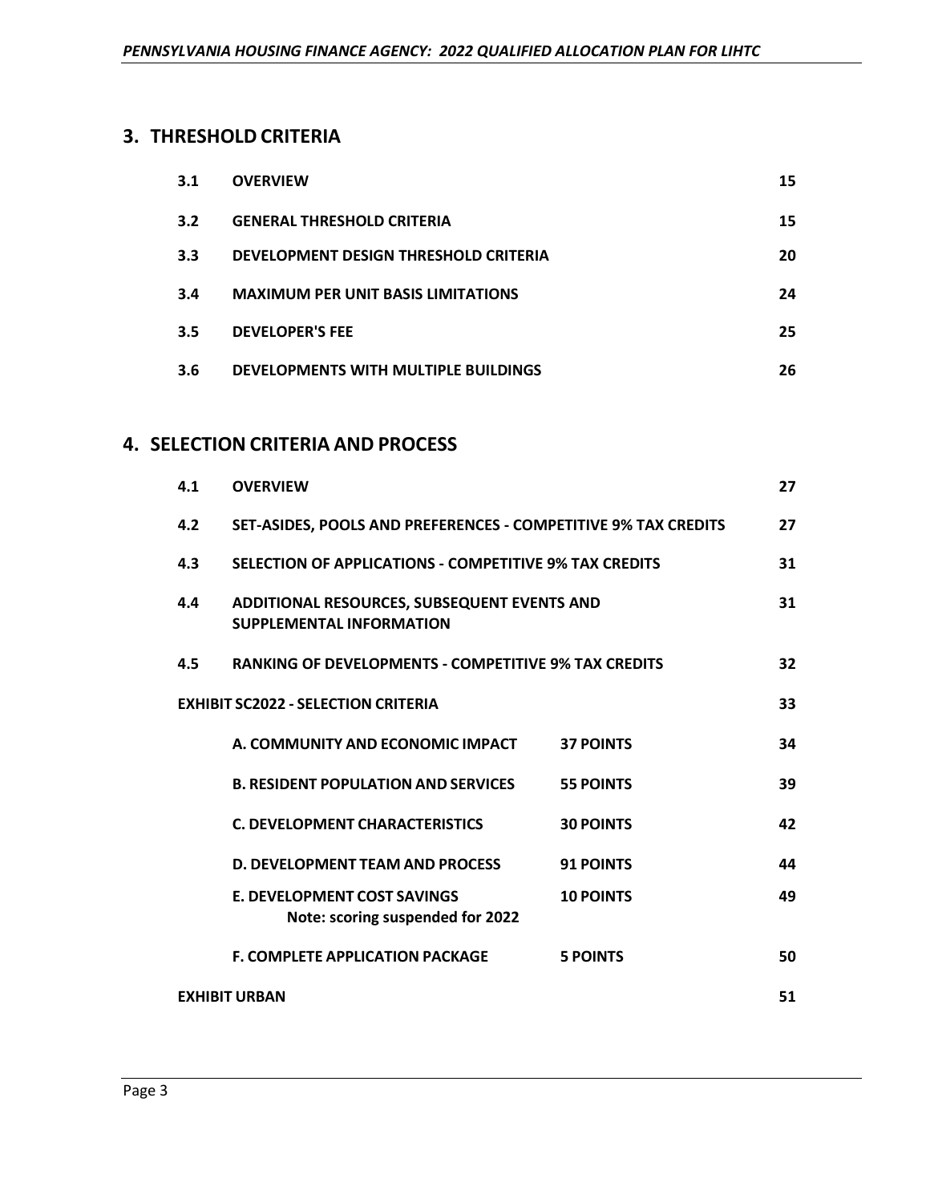## 3. THRESHOLD CRITERIA

| | | |
|---|---|---|
| **3.1** | **OVERVIEW** | **15** |
| **3.2** | **GENERAL THRESHOLD CRITERIA** | **15** |
| **3.3** | **DEVELOPMENT DESIGN THRESHOLD CRITERIA** | **20** |
| **3.4** | **MAXIMUM PER UNIT BASIS LIMITATIONS** | **24** |
| **3.5** | **DEVELOPER'S FEE** | **25** |
| **3.6** | **DEVELOPMENTS WITH MULTIPLE BUILDINGS** | **26** |

## 4. SELECTION CRITERIA AND PROCESS

| | | | |
|---|---|---|---|
| **4.1** | **OVERVIEW** | | **27** |
| **4.2** | **SET-ASIDES, POOLS AND PREFERENCES - COMPETITIVE 9% TAX CREDITS** | | **27** |
| **4.3** | **SELECTION OF APPLICATIONS - COMPETITIVE 9% TAX CREDITS** | | **31** |
| **4.4** | **ADDITIONAL RESOURCES, SUBSEQUENT EVENTS AND SUPPLEMENTAL INFORMATION** | | **31** |
| **4.5** | **RANKING OF DEVELOPMENTS - COMPETITIVE 9% TAX CREDITS** | | **32** |
| **EXHIBIT SC2022 - SELECTION CRITERIA** | | | **33** |
| | **A. COMMUNITY AND ECONOMIC IMPACT** | **37 POINTS** | **34** |
| | **B. RESIDENT POPULATION AND SERVICES** | **55 POINTS** | **39** |
| | **C. DEVELOPMENT CHARACTERISTICS** | **30 POINTS** | **42** |
| | **D. DEVELOPMENT TEAM AND PROCESS** | **91 POINTS** | **44** |
| | **E. DEVELOPMENT COST SAVINGS** **Note: scoring suspended for 2022** | **10 POINTS** | **49** |
| | **F. COMPLETE APPLICATION PACKAGE** | **5 POINTS** | **50** |
| **EXHIBIT URBAN** | | | **51** |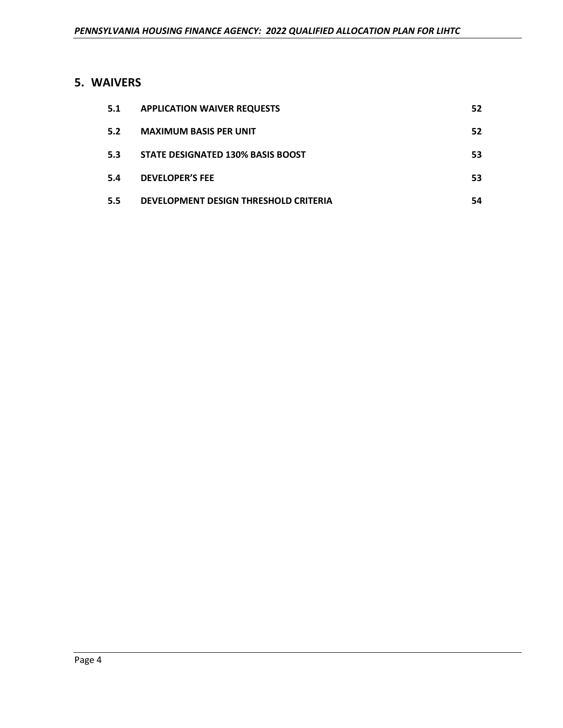## 5. WAIVERS

| | | |
|---|---|---|
| 5.1 | APPLICATION WAIVER REQUESTS | 52 |
| 5.2 | MAXIMUM BASIS PER UNIT | 52 |
| 5.3 | STATE DESIGNATED 130% BASIS BOOST | 53 |
| 5.4 | DEVELOPER'S FEE | 53 |
| 5.5 | DEVELOPMENT DESIGN THRESHOLD CRITERIA | 54 |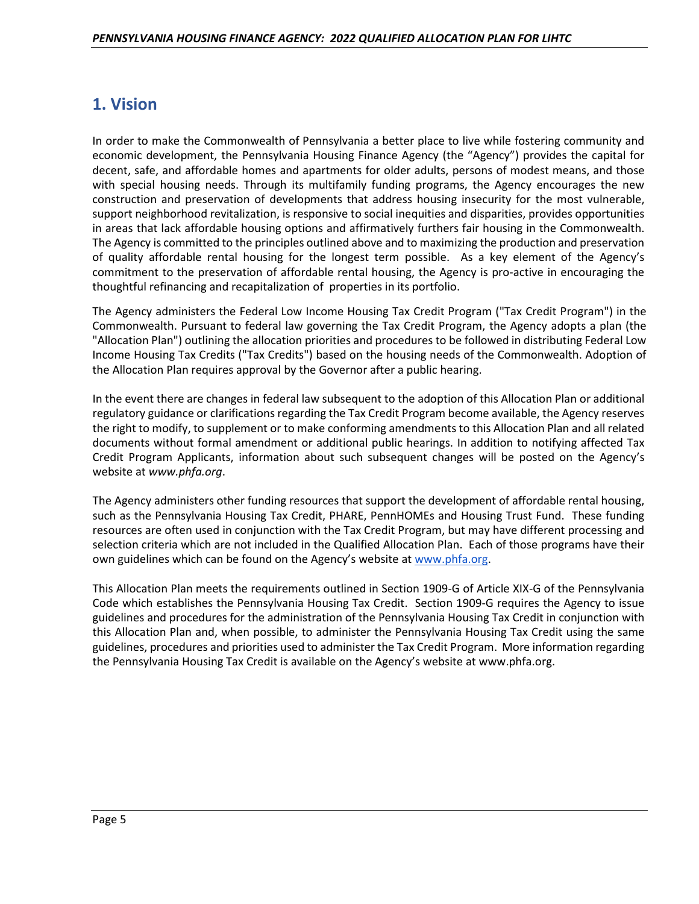# 1. Vision

In order to make the Commonwealth of Pennsylvania a better place to live while fostering community and economic development, the Pennsylvania Housing Finance Agency (the "Agency") provides the capital for decent, safe, and affordable homes and apartments for older adults, persons of modest means, and those with special housing needs. Through its multifamily funding programs, the Agency encourages the new construction and preservation of developments that address housing insecurity for the most vulnerable, support neighborhood revitalization, is responsive to social inequities and disparities, provides opportunities in areas that lack affordable housing options and affirmatively furthers fair housing in the Commonwealth. The Agency is committed to the principles outlined above and to maximizing the production and preservation of quality affordable rental housing for the longest term possible. As a key element of the Agency's commitment to the preservation of affordable rental housing, the Agency is pro-active in encouraging the thoughtful refinancing and recapitalization of properties in its portfolio.

The Agency administers the Federal Low Income Housing Tax Credit Program ("Tax Credit Program") in the Commonwealth. Pursuant to federal law governing the Tax Credit Program, the Agency adopts a plan (the "Allocation Plan") outlining the allocation priorities and procedures to be followed in distributing Federal Low Income Housing Tax Credits ("Tax Credits") based on the housing needs of the Commonwealth. Adoption of the Allocation Plan requires approval by the Governor after a public hearing.

In the event there are changes in federal law subsequent to the adoption of this Allocation Plan or additional regulatory guidance or clarifications regarding the Tax Credit Program become available, the Agency reserves the right to modify, to supplement or to make conforming amendments to this Allocation Plan and all related documents without formal amendment or additional public hearings. In addition to notifying affected Tax Credit Program Applicants, information about such subsequent changes will be posted on the Agency's website at *www.phfa.org*.

The Agency administers other funding resources that support the development of affordable rental housing, such as the Pennsylvania Housing Tax Credit, PHARE, PennHOMEs and Housing Trust Fund. These funding resources are often used in conjunction with the Tax Credit Program, but may have different processing and selection criteria which are not included in the Qualified Allocation Plan. Each of those programs have their own guidelines which can be found on the Agency's website at www.phfa.org.

This Allocation Plan meets the requirements outlined in Section 1909-G of Article XIX-G of the Pennsylvania Code which establishes the Pennsylvania Housing Tax Credit. Section 1909-G requires the Agency to issue guidelines and procedures for the administration of the Pennsylvania Housing Tax Credit in conjunction with this Allocation Plan and, when possible, to administer the Pennsylvania Housing Tax Credit using the same guidelines, procedures and priorities used to administer the Tax Credit Program. More information regarding the Pennsylvania Housing Tax Credit is available on the Agency's website at www.phfa.org.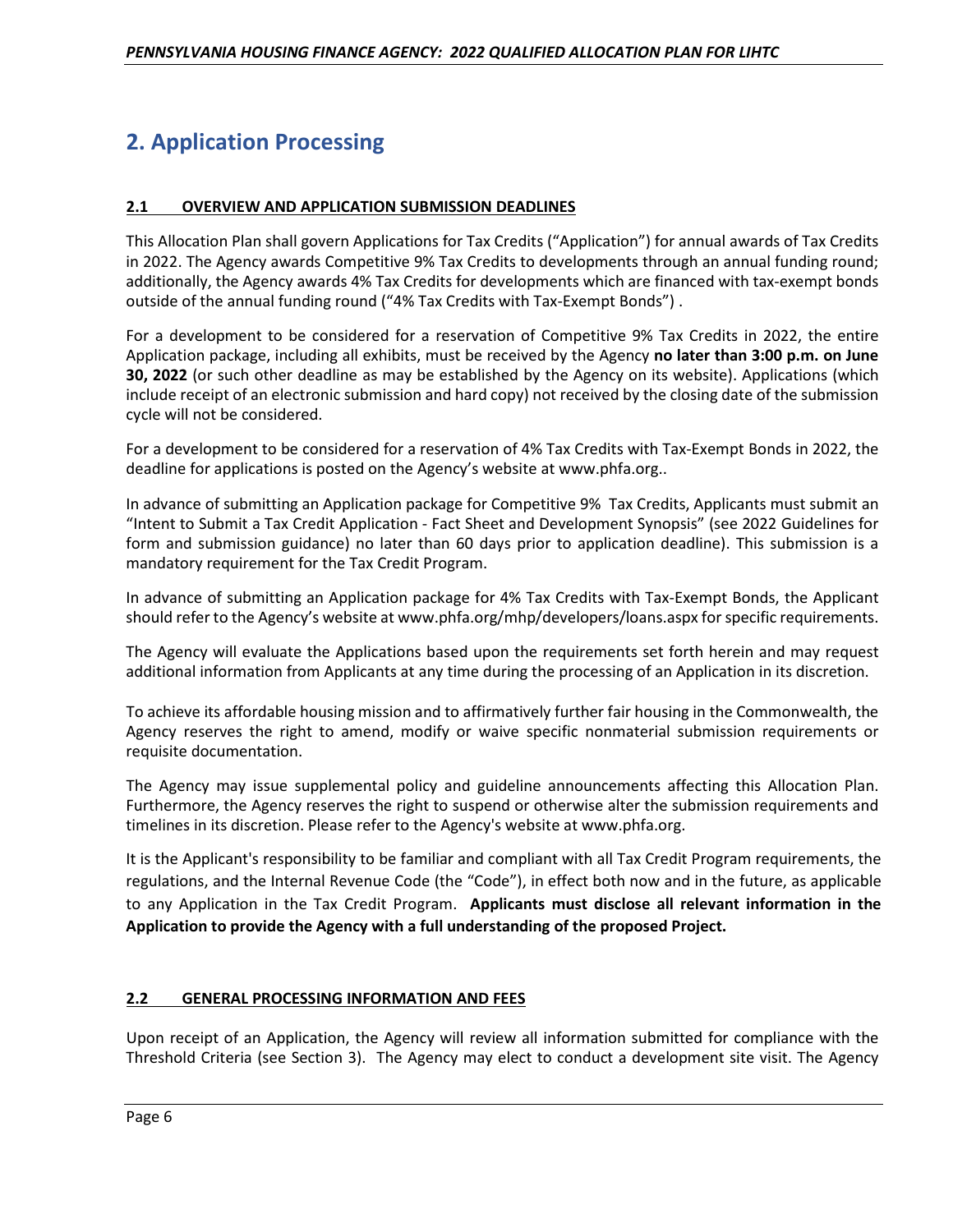# 2. Application Processing

## 2.1 OVERVIEW AND APPLICATION SUBMISSION DEADLINES

This Allocation Plan shall govern Applications for Tax Credits ("Application") for annual awards of Tax Credits in 2022. The Agency awards Competitive 9% Tax Credits to developments through an annual funding round; additionally, the Agency awards 4% Tax Credits for developments which are financed with tax-exempt bonds outside of the annual funding round ("4% Tax Credits with Tax-Exempt Bonds") .

For a development to be considered for a reservation of Competitive 9% Tax Credits in 2022, the entire Application package, including all exhibits, must be received by the Agency **no later than 3:00 p.m. on June 30, 2022** (or such other deadline as may be established by the Agency on its website). Applications (which include receipt of an electronic submission and hard copy) not received by the closing date of the submission cycle will not be considered.

For a development to be considered for a reservation of 4% Tax Credits with Tax-Exempt Bonds in 2022, the deadline for applications is posted on the Agency's website at www.phfa.org..

In advance of submitting an Application package for Competitive 9% Tax Credits, Applicants must submit an "Intent to Submit a Tax Credit Application - Fact Sheet and Development Synopsis" (see 2022 Guidelines for form and submission guidance) no later than 60 days prior to application deadline). This submission is a mandatory requirement for the Tax Credit Program.

In advance of submitting an Application package for 4% Tax Credits with Tax-Exempt Bonds, the Applicant should refer to the Agency's website at www.phfa.org/mhp/developers/loans.aspx for specific requirements.

The Agency will evaluate the Applications based upon the requirements set forth herein and may request additional information from Applicants at any time during the processing of an Application in its discretion.

To achieve its affordable housing mission and to affirmatively further fair housing in the Commonwealth, the Agency reserves the right to amend, modify or waive specific nonmaterial submission requirements or requisite documentation.

The Agency may issue supplemental policy and guideline announcements affecting this Allocation Plan. Furthermore, the Agency reserves the right to suspend or otherwise alter the submission requirements and timelines in its discretion. Please refer to the Agency's website at www.phfa.org.

It is the Applicant's responsibility to be familiar and compliant with all Tax Credit Program requirements, the regulations, and the Internal Revenue Code (the "Code"), in effect both now and in the future, as applicable to any Application in the Tax Credit Program. **Applicants must disclose all relevant information in the Application to provide the Agency with a full understanding of the proposed Project.**

## 2.2 GENERAL PROCESSING INFORMATION AND FEES

Upon receipt of an Application, the Agency will review all information submitted for compliance with the Threshold Criteria (see Section 3). The Agency may elect to conduct a development site visit. The Agency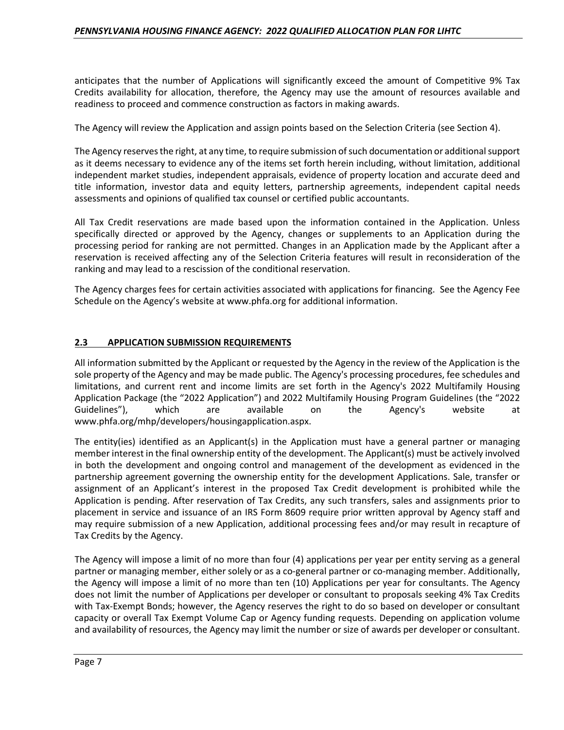anticipates that the number of Applications will significantly exceed the amount of Competitive 9% Tax Credits availability for allocation, therefore, the Agency may use the amount of resources available and readiness to proceed and commence construction as factors in making awards.

The Agency will review the Application and assign points based on the Selection Criteria (see Section 4).

The Agency reserves the right, at any time, to require submission of such documentation or additional support as it deems necessary to evidence any of the items set forth herein including, without limitation, additional independent market studies, independent appraisals, evidence of property location and accurate deed and title information, investor data and equity letters, partnership agreements, independent capital needs assessments and opinions of qualified tax counsel or certified public accountants.

All Tax Credit reservations are made based upon the information contained in the Application. Unless specifically directed or approved by the Agency, changes or supplements to an Application during the processing period for ranking are not permitted. Changes in an Application made by the Applicant after a reservation is received affecting any of the Selection Criteria features will result in reconsideration of the ranking and may lead to a rescission of the conditional reservation.

The Agency charges fees for certain activities associated with applications for financing. See the Agency Fee Schedule on the Agency's website at www.phfa.org for additional information.

## 2.3 APPLICATION SUBMISSION REQUIREMENTS

All information submitted by the Applicant or requested by the Agency in the review of the Application is the sole property of the Agency and may be made public. The Agency's processing procedures, fee schedules and limitations, and current rent and income limits are set forth in the Agency's 2022 Multifamily Housing Application Package (the "2022 Application") and 2022 Multifamily Housing Program Guidelines (the "2022 Guidelines"), which are available on the Agency's website at www.phfa.org/mhp/developers/housingapplication.aspx.

The entity(ies) identified as an Applicant(s) in the Application must have a general partner or managing member interest in the final ownership entity of the development. The Applicant(s) must be actively involved in both the development and ongoing control and management of the development as evidenced in the partnership agreement governing the ownership entity for the development Applications. Sale, transfer or assignment of an Applicant's interest in the proposed Tax Credit development is prohibited while the Application is pending. After reservation of Tax Credits, any such transfers, sales and assignments prior to placement in service and issuance of an IRS Form 8609 require prior written approval by Agency staff and may require submission of a new Application, additional processing fees and/or may result in recapture of Tax Credits by the Agency.

The Agency will impose a limit of no more than four (4) applications per year per entity serving as a general partner or managing member, either solely or as a co-general partner or co-managing member. Additionally, the Agency will impose a limit of no more than ten (10) Applications per year for consultants. The Agency does not limit the number of Applications per developer or consultant to proposals seeking 4% Tax Credits with Tax-Exempt Bonds; however, the Agency reserves the right to do so based on developer or consultant capacity or overall Tax Exempt Volume Cap or Agency funding requests. Depending on application volume and availability of resources, the Agency may limit the number or size of awards per developer or consultant.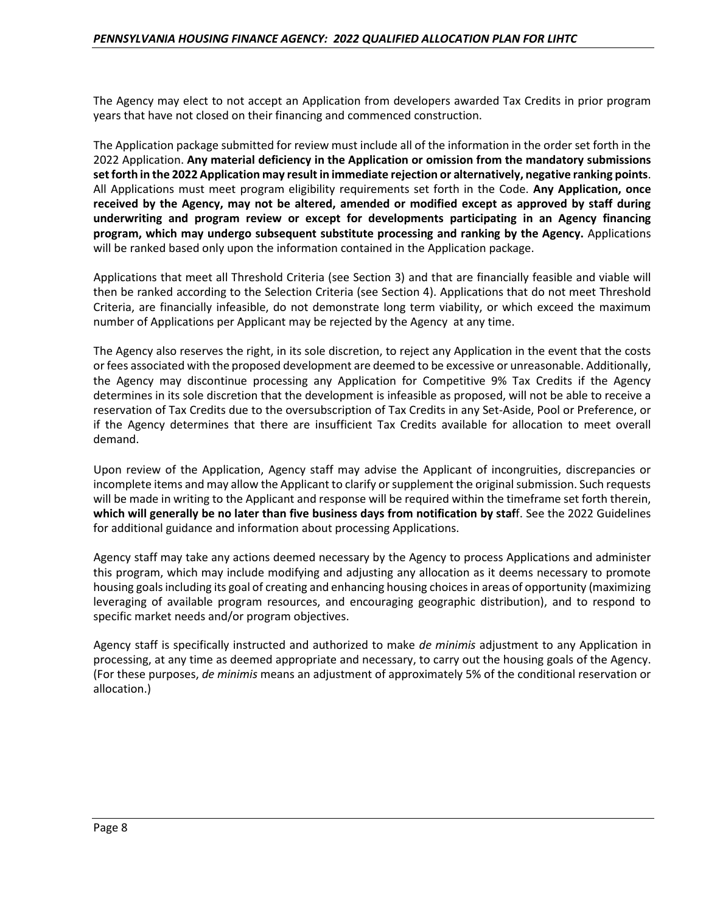The Agency may elect to not accept an Application from developers awarded Tax Credits in prior program years that have not closed on their financing and commenced construction.

The Application package submitted for review must include all of the information in the order set forth in the 2022 Application. **Any material deficiency in the Application or omission from the mandatory submissions set forth in the 2022 Application may result in immediate rejection or alternatively, negative ranking points**. All Applications must meet program eligibility requirements set forth in the Code. **Any Application, once received by the Agency, may not be altered, amended or modified except as approved by staff during underwriting and program review or except for developments participating in an Agency financing program, which may undergo subsequent substitute processing and ranking by the Agency.** Applications will be ranked based only upon the information contained in the Application package.

Applications that meet all Threshold Criteria (see Section 3) and that are financially feasible and viable will then be ranked according to the Selection Criteria (see Section 4). Applications that do not meet Threshold Criteria, are financially infeasible, do not demonstrate long term viability, or which exceed the maximum number of Applications per Applicant may be rejected by the Agency at any time.

The Agency also reserves the right, in its sole discretion, to reject any Application in the event that the costs or fees associated with the proposed development are deemed to be excessive or unreasonable. Additionally, the Agency may discontinue processing any Application for Competitive 9% Tax Credits if the Agency determines in its sole discretion that the development is infeasible as proposed, will not be able to receive a reservation of Tax Credits due to the oversubscription of Tax Credits in any Set-Aside, Pool or Preference, or if the Agency determines that there are insufficient Tax Credits available for allocation to meet overall demand.

Upon review of the Application, Agency staff may advise the Applicant of incongruities, discrepancies or incomplete items and may allow the Applicant to clarify or supplement the original submission. Such requests will be made in writing to the Applicant and response will be required within the timeframe set forth therein, **which will generally be no later than five business days from notification by staf**f. See the 2022 Guidelines for additional guidance and information about processing Applications.

Agency staff may take any actions deemed necessary by the Agency to process Applications and administer this program, which may include modifying and adjusting any allocation as it deems necessary to promote housing goals including its goal of creating and enhancing housing choices in areas of opportunity (maximizing leveraging of available program resources, and encouraging geographic distribution), and to respond to specific market needs and/or program objectives.

Agency staff is specifically instructed and authorized to make *de minimis* adjustment to any Application in processing, at any time as deemed appropriate and necessary, to carry out the housing goals of the Agency. (For these purposes, *de minimis* means an adjustment of approximately 5% of the conditional reservation or allocation.)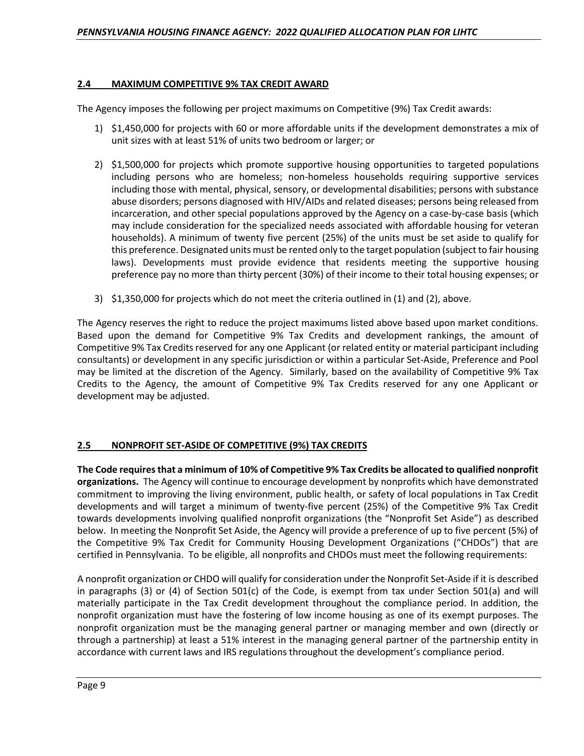## 2.4 MAXIMUM COMPETITIVE 9% TAX CREDIT AWARD

The Agency imposes the following per project maximums on Competitive (9%) Tax Credit awards:

1) $1,450,000 for projects with 60 or more affordable units if the development demonstrates a mix of unit sizes with at least 51% of units two bedroom or larger; or

2) $1,500,000 for projects which promote supportive housing opportunities to targeted populations including persons who are homeless; non-homeless households requiring supportive services including those with mental, physical, sensory, or developmental disabilities; persons with substance abuse disorders; persons diagnosed with HIV/AIDs and related diseases; persons being released from incarceration, and other special populations approved by the Agency on a case-by-case basis (which may include consideration for the specialized needs associated with affordable housing for veteran households). A minimum of twenty five percent (25%) of the units must be set aside to qualify for this preference. Designated units must be rented only to the target population (subject to fair housing laws). Developments must provide evidence that residents meeting the supportive housing preference pay no more than thirty percent (30%) of their income to their total housing expenses; or

3) $1,350,000 for projects which do not meet the criteria outlined in (1) and (2), above.

The Agency reserves the right to reduce the project maximums listed above based upon market conditions. Based upon the demand for Competitive 9% Tax Credits and development rankings, the amount of Competitive 9% Tax Credits reserved for any one Applicant (or related entity or material participant including consultants) or development in any specific jurisdiction or within a particular Set-Aside, Preference and Pool may be limited at the discretion of the Agency. Similarly, based on the availability of Competitive 9% Tax Credits to the Agency, the amount of Competitive 9% Tax Credits reserved for any one Applicant or development may be adjusted.

## 2.5 NONPROFIT SET-ASIDE OF COMPETITIVE (9%) TAX CREDITS

**The Code requires that a minimum of 10% of Competitive 9% Tax Credits be allocated to qualified nonprofit organizations.** The Agency will continue to encourage development by nonprofits which have demonstrated commitment to improving the living environment, public health, or safety of local populations in Tax Credit developments and will target a minimum of twenty-five percent (25%) of the Competitive 9% Tax Credit towards developments involving qualified nonprofit organizations (the "Nonprofit Set Aside") as described below. In meeting the Nonprofit Set Aside, the Agency will provide a preference of up to five percent (5%) of the Competitive 9% Tax Credit for Community Housing Development Organizations ("CHDOs") that are certified in Pennsylvania. To be eligible, all nonprofits and CHDOs must meet the following requirements:

A nonprofit organization or CHDO will qualify for consideration under the Nonprofit Set-Aside if it is described in paragraphs (3) or (4) of Section 501(c) of the Code, is exempt from tax under Section 501(a) and will materially participate in the Tax Credit development throughout the compliance period. In addition, the nonprofit organization must have the fostering of low income housing as one of its exempt purposes. The nonprofit organization must be the managing general partner or managing member and own (directly or through a partnership) at least a 51% interest in the managing general partner of the partnership entity in accordance with current laws and IRS regulations throughout the development's compliance period.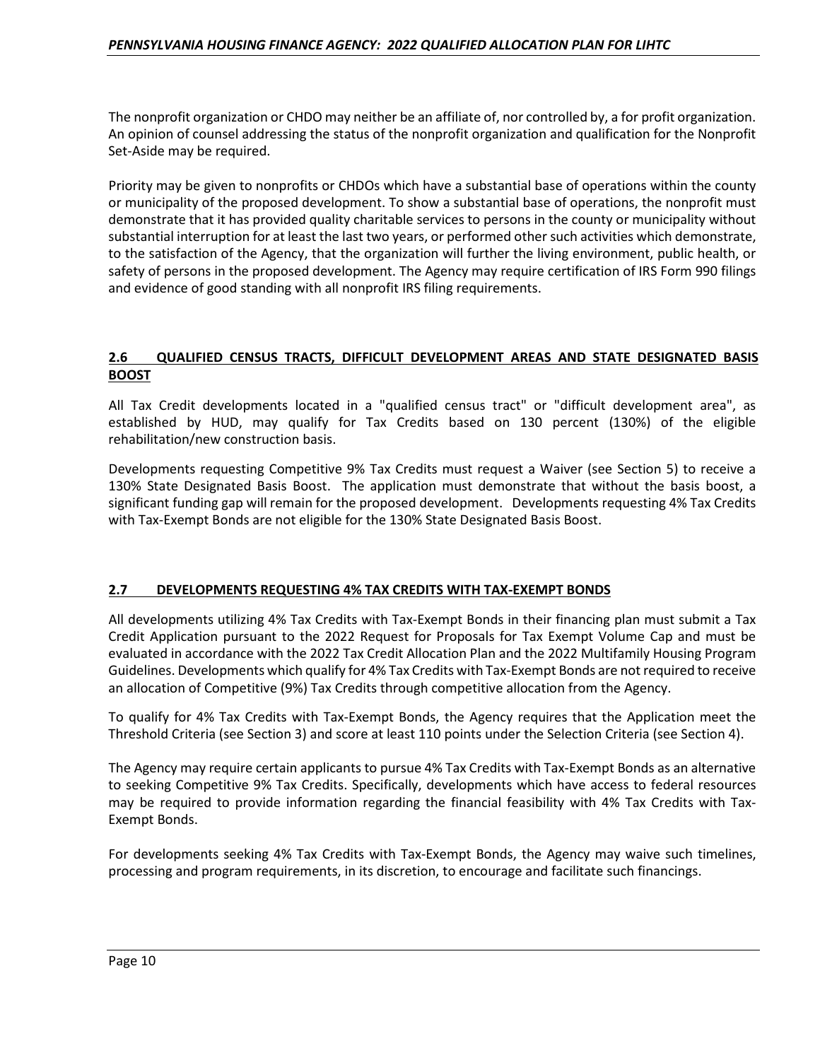The nonprofit organization or CHDO may neither be an affiliate of, nor controlled by, a for profit organization. An opinion of counsel addressing the status of the nonprofit organization and qualification for the Nonprofit Set-Aside may be required.

Priority may be given to nonprofits or CHDOs which have a substantial base of operations within the county or municipality of the proposed development. To show a substantial base of operations, the nonprofit must demonstrate that it has provided quality charitable services to persons in the county or municipality without substantial interruption for at least the last two years, or performed other such activities which demonstrate, to the satisfaction of the Agency, that the organization will further the living environment, public health, or safety of persons in the proposed development. The Agency may require certification of IRS Form 990 filings and evidence of good standing with all nonprofit IRS filing requirements.

## 2.6 QUALIFIED CENSUS TRACTS, DIFFICULT DEVELOPMENT AREAS AND STATE DESIGNATED BASIS BOOST

All Tax Credit developments located in a "qualified census tract" or "difficult development area", as established by HUD, may qualify for Tax Credits based on 130 percent (130%) of the eligible rehabilitation/new construction basis.

Developments requesting Competitive 9% Tax Credits must request a Waiver (see Section 5) to receive a 130% State Designated Basis Boost. The application must demonstrate that without the basis boost, a significant funding gap will remain for the proposed development. Developments requesting 4% Tax Credits with Tax-Exempt Bonds are not eligible for the 130% State Designated Basis Boost.

## 2.7 DEVELOPMENTS REQUESTING 4% TAX CREDITS WITH TAX-EXEMPT BONDS

All developments utilizing 4% Tax Credits with Tax-Exempt Bonds in their financing plan must submit a Tax Credit Application pursuant to the 2022 Request for Proposals for Tax Exempt Volume Cap and must be evaluated in accordance with the 2022 Tax Credit Allocation Plan and the 2022 Multifamily Housing Program Guidelines. Developments which qualify for 4% Tax Credits with Tax-Exempt Bonds are not required to receive an allocation of Competitive (9%) Tax Credits through competitive allocation from the Agency.

To qualify for 4% Tax Credits with Tax-Exempt Bonds, the Agency requires that the Application meet the Threshold Criteria (see Section 3) and score at least 110 points under the Selection Criteria (see Section 4).

The Agency may require certain applicants to pursue 4% Tax Credits with Tax-Exempt Bonds as an alternative to seeking Competitive 9% Tax Credits. Specifically, developments which have access to federal resources may be required to provide information regarding the financial feasibility with 4% Tax Credits with Tax-Exempt Bonds.

For developments seeking 4% Tax Credits with Tax-Exempt Bonds, the Agency may waive such timelines, processing and program requirements, in its discretion, to encourage and facilitate such financings.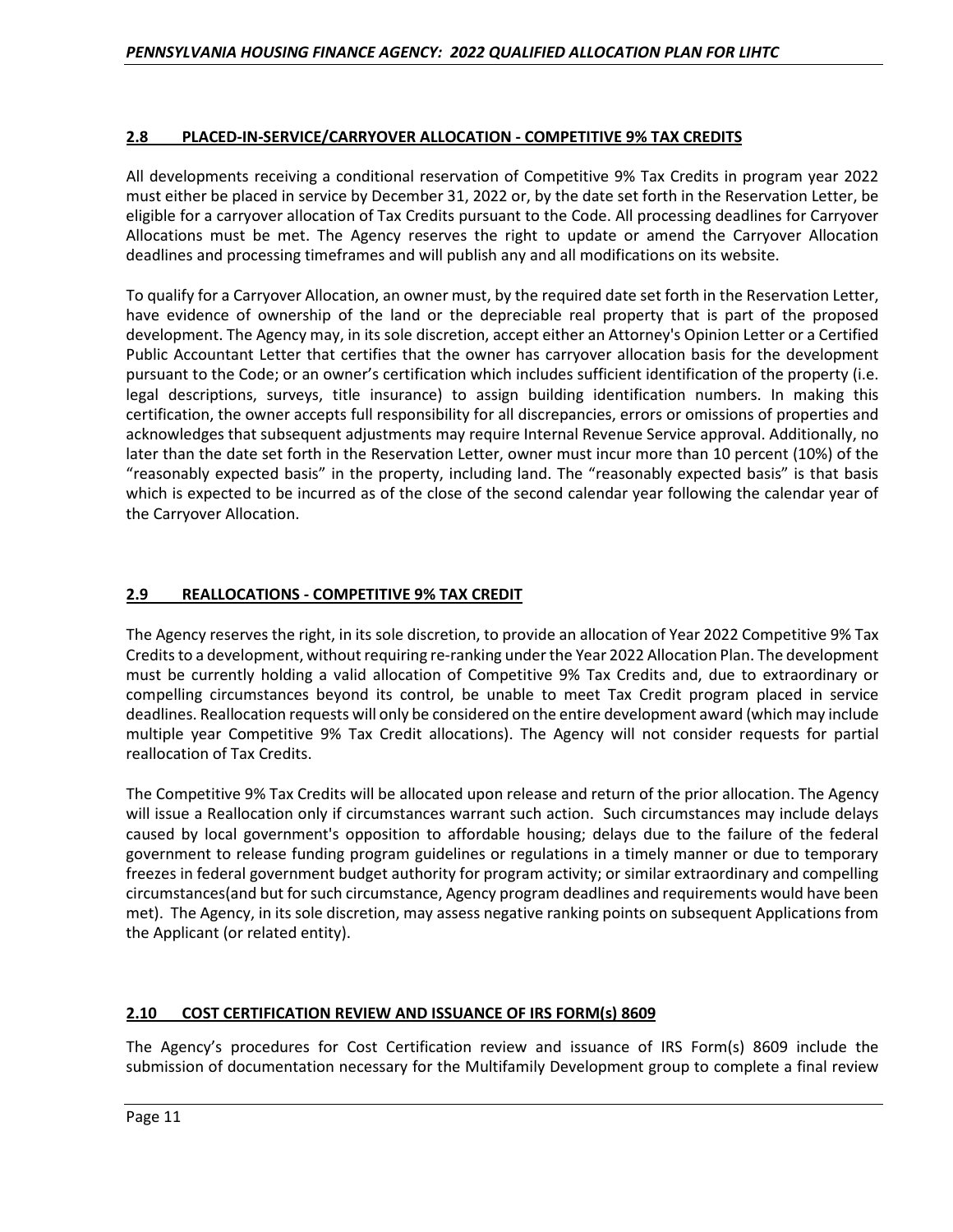## 2.8 PLACED-IN-SERVICE/CARRYOVER ALLOCATION - COMPETITIVE 9% TAX CREDITS

All developments receiving a conditional reservation of Competitive 9% Tax Credits in program year 2022 must either be placed in service by December 31, 2022 or, by the date set forth in the Reservation Letter, be eligible for a carryover allocation of Tax Credits pursuant to the Code. All processing deadlines for Carryover Allocations must be met. The Agency reserves the right to update or amend the Carryover Allocation deadlines and processing timeframes and will publish any and all modifications on its website.

To qualify for a Carryover Allocation, an owner must, by the required date set forth in the Reservation Letter, have evidence of ownership of the land or the depreciable real property that is part of the proposed development. The Agency may, in its sole discretion, accept either an Attorney's Opinion Letter or a Certified Public Accountant Letter that certifies that the owner has carryover allocation basis for the development pursuant to the Code; or an owner's certification which includes sufficient identification of the property (i.e. legal descriptions, surveys, title insurance) to assign building identification numbers. In making this certification, the owner accepts full responsibility for all discrepancies, errors or omissions of properties and acknowledges that subsequent adjustments may require Internal Revenue Service approval. Additionally, no later than the date set forth in the Reservation Letter, owner must incur more than 10 percent (10%) of the "reasonably expected basis" in the property, including land. The "reasonably expected basis" is that basis which is expected to be incurred as of the close of the second calendar year following the calendar year of the Carryover Allocation.

## 2.9 REALLOCATIONS - COMPETITIVE 9% TAX CREDIT

The Agency reserves the right, in its sole discretion, to provide an allocation of Year 2022 Competitive 9% Tax Credits to a development, without requiring re-ranking under the Year 2022 Allocation Plan. The development must be currently holding a valid allocation of Competitive 9% Tax Credits and, due to extraordinary or compelling circumstances beyond its control, be unable to meet Tax Credit program placed in service deadlines. Reallocation requests will only be considered on the entire development award (which may include multiple year Competitive 9% Tax Credit allocations). The Agency will not consider requests for partial reallocation of Tax Credits.

The Competitive 9% Tax Credits will be allocated upon release and return of the prior allocation. The Agency will issue a Reallocation only if circumstances warrant such action. Such circumstances may include delays caused by local government's opposition to affordable housing; delays due to the failure of the federal government to release funding program guidelines or regulations in a timely manner or due to temporary freezes in federal government budget authority for program activity; or similar extraordinary and compelling circumstances(and but for such circumstance, Agency program deadlines and requirements would have been met). The Agency, in its sole discretion, may assess negative ranking points on subsequent Applications from the Applicant (or related entity).

## 2.10 COST CERTIFICATION REVIEW AND ISSUANCE OF IRS FORM(s) 8609

The Agency's procedures for Cost Certification review and issuance of IRS Form(s) 8609 include the submission of documentation necessary for the Multifamily Development group to complete a final review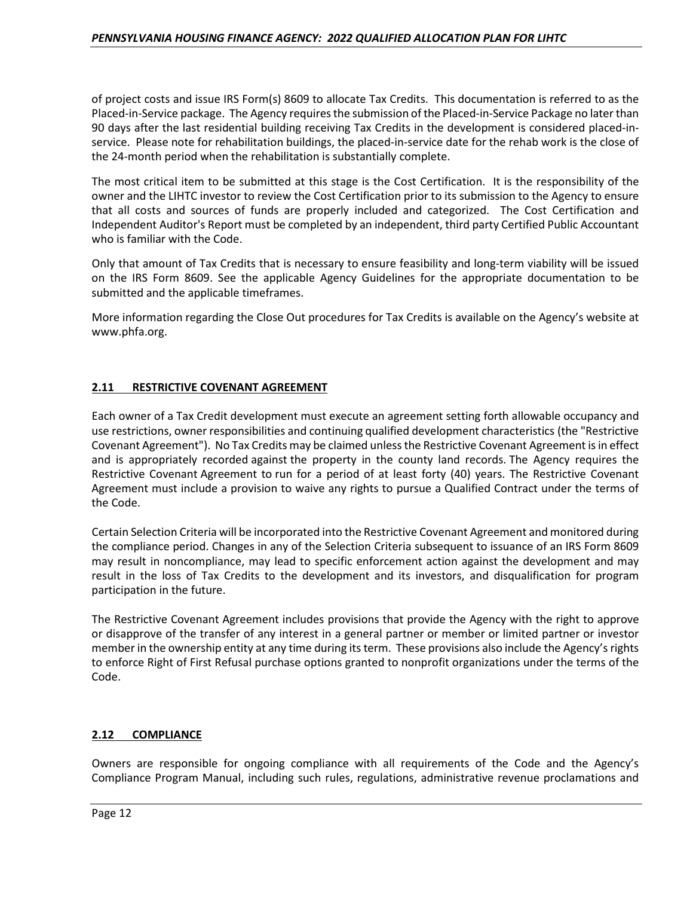of project costs and issue IRS Form(s) 8609 to allocate Tax Credits. This documentation is referred to as the Placed-in-Service package. The Agency requires the submission of the Placed-in-Service Package no later than 90 days after the last residential building receiving Tax Credits in the development is considered placed-in-service. Please note for rehabilitation buildings, the placed-in-service date for the rehab work is the close of the 24-month period when the rehabilitation is substantially complete.

The most critical item to be submitted at this stage is the Cost Certification. It is the responsibility of the owner and the LIHTC investor to review the Cost Certification prior to its submission to the Agency to ensure that all costs and sources of funds are properly included and categorized. The Cost Certification and Independent Auditor's Report must be completed by an independent, third party Certified Public Accountant who is familiar with the Code.

Only that amount of Tax Credits that is necessary to ensure feasibility and long-term viability will be issued on the IRS Form 8609. See the applicable Agency Guidelines for the appropriate documentation to be submitted and the applicable timeframes.

More information regarding the Close Out procedures for Tax Credits is available on the Agency's website at www.phfa.org.

## 2.11 RESTRICTIVE COVENANT AGREEMENT

Each owner of a Tax Credit development must execute an agreement setting forth allowable occupancy and use restrictions, owner responsibilities and continuing qualified development characteristics (the "Restrictive Covenant Agreement"). No Tax Credits may be claimed unless the Restrictive Covenant Agreement is in effect and is appropriately recorded against the property in the county land records. The Agency requires the Restrictive Covenant Agreement to run for a period of at least forty (40) years. The Restrictive Covenant Agreement must include a provision to waive any rights to pursue a Qualified Contract under the terms of the Code.

Certain Selection Criteria will be incorporated into the Restrictive Covenant Agreement and monitored during the compliance period. Changes in any of the Selection Criteria subsequent to issuance of an IRS Form 8609 may result in noncompliance, may lead to specific enforcement action against the development and may result in the loss of Tax Credits to the development and its investors, and disqualification for program participation in the future.

The Restrictive Covenant Agreement includes provisions that provide the Agency with the right to approve or disapprove of the transfer of any interest in a general partner or member or limited partner or investor member in the ownership entity at any time during its term. These provisions also include the Agency's rights to enforce Right of First Refusal purchase options granted to nonprofit organizations under the terms of the Code.

## 2.12 COMPLIANCE

Owners are responsible for ongoing compliance with all requirements of the Code and the Agency's Compliance Program Manual, including such rules, regulations, administrative revenue proclamations and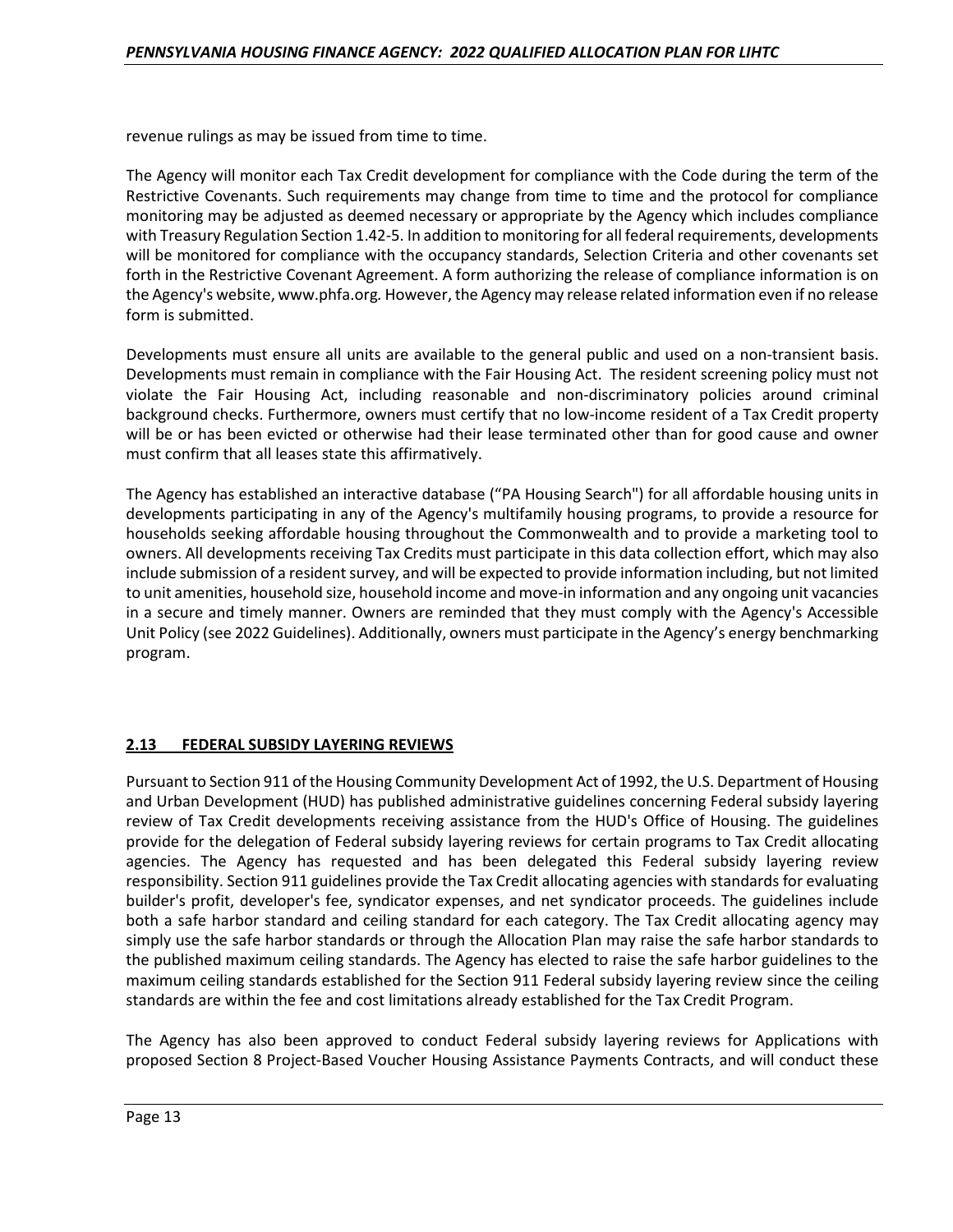revenue rulings as may be issued from time to time.

The Agency will monitor each Tax Credit development for compliance with the Code during the term of the Restrictive Covenants. Such requirements may change from time to time and the protocol for compliance monitoring may be adjusted as deemed necessary or appropriate by the Agency which includes compliance with Treasury Regulation Section 1.42-5. In addition to monitoring for all federal requirements, developments will be monitored for compliance with the occupancy standards, Selection Criteria and other covenants set forth in the Restrictive Covenant Agreement. A form authorizing the release of compliance information is on the Agency's website, www.phfa.org. However, the Agency may release related information even if no release form is submitted.

Developments must ensure all units are available to the general public and used on a non-transient basis. Developments must remain in compliance with the Fair Housing Act. The resident screening policy must not violate the Fair Housing Act, including reasonable and non-discriminatory policies around criminal background checks. Furthermore, owners must certify that no low-income resident of a Tax Credit property will be or has been evicted or otherwise had their lease terminated other than for good cause and owner must confirm that all leases state this affirmatively.

The Agency has established an interactive database ("PA Housing Search") for all affordable housing units in developments participating in any of the Agency's multifamily housing programs, to provide a resource for households seeking affordable housing throughout the Commonwealth and to provide a marketing tool to owners. All developments receiving Tax Credits must participate in this data collection effort, which may also include submission of a resident survey, and will be expected to provide information including, but not limited to unit amenities, household size, household income and move-in information and any ongoing unit vacancies in a secure and timely manner. Owners are reminded that they must comply with the Agency's Accessible Unit Policy (see 2022 Guidelines). Additionally, owners must participate in the Agency's energy benchmarking program.

## 2.13 FEDERAL SUBSIDY LAYERING REVIEWS

Pursuant to Section 911 of the Housing Community Development Act of 1992, the U.S. Department of Housing and Urban Development (HUD) has published administrative guidelines concerning Federal subsidy layering review of Tax Credit developments receiving assistance from the HUD's Office of Housing. The guidelines provide for the delegation of Federal subsidy layering reviews for certain programs to Tax Credit allocating agencies. The Agency has requested and has been delegated this Federal subsidy layering review responsibility. Section 911 guidelines provide the Tax Credit allocating agencies with standards for evaluating builder's profit, developer's fee, syndicator expenses, and net syndicator proceeds. The guidelines include both a safe harbor standard and ceiling standard for each category. The Tax Credit allocating agency may simply use the safe harbor standards or through the Allocation Plan may raise the safe harbor standards to the published maximum ceiling standards. The Agency has elected to raise the safe harbor guidelines to the maximum ceiling standards established for the Section 911 Federal subsidy layering review since the ceiling standards are within the fee and cost limitations already established for the Tax Credit Program.

The Agency has also been approved to conduct Federal subsidy layering reviews for Applications with proposed Section 8 Project-Based Voucher Housing Assistance Payments Contracts, and will conduct these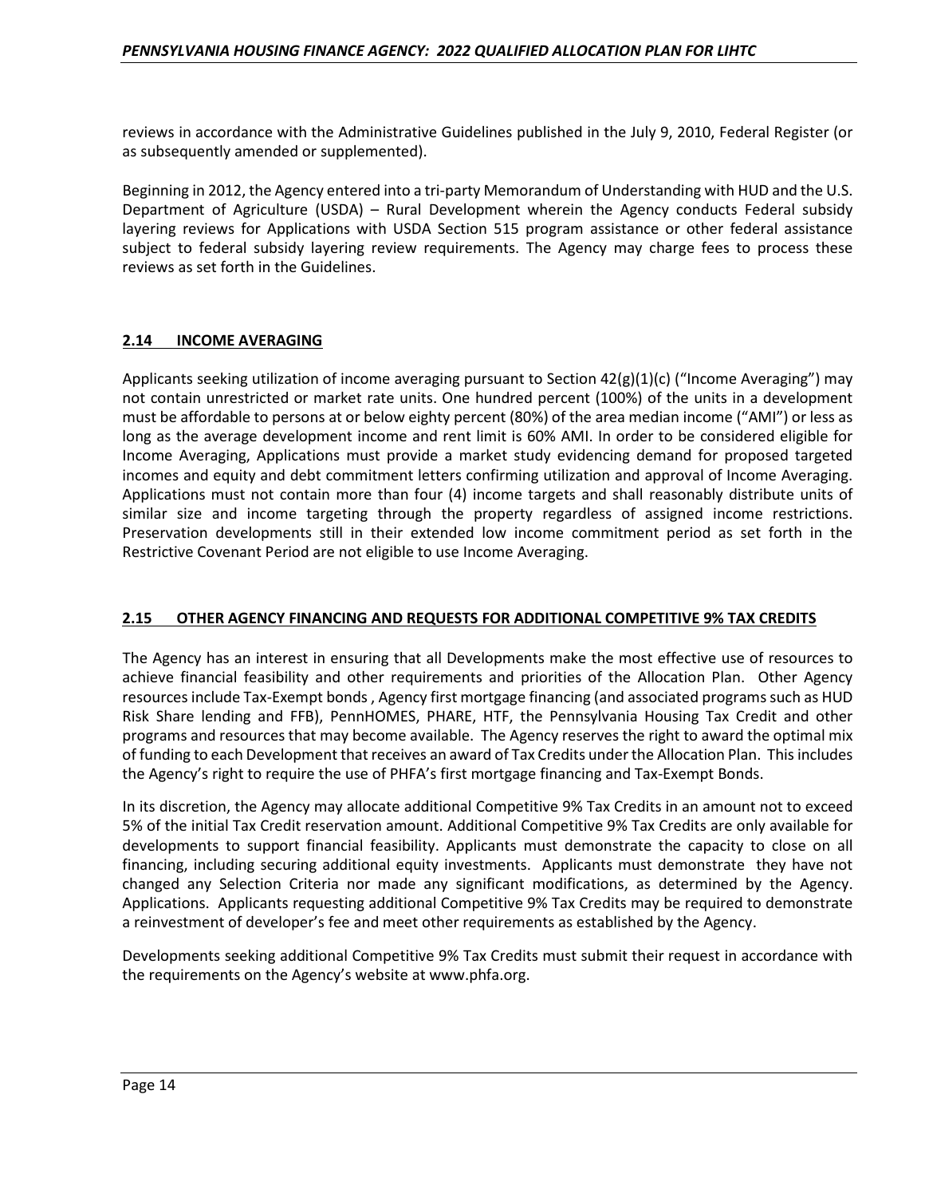reviews in accordance with the Administrative Guidelines published in the July 9, 2010, Federal Register (or as subsequently amended or supplemented).

Beginning in 2012, the Agency entered into a tri-party Memorandum of Understanding with HUD and the U.S. Department of Agriculture (USDA) – Rural Development wherein the Agency conducts Federal subsidy layering reviews for Applications with USDA Section 515 program assistance or other federal assistance subject to federal subsidy layering review requirements. The Agency may charge fees to process these reviews as set forth in the Guidelines.

## 2.14 INCOME AVERAGING

Applicants seeking utilization of income averaging pursuant to Section 42(g)(1)(c) ("Income Averaging") may not contain unrestricted or market rate units. One hundred percent (100%) of the units in a development must be affordable to persons at or below eighty percent (80%) of the area median income ("AMI") or less as long as the average development income and rent limit is 60% AMI. In order to be considered eligible for Income Averaging, Applications must provide a market study evidencing demand for proposed targeted incomes and equity and debt commitment letters confirming utilization and approval of Income Averaging. Applications must not contain more than four (4) income targets and shall reasonably distribute units of similar size and income targeting through the property regardless of assigned income restrictions. Preservation developments still in their extended low income commitment period as set forth in the Restrictive Covenant Period are not eligible to use Income Averaging.

## 2.15 OTHER AGENCY FINANCING AND REQUESTS FOR ADDITIONAL COMPETITIVE 9% TAX CREDITS

The Agency has an interest in ensuring that all Developments make the most effective use of resources to achieve financial feasibility and other requirements and priorities of the Allocation Plan. Other Agency resources include Tax-Exempt bonds , Agency first mortgage financing (and associated programs such as HUD Risk Share lending and FFB), PennHOMES, PHARE, HTF, the Pennsylvania Housing Tax Credit and other programs and resources that may become available. The Agency reserves the right to award the optimal mix of funding to each Development that receives an award of Tax Credits under the Allocation Plan. This includes the Agency's right to require the use of PHFA's first mortgage financing and Tax-Exempt Bonds.

In its discretion, the Agency may allocate additional Competitive 9% Tax Credits in an amount not to exceed 5% of the initial Tax Credit reservation amount. Additional Competitive 9% Tax Credits are only available for developments to support financial feasibility. Applicants must demonstrate the capacity to close on all financing, including securing additional equity investments. Applicants must demonstrate they have not changed any Selection Criteria nor made any significant modifications, as determined by the Agency. Applications. Applicants requesting additional Competitive 9% Tax Credits may be required to demonstrate a reinvestment of developer's fee and meet other requirements as established by the Agency.

Developments seeking additional Competitive 9% Tax Credits must submit their request in accordance with the requirements on the Agency's website at www.phfa.org.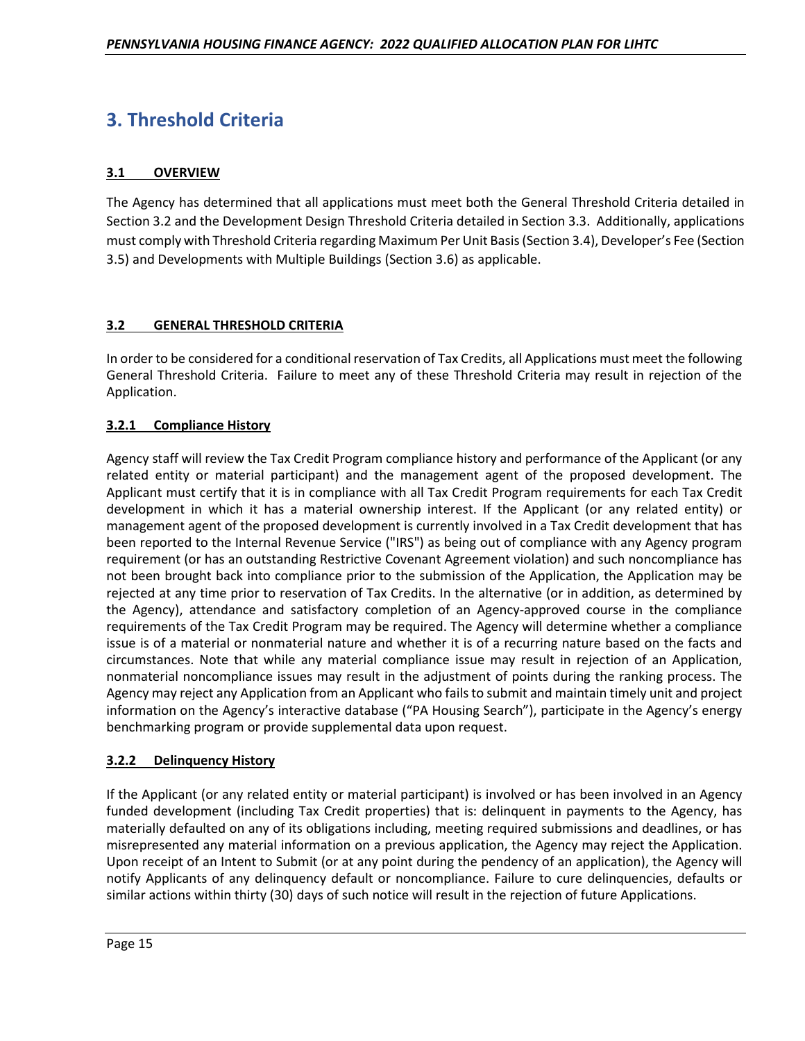# 3. Threshold Criteria

## 3.1 OVERVIEW

The Agency has determined that all applications must meet both the General Threshold Criteria detailed in Section 3.2 and the Development Design Threshold Criteria detailed in Section 3.3. Additionally, applications must comply with Threshold Criteria regarding Maximum Per Unit Basis (Section 3.4), Developer's Fee (Section 3.5) and Developments with Multiple Buildings (Section 3.6) as applicable.

## 3.2 GENERAL THRESHOLD CRITERIA

In order to be considered for a conditional reservation of Tax Credits, all Applications must meet the following General Threshold Criteria. Failure to meet any of these Threshold Criteria may result in rejection of the Application.

### 3.2.1 Compliance History

Agency staff will review the Tax Credit Program compliance history and performance of the Applicant (or any related entity or material participant) and the management agent of the proposed development. The Applicant must certify that it is in compliance with all Tax Credit Program requirements for each Tax Credit development in which it has a material ownership interest. If the Applicant (or any related entity) or management agent of the proposed development is currently involved in a Tax Credit development that has been reported to the Internal Revenue Service ("IRS") as being out of compliance with any Agency program requirement (or has an outstanding Restrictive Covenant Agreement violation) and such noncompliance has not been brought back into compliance prior to the submission of the Application, the Application may be rejected at any time prior to reservation of Tax Credits. In the alternative (or in addition, as determined by the Agency), attendance and satisfactory completion of an Agency-approved course in the compliance requirements of the Tax Credit Program may be required. The Agency will determine whether a compliance issue is of a material or nonmaterial nature and whether it is of a recurring nature based on the facts and circumstances. Note that while any material compliance issue may result in rejection of an Application, nonmaterial noncompliance issues may result in the adjustment of points during the ranking process. The Agency may reject any Application from an Applicant who fails to submit and maintain timely unit and project information on the Agency's interactive database ("PA Housing Search"), participate in the Agency's energy benchmarking program or provide supplemental data upon request.

### 3.2.2 Delinquency History

If the Applicant (or any related entity or material participant) is involved or has been involved in an Agency funded development (including Tax Credit properties) that is: delinquent in payments to the Agency, has materially defaulted on any of its obligations including, meeting required submissions and deadlines, or has misrepresented any material information on a previous application, the Agency may reject the Application. Upon receipt of an Intent to Submit (or at any point during the pendency of an application), the Agency will notify Applicants of any delinquency default or noncompliance. Failure to cure delinquencies, defaults or similar actions within thirty (30) days of such notice will result in the rejection of future Applications.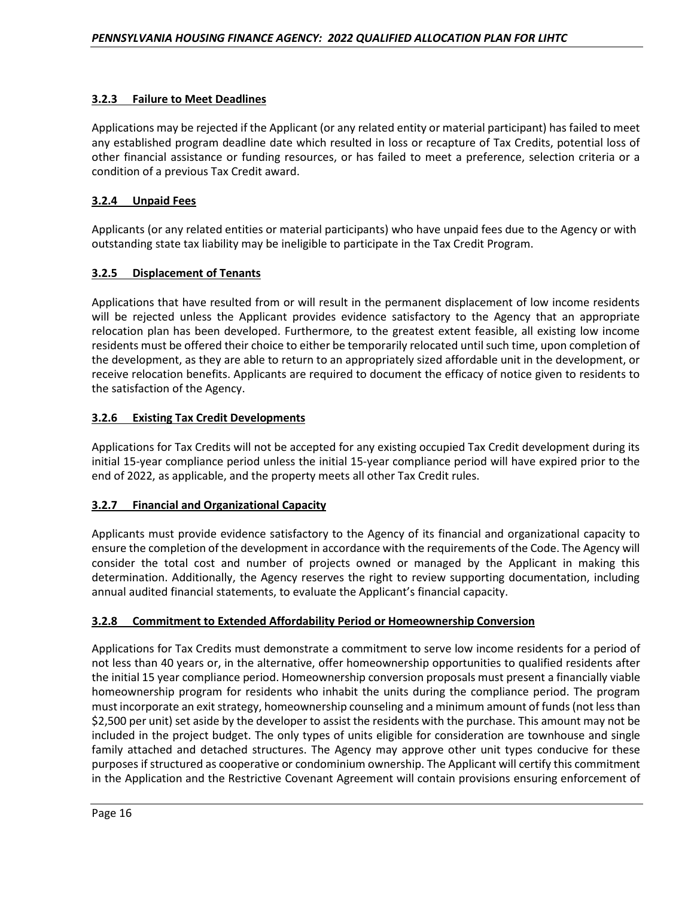### 3.2.3 Failure to Meet Deadlines

Applications may be rejected if the Applicant (or any related entity or material participant) has failed to meet any established program deadline date which resulted in loss or recapture of Tax Credits, potential loss of other financial assistance or funding resources, or has failed to meet a preference, selection criteria or a condition of a previous Tax Credit award.

### 3.2.4 Unpaid Fees

Applicants (or any related entities or material participants) who have unpaid fees due to the Agency or with outstanding state tax liability may be ineligible to participate in the Tax Credit Program.

### 3.2.5 Displacement of Tenants

Applications that have resulted from or will result in the permanent displacement of low income residents will be rejected unless the Applicant provides evidence satisfactory to the Agency that an appropriate relocation plan has been developed. Furthermore, to the greatest extent feasible, all existing low income residents must be offered their choice to either be temporarily relocated until such time, upon completion of the development, as they are able to return to an appropriately sized affordable unit in the development, or receive relocation benefits. Applicants are required to document the efficacy of notice given to residents to the satisfaction of the Agency.

### 3.2.6 Existing Tax Credit Developments

Applications for Tax Credits will not be accepted for any existing occupied Tax Credit development during its initial 15-year compliance period unless the initial 15-year compliance period will have expired prior to the end of 2022, as applicable, and the property meets all other Tax Credit rules.

### 3.2.7 Financial and Organizational Capacity

Applicants must provide evidence satisfactory to the Agency of its financial and organizational capacity to ensure the completion of the development in accordance with the requirements of the Code. The Agency will consider the total cost and number of projects owned or managed by the Applicant in making this determination. Additionally, the Agency reserves the right to review supporting documentation, including annual audited financial statements, to evaluate the Applicant's financial capacity.

### 3.2.8 Commitment to Extended Affordability Period or Homeownership Conversion

Applications for Tax Credits must demonstrate a commitment to serve low income residents for a period of not less than 40 years or, in the alternative, offer homeownership opportunities to qualified residents after the initial 15 year compliance period. Homeownership conversion proposals must present a financially viable homeownership program for residents who inhabit the units during the compliance period. The program must incorporate an exit strategy, homeownership counseling and a minimum amount of funds (not less than $2,500 per unit) set aside by the developer to assist the residents with the purchase. This amount may not be included in the project budget. The only types of units eligible for consideration are townhouse and single family attached and detached structures. The Agency may approve other unit types conducive for these purposes if structured as cooperative or condominium ownership. The Applicant will certify this commitment in the Application and the Restrictive Covenant Agreement will contain provisions ensuring enforcement of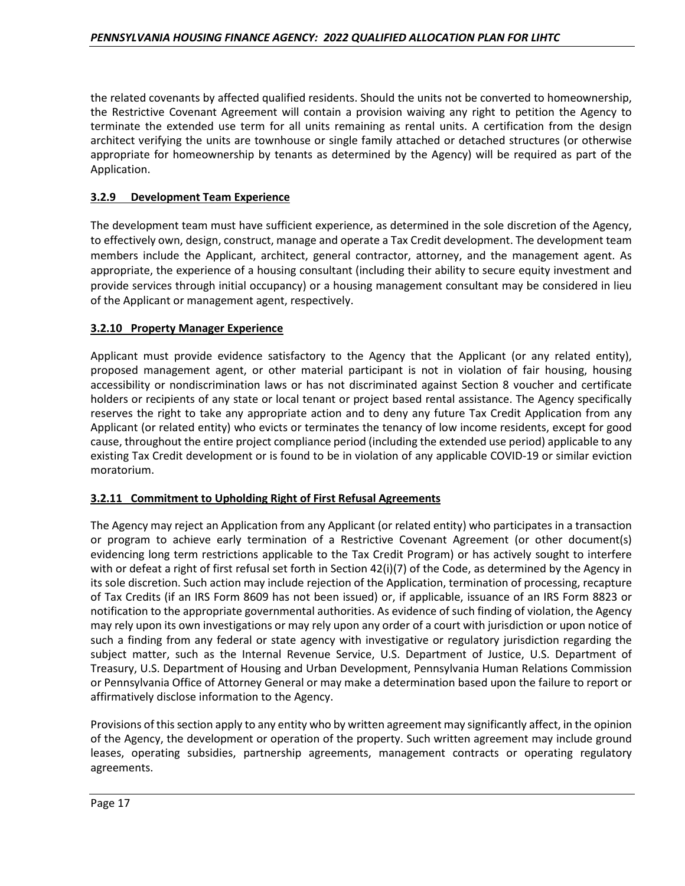the related covenants by affected qualified residents. Should the units not be converted to homeownership, the Restrictive Covenant Agreement will contain a provision waiving any right to petition the Agency to terminate the extended use term for all units remaining as rental units. A certification from the design architect verifying the units are townhouse or single family attached or detached structures (or otherwise appropriate for homeownership by tenants as determined by the Agency) will be required as part of the Application.

### 3.2.9 Development Team Experience

The development team must have sufficient experience, as determined in the sole discretion of the Agency, to effectively own, design, construct, manage and operate a Tax Credit development. The development team members include the Applicant, architect, general contractor, attorney, and the management agent. As appropriate, the experience of a housing consultant (including their ability to secure equity investment and provide services through initial occupancy) or a housing management consultant may be considered in lieu of the Applicant or management agent, respectively.

### 3.2.10 Property Manager Experience

Applicant must provide evidence satisfactory to the Agency that the Applicant (or any related entity), proposed management agent, or other material participant is not in violation of fair housing, housing accessibility or nondiscrimination laws or has not discriminated against Section 8 voucher and certificate holders or recipients of any state or local tenant or project based rental assistance. The Agency specifically reserves the right to take any appropriate action and to deny any future Tax Credit Application from any Applicant (or related entity) who evicts or terminates the tenancy of low income residents, except for good cause, throughout the entire project compliance period (including the extended use period) applicable to any existing Tax Credit development or is found to be in violation of any applicable COVID-19 or similar eviction moratorium.

### 3.2.11 Commitment to Upholding Right of First Refusal Agreements

The Agency may reject an Application from any Applicant (or related entity) who participates in a transaction or program to achieve early termination of a Restrictive Covenant Agreement (or other document(s) evidencing long term restrictions applicable to the Tax Credit Program) or has actively sought to interfere with or defeat a right of first refusal set forth in Section 42(i)(7) of the Code, as determined by the Agency in its sole discretion. Such action may include rejection of the Application, termination of processing, recapture of Tax Credits (if an IRS Form 8609 has not been issued) or, if applicable, issuance of an IRS Form 8823 or notification to the appropriate governmental authorities. As evidence of such finding of violation, the Agency may rely upon its own investigations or may rely upon any order of a court with jurisdiction or upon notice of such a finding from any federal or state agency with investigative or regulatory jurisdiction regarding the subject matter, such as the Internal Revenue Service, U.S. Department of Justice, U.S. Department of Treasury, U.S. Department of Housing and Urban Development, Pennsylvania Human Relations Commission or Pennsylvania Office of Attorney General or may make a determination based upon the failure to report or affirmatively disclose information to the Agency.

Provisions of this section apply to any entity who by written agreement may significantly affect, in the opinion of the Agency, the development or operation of the property. Such written agreement may include ground leases, operating subsidies, partnership agreements, management contracts or operating regulatory agreements.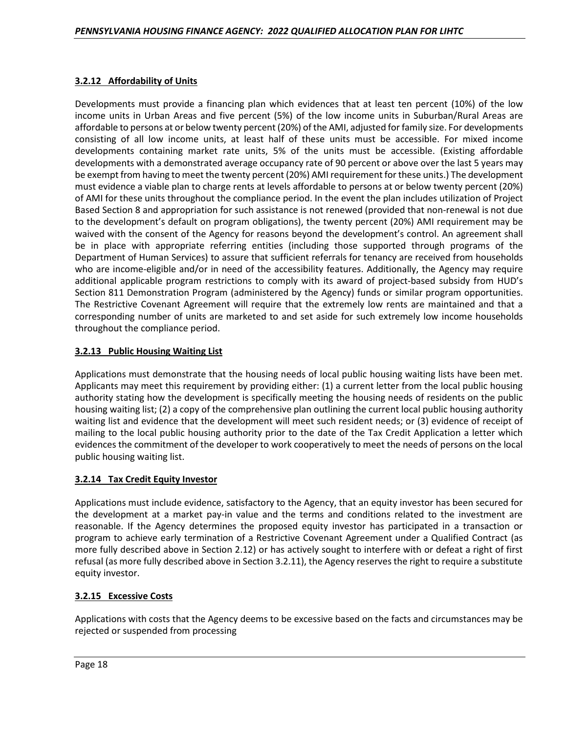### 3.2.12 Affordability of Units

Developments must provide a financing plan which evidences that at least ten percent (10%) of the low income units in Urban Areas and five percent (5%) of the low income units in Suburban/Rural Areas are affordable to persons at or below twenty percent (20%) of the AMI, adjusted for family size. For developments consisting of all low income units, at least half of these units must be accessible. For mixed income developments containing market rate units, 5% of the units must be accessible. (Existing affordable developments with a demonstrated average occupancy rate of 90 percent or above over the last 5 years may be exempt from having to meet the twenty percent (20%) AMI requirement for these units.) The development must evidence a viable plan to charge rents at levels affordable to persons at or below twenty percent (20%) of AMI for these units throughout the compliance period. In the event the plan includes utilization of Project Based Section 8 and appropriation for such assistance is not renewed (provided that non-renewal is not due to the development's default on program obligations), the twenty percent (20%) AMI requirement may be waived with the consent of the Agency for reasons beyond the development's control. An agreement shall be in place with appropriate referring entities (including those supported through programs of the Department of Human Services) to assure that sufficient referrals for tenancy are received from households who are income-eligible and/or in need of the accessibility features. Additionally, the Agency may require additional applicable program restrictions to comply with its award of project-based subsidy from HUD's Section 811 Demonstration Program (administered by the Agency) funds or similar program opportunities. The Restrictive Covenant Agreement will require that the extremely low rents are maintained and that a corresponding number of units are marketed to and set aside for such extremely low income households throughout the compliance period.

### 3.2.13 Public Housing Waiting List

Applications must demonstrate that the housing needs of local public housing waiting lists have been met. Applicants may meet this requirement by providing either: (1) a current letter from the local public housing authority stating how the development is specifically meeting the housing needs of residents on the public housing waiting list; (2) a copy of the comprehensive plan outlining the current local public housing authority waiting list and evidence that the development will meet such resident needs; or (3) evidence of receipt of mailing to the local public housing authority prior to the date of the Tax Credit Application a letter which evidences the commitment of the developer to work cooperatively to meet the needs of persons on the local public housing waiting list.

### 3.2.14 Tax Credit Equity Investor

Applications must include evidence, satisfactory to the Agency, that an equity investor has been secured for the development at a market pay-in value and the terms and conditions related to the investment are reasonable. If the Agency determines the proposed equity investor has participated in a transaction or program to achieve early termination of a Restrictive Covenant Agreement under a Qualified Contract (as more fully described above in Section 2.12) or has actively sought to interfere with or defeat a right of first refusal (as more fully described above in Section 3.2.11), the Agency reserves the right to require a substitute equity investor.

### 3.2.15 Excessive Costs

Applications with costs that the Agency deems to be excessive based on the facts and circumstances may be rejected or suspended from processing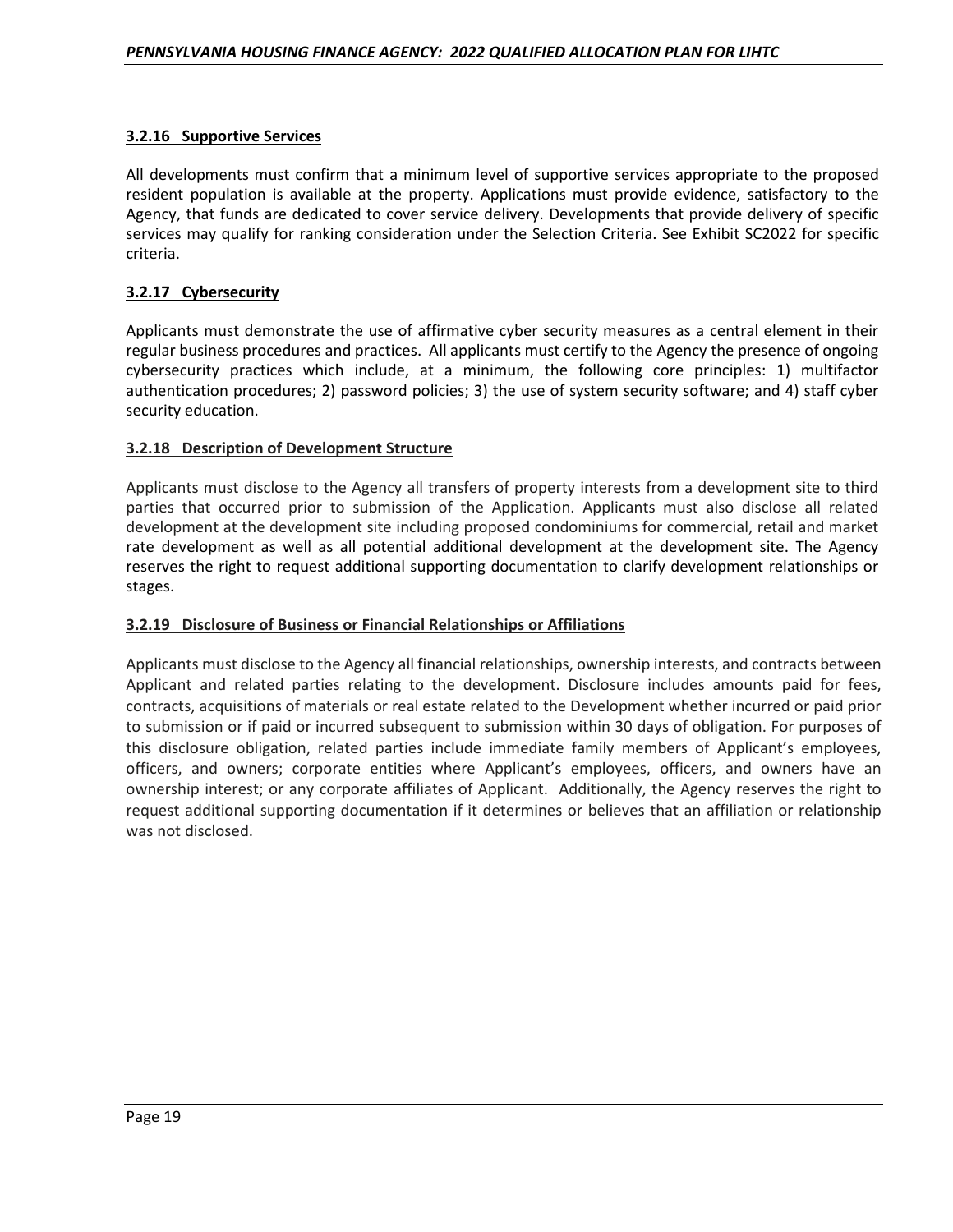### 3.2.16 Supportive Services

All developments must confirm that a minimum level of supportive services appropriate to the proposed resident population is available at the property. Applications must provide evidence, satisfactory to the Agency, that funds are dedicated to cover service delivery. Developments that provide delivery of specific services may qualify for ranking consideration under the Selection Criteria. See Exhibit SC2022 for specific criteria.

### 3.2.17 Cybersecurity

Applicants must demonstrate the use of affirmative cyber security measures as a central element in their regular business procedures and practices. All applicants must certify to the Agency the presence of ongoing cybersecurity practices which include, at a minimum, the following core principles: 1) multifactor authentication procedures; 2) password policies; 3) the use of system security software; and 4) staff cyber security education.

### 3.2.18 Description of Development Structure

Applicants must disclose to the Agency all transfers of property interests from a development site to third parties that occurred prior to submission of the Application. Applicants must also disclose all related development at the development site including proposed condominiums for commercial, retail and market rate development as well as all potential additional development at the development site. The Agency reserves the right to request additional supporting documentation to clarify development relationships or stages.

### 3.2.19 Disclosure of Business or Financial Relationships or Affiliations

Applicants must disclose to the Agency all financial relationships, ownership interests, and contracts between Applicant and related parties relating to the development. Disclosure includes amounts paid for fees, contracts, acquisitions of materials or real estate related to the Development whether incurred or paid prior to submission or if paid or incurred subsequent to submission within 30 days of obligation. For purposes of this disclosure obligation, related parties include immediate family members of Applicant's employees, officers, and owners; corporate entities where Applicant's employees, officers, and owners have an ownership interest; or any corporate affiliates of Applicant. Additionally, the Agency reserves the right to request additional supporting documentation if it determines or believes that an affiliation or relationship was not disclosed.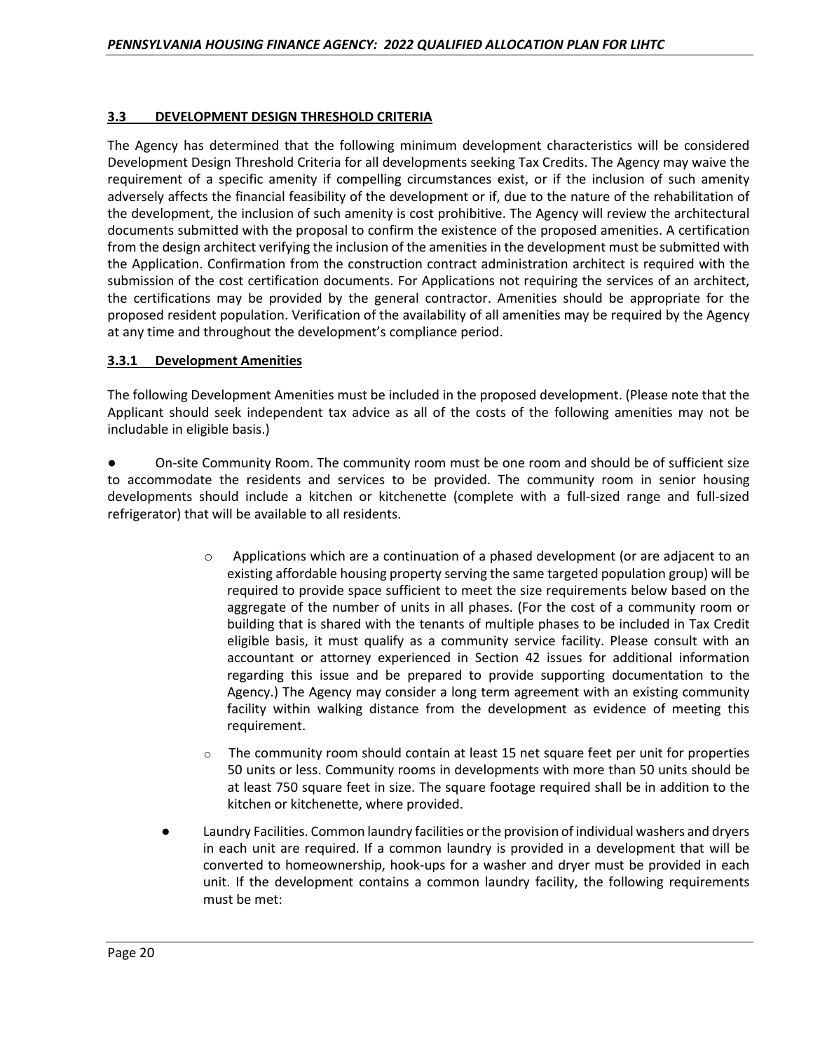### 3.3 DEVELOPMENT DESIGN THRESHOLD CRITERIA

The Agency has determined that the following minimum development characteristics will be considered Development Design Threshold Criteria for all developments seeking Tax Credits. The Agency may waive the requirement of a specific amenity if compelling circumstances exist, or if the inclusion of such amenity adversely affects the financial feasibility of the development or if, due to the nature of the rehabilitation of the development, the inclusion of such amenity is cost prohibitive. The Agency will review the architectural documents submitted with the proposal to confirm the existence of the proposed amenities. A certification from the design architect verifying the inclusion of the amenities in the development must be submitted with the Application. Confirmation from the construction contract administration architect is required with the submission of the cost certification documents. For Applications not requiring the services of an architect, the certifications may be provided by the general contractor. Amenities should be appropriate for the proposed resident population. Verification of the availability of all amenities may be required by the Agency at any time and throughout the development's compliance period.

#### 3.3.1 Development Amenities

The following Development Amenities must be included in the proposed development. (Please note that the Applicant should seek independent tax advice as all of the costs of the following amenities may not be includable in eligible basis.)

- On-site Community Room. The community room must be one room and should be of sufficient size to accommodate the residents and services to be provided. The community room in senior housing developments should include a kitchen or kitchenette (complete with a full-sized range and full-sized refrigerator) that will be available to all residents.

  - Applications which are a continuation of a phased development (or are adjacent to an existing affordable housing property serving the same targeted population group) will be required to provide space sufficient to meet the size requirements below based on the aggregate of the number of units in all phases. (For the cost of a community room or building that is shared with the tenants of multiple phases to be included in Tax Credit eligible basis, it must qualify as a community service facility. Please consult with an accountant or attorney experienced in Section 42 issues for additional information regarding this issue and be prepared to provide supporting documentation to the Agency.) The Agency may consider a long term agreement with an existing community facility within walking distance from the development as evidence of meeting this requirement.

  - The community room should contain at least 15 net square feet per unit for properties 50 units or less. Community rooms in developments with more than 50 units should be at least 750 square feet in size. The square footage required shall be in addition to the kitchen or kitchenette, where provided.

- Laundry Facilities. Common laundry facilities or the provision of individual washers and dryers in each unit are required. If a common laundry is provided in a development that will be converted to homeownership, hook-ups for a washer and dryer must be provided in each unit. If the development contains a common laundry facility, the following requirements must be met: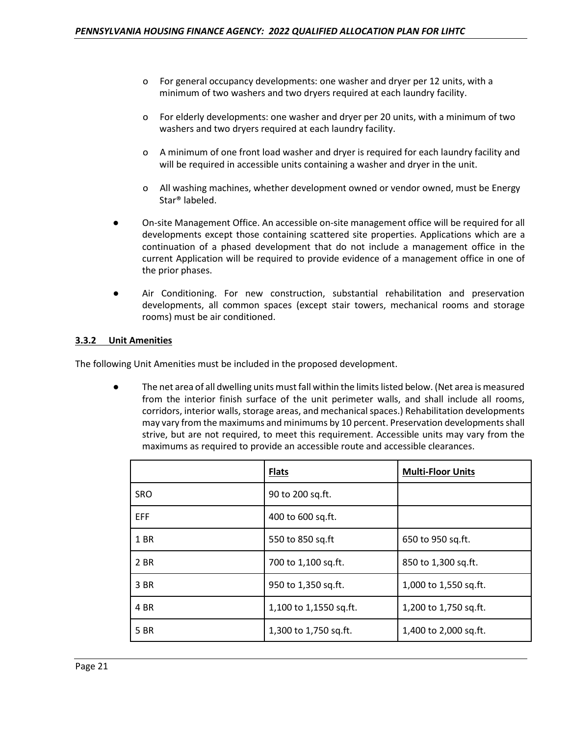- For general occupancy developments: one washer and dryer per 12 units, with a minimum of two washers and two dryers required at each laundry facility.
- For elderly developments: one washer and dryer per 20 units, with a minimum of two washers and two dryers required at each laundry facility.
- A minimum of one front load washer and dryer is required for each laundry facility and will be required in accessible units containing a washer and dryer in the unit.
- All washing machines, whether development owned or vendor owned, must be Energy Star® labeled.

- On-site Management Office. An accessible on-site management office will be required for all developments except those containing scattered site properties. Applications which are a continuation of a phased development that do not include a management office in the current Application will be required to provide evidence of a management office in one of the prior phases.

- Air Conditioning. For new construction, substantial rehabilitation and preservation developments, all common spaces (except stair towers, mechanical rooms and storage rooms) must be air conditioned.

### 3.3.2 Unit Amenities

The following Unit Amenities must be included in the proposed development.

- The net area of all dwelling units must fall within the limits listed below. (Net area is measured from the interior finish surface of the unit perimeter walls, and shall include all rooms, corridors, interior walls, storage areas, and mechanical spaces.) Rehabilitation developments may vary from the maximums and minimums by 10 percent. Preservation developments shall strive, but are not required, to meet this requirement. Accessible units may vary from the maximums as required to provide an accessible route and accessible clearances.

| | Flats | Multi-Floor Units |
|---|---|---|
| SRO | 90 to 200 sq.ft. | |
| EFF | 400 to 600 sq.ft. | |
| 1 BR | 550 to 850 sq.ft | 650 to 950 sq.ft. |
| 2 BR | 700 to 1,100 sq.ft. | 850 to 1,300 sq.ft. |
| 3 BR | 950 to 1,350 sq.ft. | 1,000 to 1,550 sq.ft. |
| 4 BR | 1,100 to 1,1550 sq.ft. | 1,200 to 1,750 sq.ft. |
| 5 BR | 1,300 to 1,750 sq.ft. | 1,400 to 2,000 sq.ft. |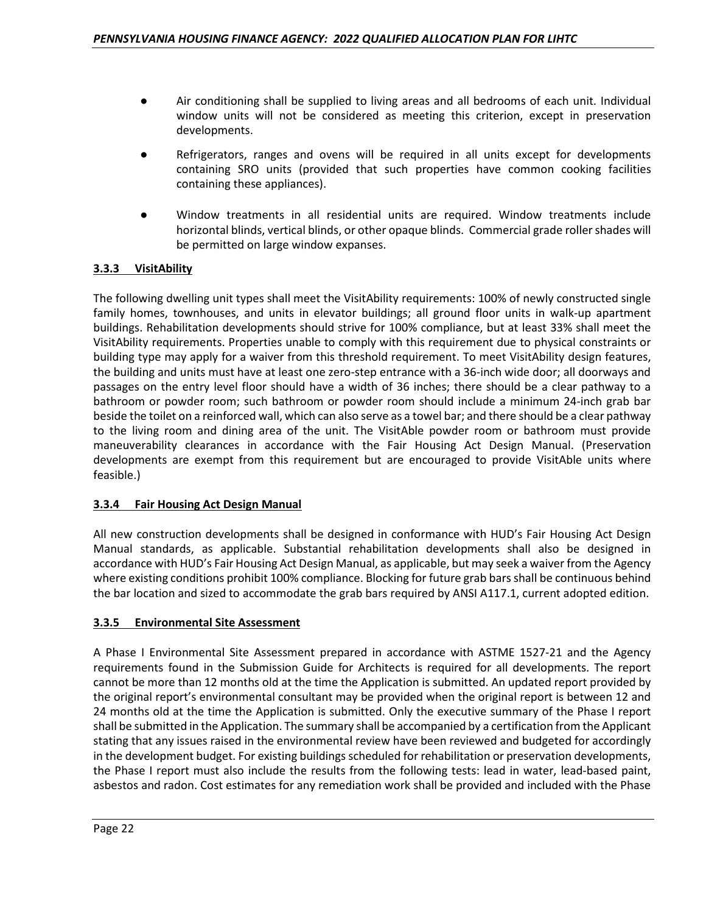- Air conditioning shall be supplied to living areas and all bedrooms of each unit. Individual window units will not be considered as meeting this criterion, except in preservation developments.

- Refrigerators, ranges and ovens will be required in all units except for developments containing SRO units (provided that such properties have common cooking facilities containing these appliances).

- Window treatments in all residential units are required. Window treatments include horizontal blinds, vertical blinds, or other opaque blinds. Commercial grade roller shades will be permitted on large window expanses.

### 3.3.3 VisitAbility

The following dwelling unit types shall meet the VisitAbility requirements: 100% of newly constructed single family homes, townhouses, and units in elevator buildings; all ground floor units in walk-up apartment buildings. Rehabilitation developments should strive for 100% compliance, but at least 33% shall meet the VisitAbility requirements. Properties unable to comply with this requirement due to physical constraints or building type may apply for a waiver from this threshold requirement. To meet VisitAbility design features, the building and units must have at least one zero-step entrance with a 36-inch wide door; all doorways and passages on the entry level floor should have a width of 36 inches; there should be a clear pathway to a bathroom or powder room; such bathroom or powder room should include a minimum 24-inch grab bar beside the toilet on a reinforced wall, which can also serve as a towel bar; and there should be a clear pathway to the living room and dining area of the unit. The VisitAble powder room or bathroom must provide maneuverability clearances in accordance with the Fair Housing Act Design Manual. (Preservation developments are exempt from this requirement but are encouraged to provide VisitAble units where feasible.)

### 3.3.4 Fair Housing Act Design Manual

All new construction developments shall be designed in conformance with HUD's Fair Housing Act Design Manual standards, as applicable. Substantial rehabilitation developments shall also be designed in accordance with HUD's Fair Housing Act Design Manual, as applicable, but may seek a waiver from the Agency where existing conditions prohibit 100% compliance. Blocking for future grab bars shall be continuous behind the bar location and sized to accommodate the grab bars required by ANSI A117.1, current adopted edition.

### 3.3.5 Environmental Site Assessment

A Phase I Environmental Site Assessment prepared in accordance with ASTME 1527-21 and the Agency requirements found in the Submission Guide for Architects is required for all developments. The report cannot be more than 12 months old at the time the Application is submitted. An updated report provided by the original report's environmental consultant may be provided when the original report is between 12 and 24 months old at the time the Application is submitted. Only the executive summary of the Phase I report shall be submitted in the Application. The summary shall be accompanied by a certification from the Applicant stating that any issues raised in the environmental review have been reviewed and budgeted for accordingly in the development budget. For existing buildings scheduled for rehabilitation or preservation developments, the Phase I report must also include the results from the following tests: lead in water, lead-based paint, asbestos and radon. Cost estimates for any remediation work shall be provided and included with the Phase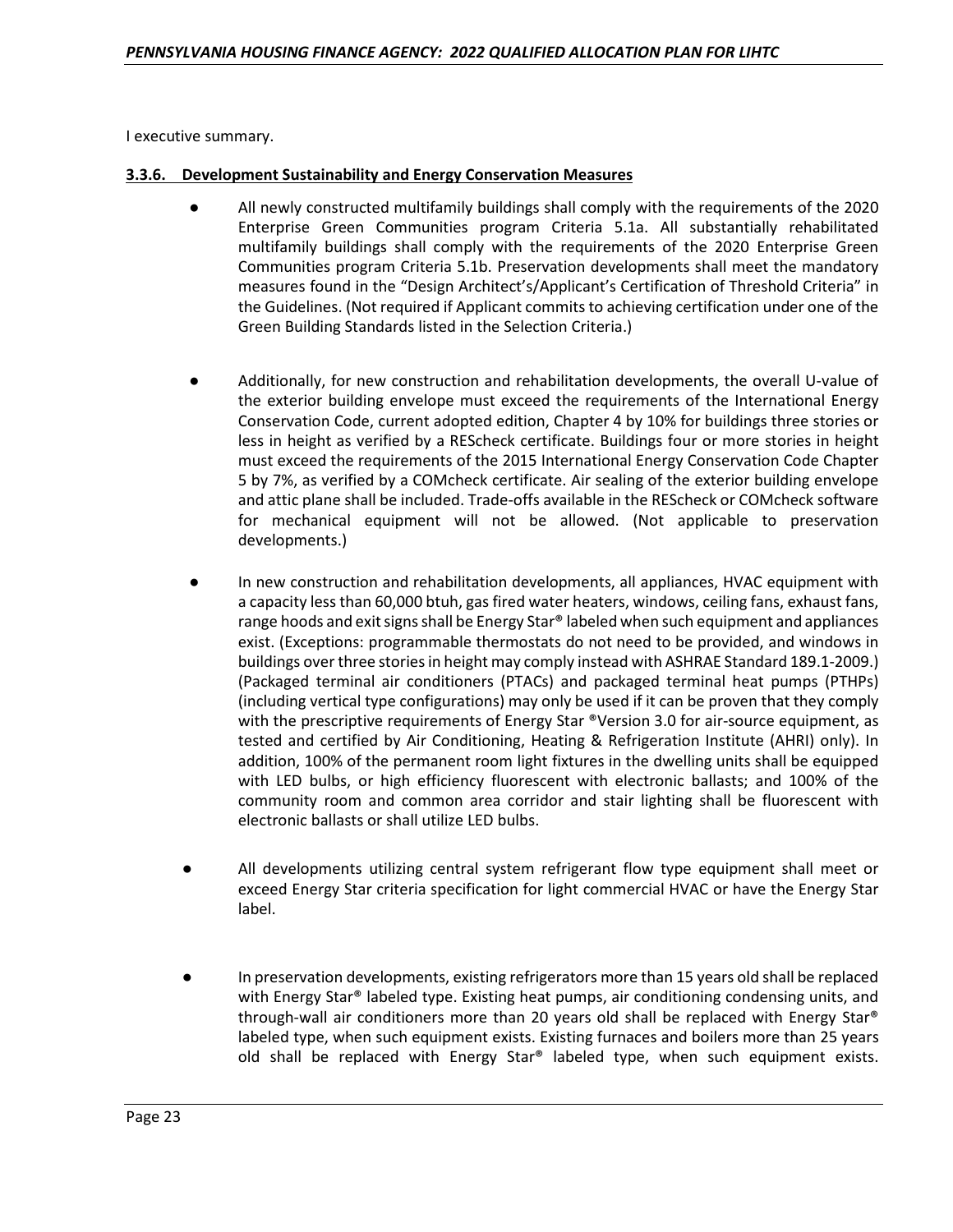I executive summary.

### 3.3.6. Development Sustainability and Energy Conservation Measures

- All newly constructed multifamily buildings shall comply with the requirements of the 2020 Enterprise Green Communities program Criteria 5.1a. All substantially rehabilitated multifamily buildings shall comply with the requirements of the 2020 Enterprise Green Communities program Criteria 5.1b. Preservation developments shall meet the mandatory measures found in the "Design Architect's/Applicant's Certification of Threshold Criteria" in the Guidelines. (Not required if Applicant commits to achieving certification under one of the Green Building Standards listed in the Selection Criteria.)

- Additionally, for new construction and rehabilitation developments, the overall U-value of the exterior building envelope must exceed the requirements of the International Energy Conservation Code, current adopted edition, Chapter 4 by 10% for buildings three stories or less in height as verified by a REScheck certificate. Buildings four or more stories in height must exceed the requirements of the 2015 International Energy Conservation Code Chapter 5 by 7%, as verified by a COMcheck certificate. Air sealing of the exterior building envelope and attic plane shall be included. Trade-offs available in the REScheck or COMcheck software for mechanical equipment will not be allowed. (Not applicable to preservation developments.)

- In new construction and rehabilitation developments, all appliances, HVAC equipment with a capacity less than 60,000 btuh, gas fired water heaters, windows, ceiling fans, exhaust fans, range hoods and exit signs shall be Energy Star® labeled when such equipment and appliances exist. (Exceptions: programmable thermostats do not need to be provided, and windows in buildings over three stories in height may comply instead with ASHRAE Standard 189.1-2009.) (Packaged terminal air conditioners (PTACs) and packaged terminal heat pumps (PTHPs) (including vertical type configurations) may only be used if it can be proven that they comply with the prescriptive requirements of Energy Star ®Version 3.0 for air-source equipment, as tested and certified by Air Conditioning, Heating & Refrigeration Institute (AHRI) only). In addition, 100% of the permanent room light fixtures in the dwelling units shall be equipped with LED bulbs, or high efficiency fluorescent with electronic ballasts; and 100% of the community room and common area corridor and stair lighting shall be fluorescent with electronic ballasts or shall utilize LED bulbs.

- All developments utilizing central system refrigerant flow type equipment shall meet or exceed Energy Star criteria specification for light commercial HVAC or have the Energy Star label.

- In preservation developments, existing refrigerators more than 15 years old shall be replaced with Energy Star® labeled type. Existing heat pumps, air conditioning condensing units, and through-wall air conditioners more than 20 years old shall be replaced with Energy Star® labeled type, when such equipment exists. Existing furnaces and boilers more than 25 years old shall be replaced with Energy Star® labeled type, when such equipment exists.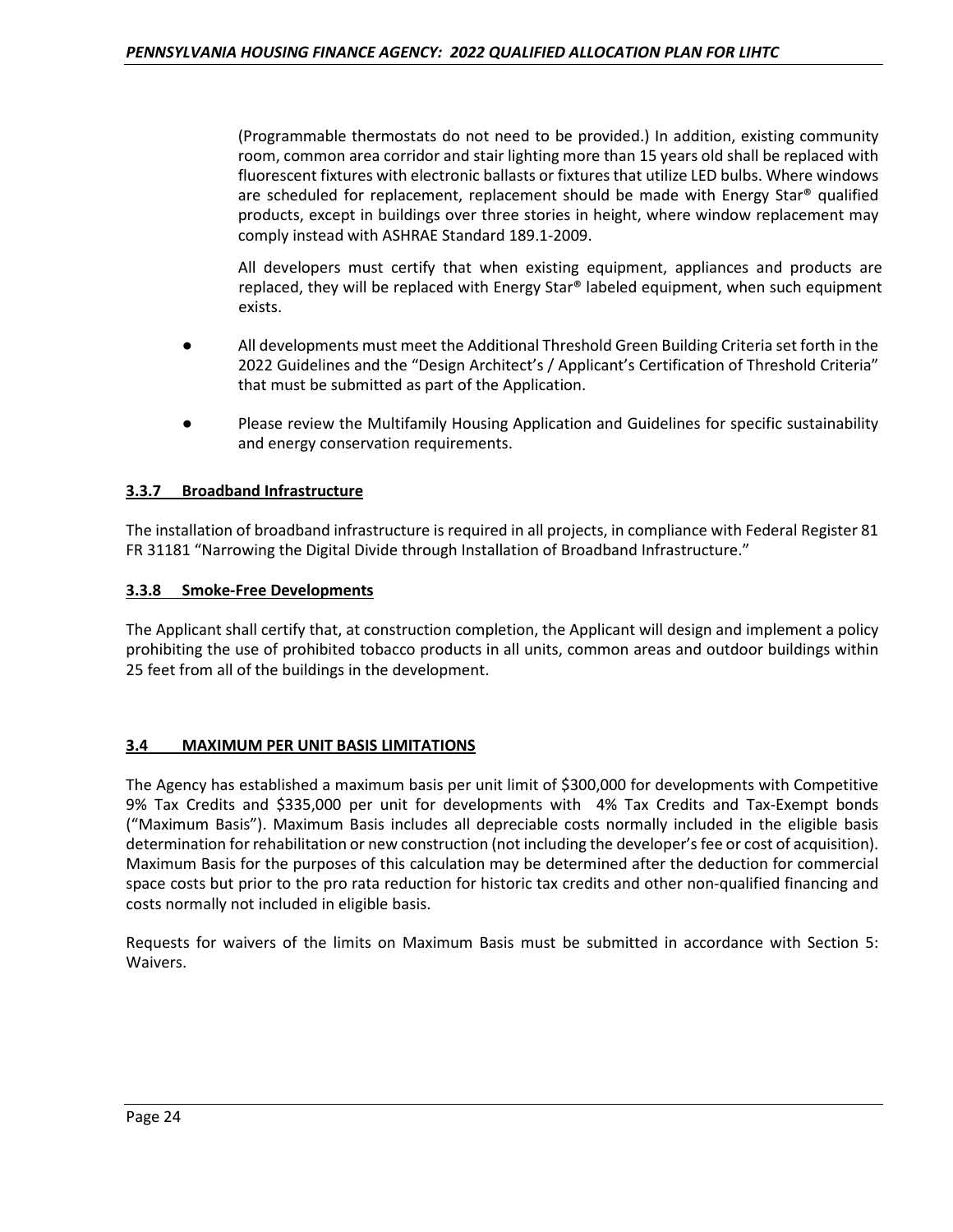(Programmable thermostats do not need to be provided.) In addition, existing community room, common area corridor and stair lighting more than 15 years old shall be replaced with fluorescent fixtures with electronic ballasts or fixtures that utilize LED bulbs. Where windows are scheduled for replacement, replacement should be made with Energy Star® qualified products, except in buildings over three stories in height, where window replacement may comply instead with ASHRAE Standard 189.1-2009.

All developers must certify that when existing equipment, appliances and products are replaced, they will be replaced with Energy Star® labeled equipment, when such equipment exists.

- All developments must meet the Additional Threshold Green Building Criteria set forth in the 2022 Guidelines and the "Design Architect's / Applicant's Certification of Threshold Criteria" that must be submitted as part of the Application.
- Please review the Multifamily Housing Application and Guidelines for specific sustainability and energy conservation requirements.

### 3.3.7 Broadband Infrastructure

The installation of broadband infrastructure is required in all projects, in compliance with Federal Register 81 FR 31181 "Narrowing the Digital Divide through Installation of Broadband Infrastructure."

### 3.3.8 Smoke-Free Developments

The Applicant shall certify that, at construction completion, the Applicant will design and implement a policy prohibiting the use of prohibited tobacco products in all units, common areas and outdoor buildings within 25 feet from all of the buildings in the development.

## 3.4 MAXIMUM PER UNIT BASIS LIMITATIONS

The Agency has established a maximum basis per unit limit of $300,000 for developments with Competitive 9% Tax Credits and $335,000 per unit for developments with 4% Tax Credits and Tax-Exempt bonds ("Maximum Basis"). Maximum Basis includes all depreciable costs normally included in the eligible basis determination for rehabilitation or new construction (not including the developer's fee or cost of acquisition). Maximum Basis for the purposes of this calculation may be determined after the deduction for commercial space costs but prior to the pro rata reduction for historic tax credits and other non-qualified financing and costs normally not included in eligible basis.

Requests for waivers of the limits on Maximum Basis must be submitted in accordance with Section 5: Waivers.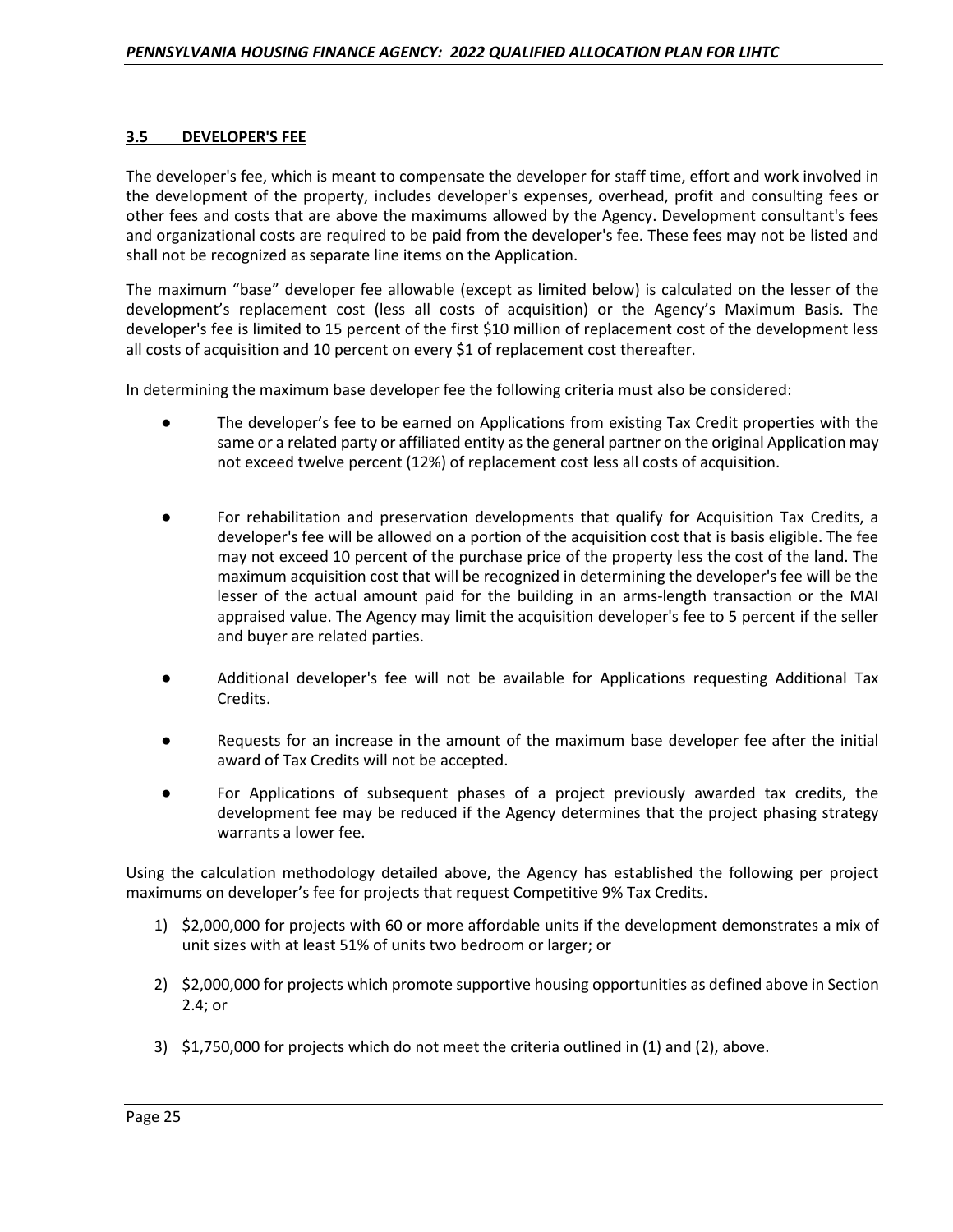### 3.5 DEVELOPER'S FEE

The developer's fee, which is meant to compensate the developer for staff time, effort and work involved in the development of the property, includes developer's expenses, overhead, profit and consulting fees or other fees and costs that are above the maximums allowed by the Agency. Development consultant's fees and organizational costs are required to be paid from the developer's fee. These fees may not be listed and shall not be recognized as separate line items on the Application.

The maximum "base" developer fee allowable (except as limited below) is calculated on the lesser of the development's replacement cost (less all costs of acquisition) or the Agency's Maximum Basis. The developer's fee is limited to 15 percent of the first $10 million of replacement cost of the development less all costs of acquisition and 10 percent on every $1 of replacement cost thereafter.

In determining the maximum base developer fee the following criteria must also be considered:

- The developer's fee to be earned on Applications from existing Tax Credit properties with the same or a related party or affiliated entity as the general partner on the original Application may not exceed twelve percent (12%) of replacement cost less all costs of acquisition.
- For rehabilitation and preservation developments that qualify for Acquisition Tax Credits, a developer's fee will be allowed on a portion of the acquisition cost that is basis eligible. The fee may not exceed 10 percent of the purchase price of the property less the cost of the land. The maximum acquisition cost that will be recognized in determining the developer's fee will be the lesser of the actual amount paid for the building in an arms-length transaction or the MAI appraised value. The Agency may limit the acquisition developer's fee to 5 percent if the seller and buyer are related parties.
- Additional developer's fee will not be available for Applications requesting Additional Tax Credits.
- Requests for an increase in the amount of the maximum base developer fee after the initial award of Tax Credits will not be accepted.
- For Applications of subsequent phases of a project previously awarded tax credits, the development fee may be reduced if the Agency determines that the project phasing strategy warrants a lower fee.

Using the calculation methodology detailed above, the Agency has established the following per project maximums on developer's fee for projects that request Competitive 9% Tax Credits.

1) $2,000,000 for projects with 60 or more affordable units if the development demonstrates a mix of unit sizes with at least 51% of units two bedroom or larger; or
2) $2,000,000 for projects which promote supportive housing opportunities as defined above in Section 2.4; or
3) $1,750,000 for projects which do not meet the criteria outlined in (1) and (2), above.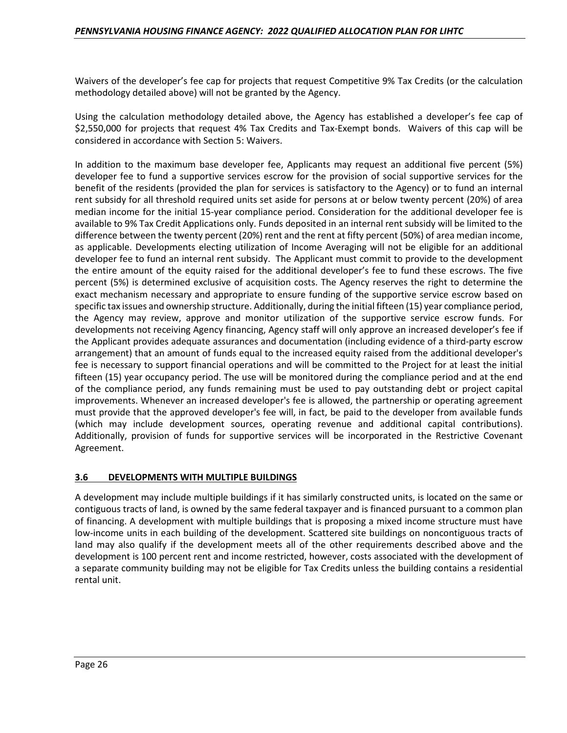Waivers of the developer's fee cap for projects that request Competitive 9% Tax Credits (or the calculation methodology detailed above) will not be granted by the Agency.

Using the calculation methodology detailed above, the Agency has established a developer's fee cap of $2,550,000 for projects that request 4% Tax Credits and Tax-Exempt bonds. Waivers of this cap will be considered in accordance with Section 5: Waivers.

In addition to the maximum base developer fee, Applicants may request an additional five percent (5%) developer fee to fund a supportive services escrow for the provision of social supportive services for the benefit of the residents (provided the plan for services is satisfactory to the Agency) or to fund an internal rent subsidy for all threshold required units set aside for persons at or below twenty percent (20%) of area median income for the initial 15-year compliance period. Consideration for the additional developer fee is available to 9% Tax Credit Applications only. Funds deposited in an internal rent subsidy will be limited to the difference between the twenty percent (20%) rent and the rent at fifty percent (50%) of area median income, as applicable. Developments electing utilization of Income Averaging will not be eligible for an additional developer fee to fund an internal rent subsidy. The Applicant must commit to provide to the development the entire amount of the equity raised for the additional developer's fee to fund these escrows. The five percent (5%) is determined exclusive of acquisition costs. The Agency reserves the right to determine the exact mechanism necessary and appropriate to ensure funding of the supportive service escrow based on specific tax issues and ownership structure. Additionally, during the initial fifteen (15) year compliance period, the Agency may review, approve and monitor utilization of the supportive service escrow funds. For developments not receiving Agency financing, Agency staff will only approve an increased developer's fee if the Applicant provides adequate assurances and documentation (including evidence of a third-party escrow arrangement) that an amount of funds equal to the increased equity raised from the additional developer's fee is necessary to support financial operations and will be committed to the Project for at least the initial fifteen (15) year occupancy period. The use will be monitored during the compliance period and at the end of the compliance period, any funds remaining must be used to pay outstanding debt or project capital improvements. Whenever an increased developer's fee is allowed, the partnership or operating agreement must provide that the approved developer's fee will, in fact, be paid to the developer from available funds (which may include development sources, operating revenue and additional capital contributions). Additionally, provision of funds for supportive services will be incorporated in the Restrictive Covenant Agreement.

### 3.6 DEVELOPMENTS WITH MULTIPLE BUILDINGS

A development may include multiple buildings if it has similarly constructed units, is located on the same or contiguous tracts of land, is owned by the same federal taxpayer and is financed pursuant to a common plan of financing. A development with multiple buildings that is proposing a mixed income structure must have low-income units in each building of the development. Scattered site buildings on noncontiguous tracts of land may also qualify if the development meets all of the other requirements described above and the development is 100 percent rent and income restricted, however, costs associated with the development of a separate community building may not be eligible for Tax Credits unless the building contains a residential rental unit.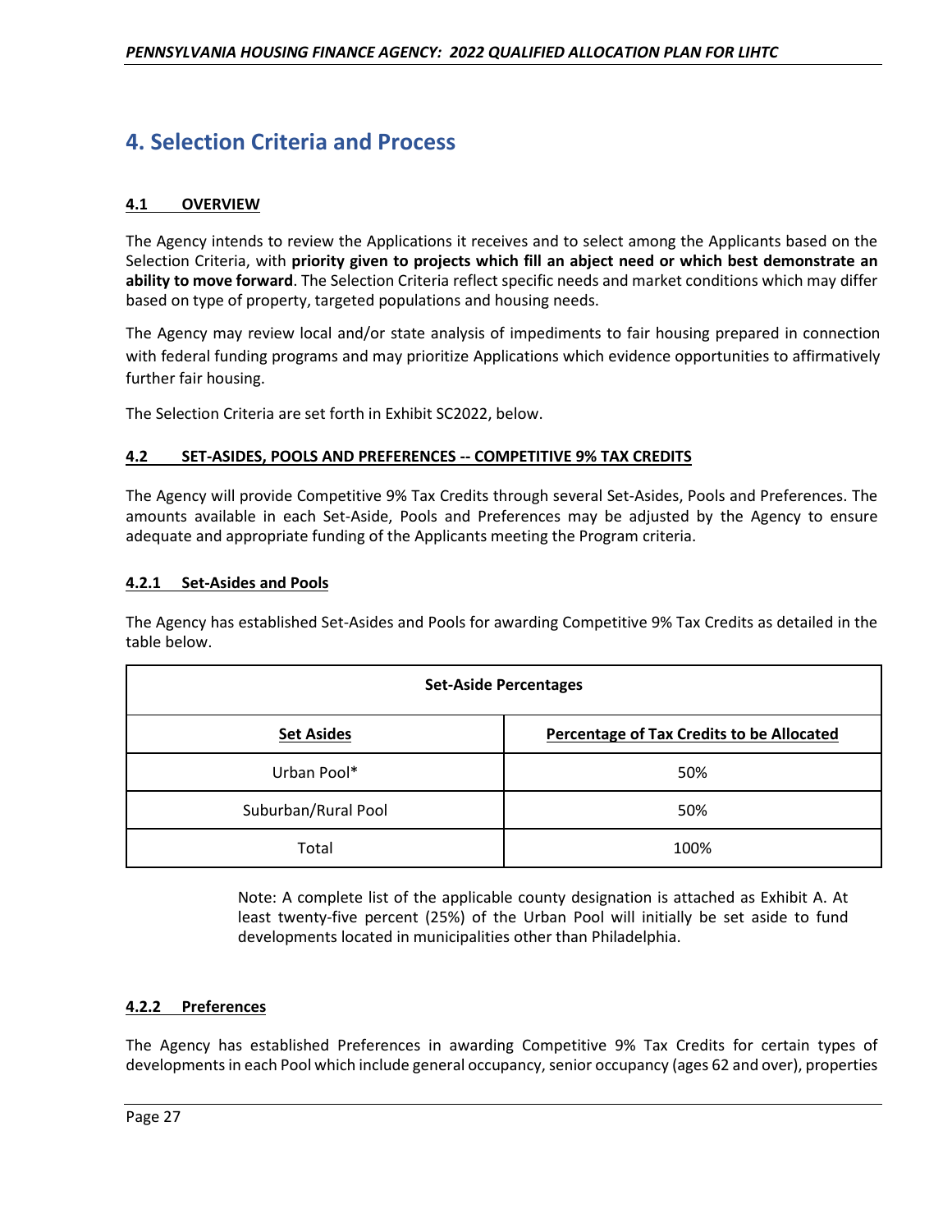# 4. Selection Criteria and Process

## 4.1 OVERVIEW

The Agency intends to review the Applications it receives and to select among the Applicants based on the Selection Criteria, with **priority given to projects which fill an abject need or which best demonstrate an ability to move forward**. The Selection Criteria reflect specific needs and market conditions which may differ based on type of property, targeted populations and housing needs.

The Agency may review local and/or state analysis of impediments to fair housing prepared in connection with federal funding programs and may prioritize Applications which evidence opportunities to affirmatively further fair housing.

The Selection Criteria are set forth in Exhibit SC2022, below.

## 4.2 SET-ASIDES, POOLS AND PREFERENCES -- COMPETITIVE 9% TAX CREDITS

The Agency will provide Competitive 9% Tax Credits through several Set-Asides, Pools and Preferences. The amounts available in each Set-Aside, Pools and Preferences may be adjusted by the Agency to ensure adequate and appropriate funding of the Applicants meeting the Program criteria.

### 4.2.1 Set-Asides and Pools

The Agency has established Set-Asides and Pools for awarding Competitive 9% Tax Credits as detailed in the table below.

| **Set-Aside Percentages** | |
|---|---|
| **Set Asides** | **Percentage of Tax Credits to be Allocated** |
| Urban Pool* | 50% |
| Suburban/Rural Pool | 50% |
| Total | 100% |

Note: A complete list of the applicable county designation is attached as Exhibit A. At least twenty-five percent (25%) of the Urban Pool will initially be set aside to fund developments located in municipalities other than Philadelphia.

### 4.2.2 Preferences

The Agency has established Preferences in awarding Competitive 9% Tax Credits for certain types of developments in each Pool which include general occupancy, senior occupancy (ages 62 and over), properties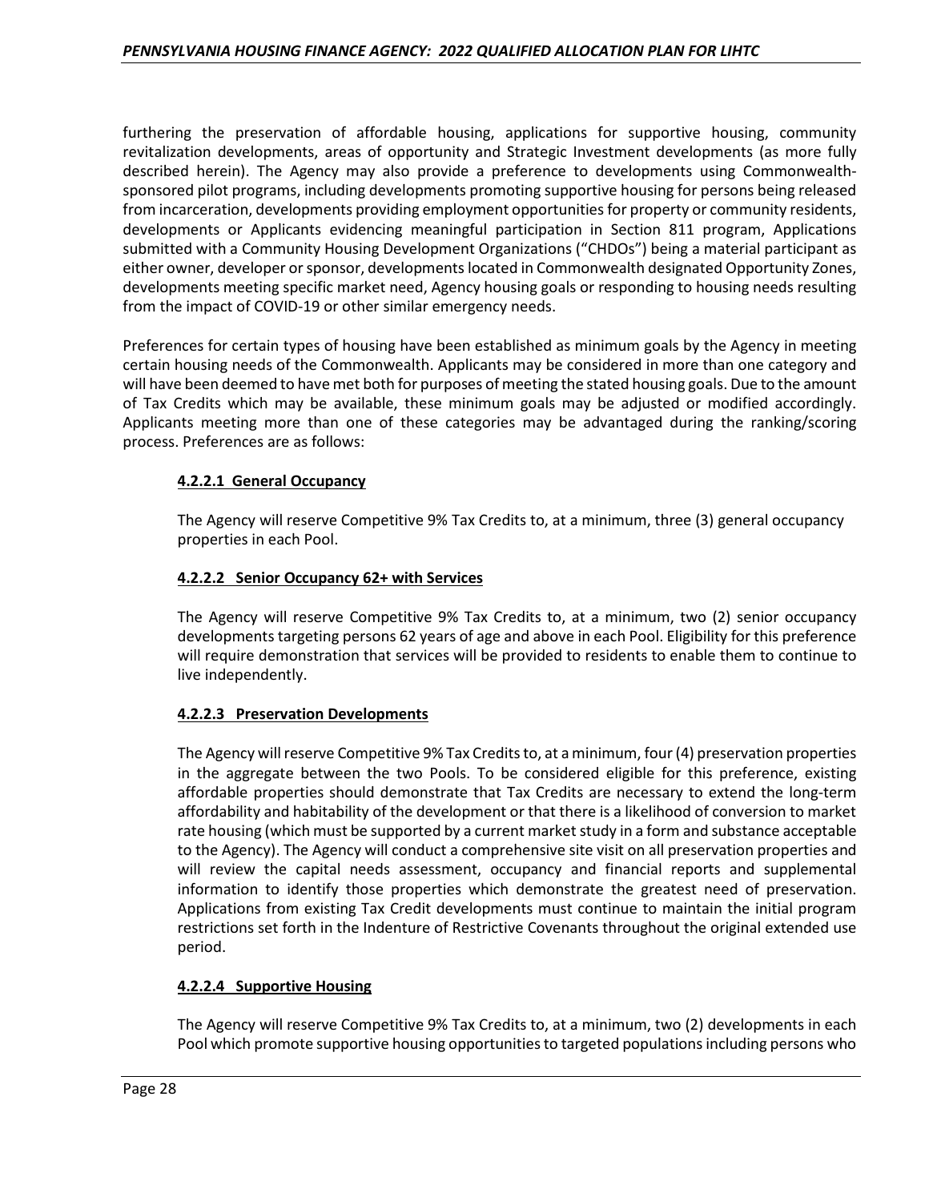furthering the preservation of affordable housing, applications for supportive housing, community revitalization developments, areas of opportunity and Strategic Investment developments (as more fully described herein). The Agency may also provide a preference to developments using Commonwealth-sponsored pilot programs, including developments promoting supportive housing for persons being released from incarceration, developments providing employment opportunities for property or community residents, developments or Applicants evidencing meaningful participation in Section 811 program, Applications submitted with a Community Housing Development Organizations ("CHDOs") being a material participant as either owner, developer or sponsor, developments located in Commonwealth designated Opportunity Zones, developments meeting specific market need, Agency housing goals or responding to housing needs resulting from the impact of COVID-19 or other similar emergency needs.

Preferences for certain types of housing have been established as minimum goals by the Agency in meeting certain housing needs of the Commonwealth. Applicants may be considered in more than one category and will have been deemed to have met both for purposes of meeting the stated housing goals. Due to the amount of Tax Credits which may be available, these minimum goals may be adjusted or modified accordingly. Applicants meeting more than one of these categories may be advantaged during the ranking/scoring process. Preferences are as follows:

#### 4.2.2.1 General Occupancy

The Agency will reserve Competitive 9% Tax Credits to, at a minimum, three (3) general occupancy properties in each Pool.

#### 4.2.2.2 Senior Occupancy 62+ with Services

The Agency will reserve Competitive 9% Tax Credits to, at a minimum, two (2) senior occupancy developments targeting persons 62 years of age and above in each Pool. Eligibility for this preference will require demonstration that services will be provided to residents to enable them to continue to live independently.

#### 4.2.2.3 Preservation Developments

The Agency will reserve Competitive 9% Tax Credits to, at a minimum, four (4) preservation properties in the aggregate between the two Pools. To be considered eligible for this preference, existing affordable properties should demonstrate that Tax Credits are necessary to extend the long-term affordability and habitability of the development or that there is a likelihood of conversion to market rate housing (which must be supported by a current market study in a form and substance acceptable to the Agency). The Agency will conduct a comprehensive site visit on all preservation properties and will review the capital needs assessment, occupancy and financial reports and supplemental information to identify those properties which demonstrate the greatest need of preservation. Applications from existing Tax Credit developments must continue to maintain the initial program restrictions set forth in the Indenture of Restrictive Covenants throughout the original extended use period.

#### 4.2.2.4 Supportive Housing

The Agency will reserve Competitive 9% Tax Credits to, at a minimum, two (2) developments in each Pool which promote supportive housing opportunities to targeted populations including persons who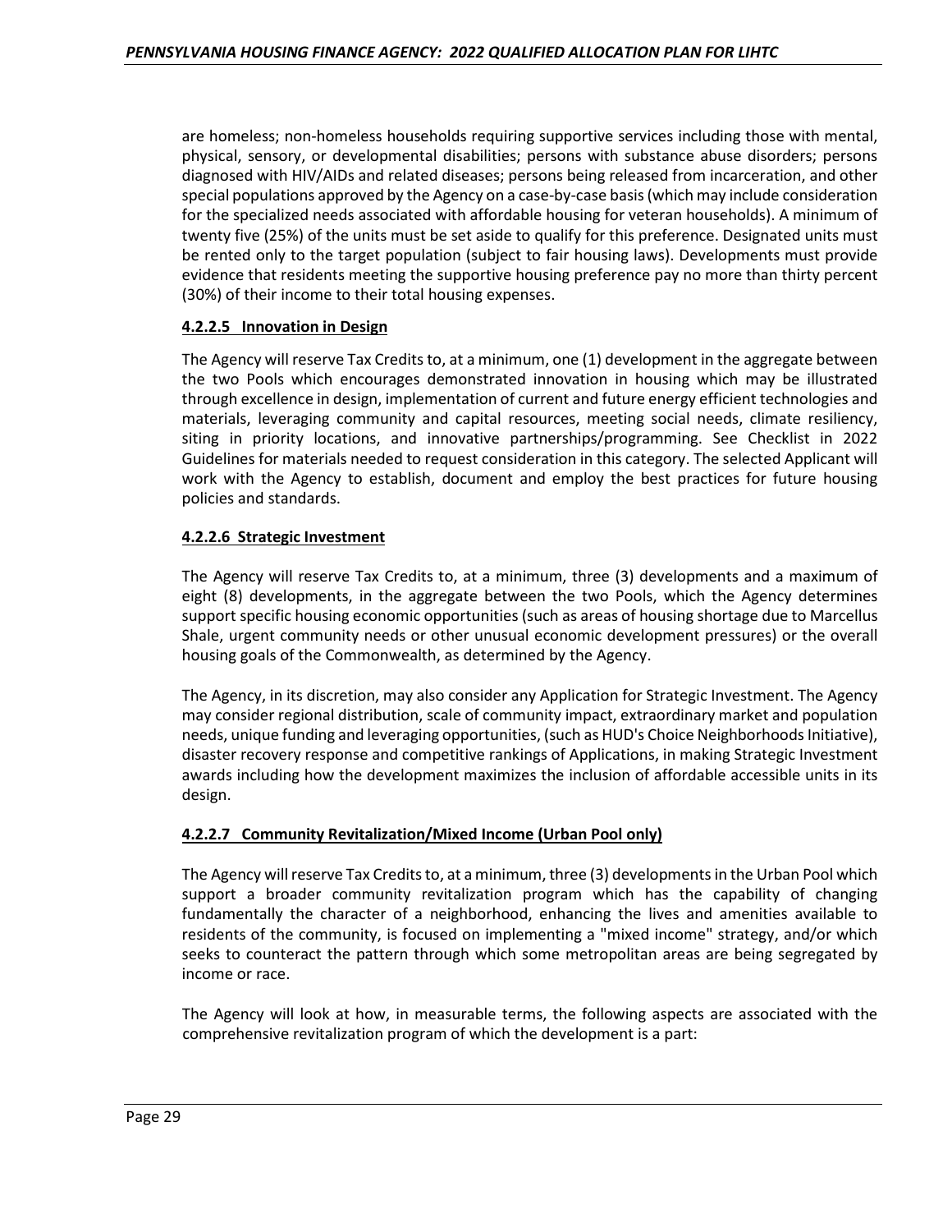are homeless; non-homeless households requiring supportive services including those with mental, physical, sensory, or developmental disabilities; persons with substance abuse disorders; persons diagnosed with HIV/AIDs and related diseases; persons being released from incarceration, and other special populations approved by the Agency on a case-by-case basis (which may include consideration for the specialized needs associated with affordable housing for veteran households). A minimum of twenty five (25%) of the units must be set aside to qualify for this preference. Designated units must be rented only to the target population (subject to fair housing laws). Developments must provide evidence that residents meeting the supportive housing preference pay no more than thirty percent (30%) of their income to their total housing expenses.

#### 4.2.2.5 Innovation in Design

The Agency will reserve Tax Credits to, at a minimum, one (1) development in the aggregate between the two Pools which encourages demonstrated innovation in housing which may be illustrated through excellence in design, implementation of current and future energy efficient technologies and materials, leveraging community and capital resources, meeting social needs, climate resiliency, siting in priority locations, and innovative partnerships/programming. See Checklist in 2022 Guidelines for materials needed to request consideration in this category. The selected Applicant will work with the Agency to establish, document and employ the best practices for future housing policies and standards.

#### 4.2.2.6 Strategic Investment

The Agency will reserve Tax Credits to, at a minimum, three (3) developments and a maximum of eight (8) developments, in the aggregate between the two Pools, which the Agency determines support specific housing economic opportunities (such as areas of housing shortage due to Marcellus Shale, urgent community needs or other unusual economic development pressures) or the overall housing goals of the Commonwealth, as determined by the Agency.

The Agency, in its discretion, may also consider any Application for Strategic Investment. The Agency may consider regional distribution, scale of community impact, extraordinary market and population needs, unique funding and leveraging opportunities, (such as HUD's Choice Neighborhoods Initiative), disaster recovery response and competitive rankings of Applications, in making Strategic Investment awards including how the development maximizes the inclusion of affordable accessible units in its design.

#### 4.2.2.7 Community Revitalization/Mixed Income (Urban Pool only)

The Agency will reserve Tax Credits to, at a minimum, three (3) developments in the Urban Pool which support a broader community revitalization program which has the capability of changing fundamentally the character of a neighborhood, enhancing the lives and amenities available to residents of the community, is focused on implementing a "mixed income" strategy, and/or which seeks to counteract the pattern through which some metropolitan areas are being segregated by income or race.

The Agency will look at how, in measurable terms, the following aspects are associated with the comprehensive revitalization program of which the development is a part: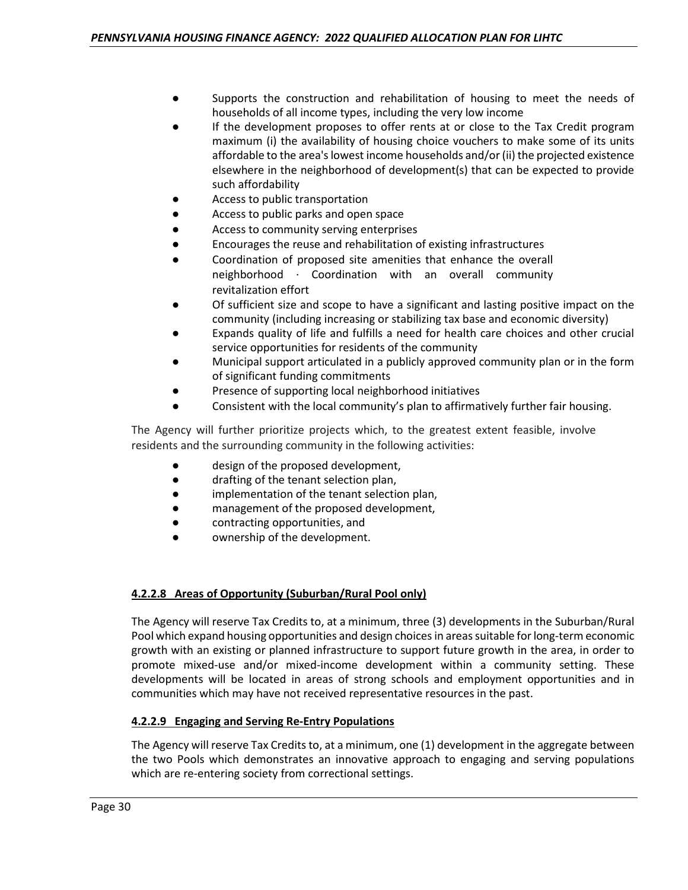- Supports the construction and rehabilitation of housing to meet the needs of households of all income types, including the very low income
- If the development proposes to offer rents at or close to the Tax Credit program maximum (i) the availability of housing choice vouchers to make some of its units affordable to the area's lowest income households and/or (ii) the projected existence elsewhere in the neighborhood of development(s) that can be expected to provide such affordability
- Access to public transportation
- Access to public parks and open space
- Access to community serving enterprises
- Encourages the reuse and rehabilitation of existing infrastructures
- Coordination of proposed site amenities that enhance the overall neighborhood · Coordination with an overall community revitalization effort
- Of sufficient size and scope to have a significant and lasting positive impact on the community (including increasing or stabilizing tax base and economic diversity)
- Expands quality of life and fulfills a need for health care choices and other crucial service opportunities for residents of the community
- Municipal support articulated in a publicly approved community plan or in the form of significant funding commitments
- Presence of supporting local neighborhood initiatives
- Consistent with the local community's plan to affirmatively further fair housing.

The Agency will further prioritize projects which, to the greatest extent feasible, involve residents and the surrounding community in the following activities:

- design of the proposed development,
- drafting of the tenant selection plan,
- implementation of the tenant selection plan,
- management of the proposed development,
- contracting opportunities, and
- ownership of the development.

#### 4.2.2.8 Areas of Opportunity (Suburban/Rural Pool only)

The Agency will reserve Tax Credits to, at a minimum, three (3) developments in the Suburban/Rural Pool which expand housing opportunities and design choices in areas suitable for long-term economic growth with an existing or planned infrastructure to support future growth in the area, in order to promote mixed-use and/or mixed-income development within a community setting. These developments will be located in areas of strong schools and employment opportunities and in communities which may have not received representative resources in the past.

#### 4.2.2.9 Engaging and Serving Re-Entry Populations

The Agency will reserve Tax Credits to, at a minimum, one (1) development in the aggregate between the two Pools which demonstrates an innovative approach to engaging and serving populations which are re-entering society from correctional settings.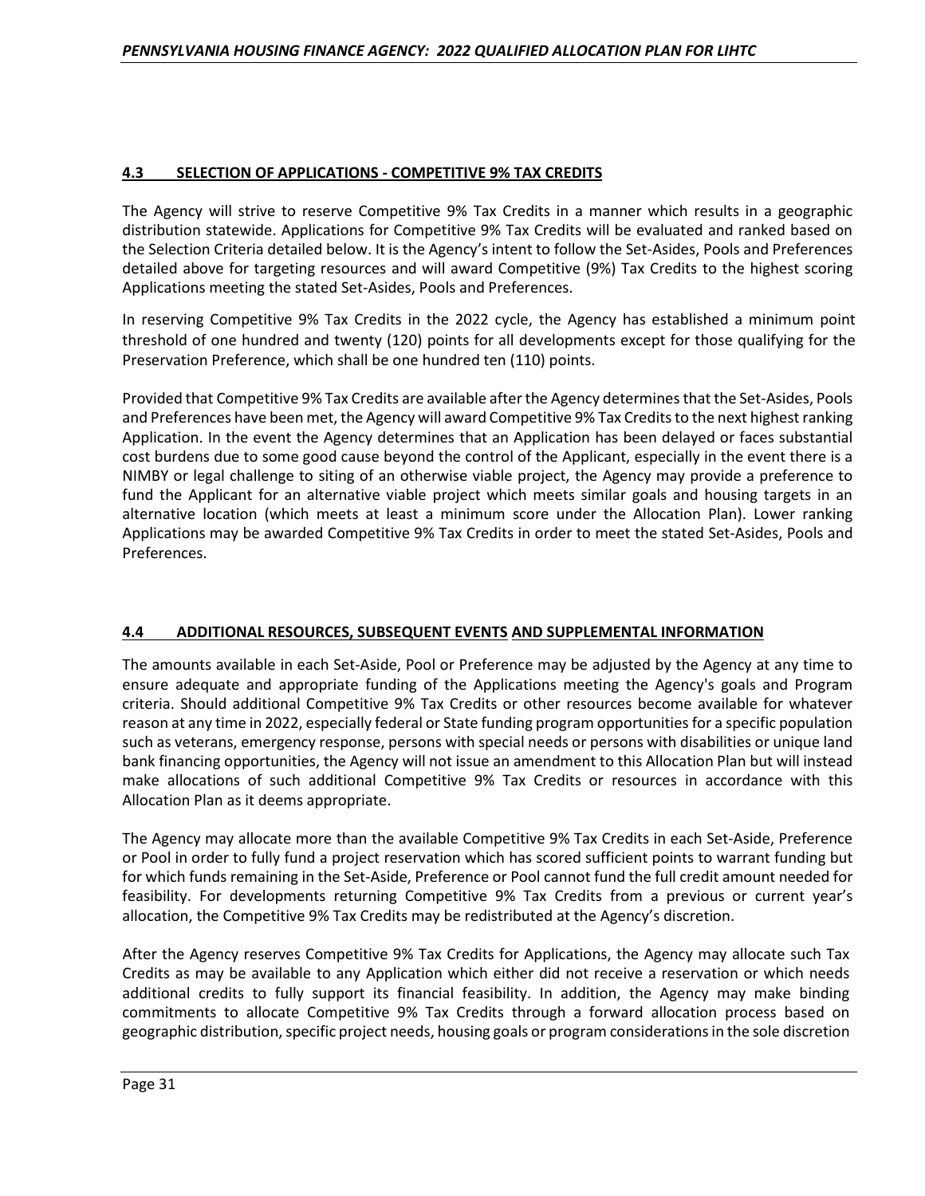## 4.3 SELECTION OF APPLICATIONS - COMPETITIVE 9% TAX CREDITS

The Agency will strive to reserve Competitive 9% Tax Credits in a manner which results in a geographic distribution statewide. Applications for Competitive 9% Tax Credits will be evaluated and ranked based on the Selection Criteria detailed below. It is the Agency's intent to follow the Set-Asides, Pools and Preferences detailed above for targeting resources and will award Competitive (9%) Tax Credits to the highest scoring Applications meeting the stated Set-Asides, Pools and Preferences.

In reserving Competitive 9% Tax Credits in the 2022 cycle, the Agency has established a minimum point threshold of one hundred and twenty (120) points for all developments except for those qualifying for the Preservation Preference, which shall be one hundred ten (110) points.

Provided that Competitive 9% Tax Credits are available after the Agency determines that the Set-Asides, Pools and Preferences have been met, the Agency will award Competitive 9% Tax Credits to the next highest ranking Application. In the event the Agency determines that an Application has been delayed or faces substantial cost burdens due to some good cause beyond the control of the Applicant, especially in the event there is a NIMBY or legal challenge to siting of an otherwise viable project, the Agency may provide a preference to fund the Applicant for an alternative viable project which meets similar goals and housing targets in an alternative location (which meets at least a minimum score under the Allocation Plan). Lower ranking Applications may be awarded Competitive 9% Tax Credits in order to meet the stated Set-Asides, Pools and Preferences.

## 4.4 ADDITIONAL RESOURCES, SUBSEQUENT EVENTS AND SUPPLEMENTAL INFORMATION

The amounts available in each Set-Aside, Pool or Preference may be adjusted by the Agency at any time to ensure adequate and appropriate funding of the Applications meeting the Agency's goals and Program criteria. Should additional Competitive 9% Tax Credits or other resources become available for whatever reason at any time in 2022, especially federal or State funding program opportunities for a specific population such as veterans, emergency response, persons with special needs or persons with disabilities or unique land bank financing opportunities, the Agency will not issue an amendment to this Allocation Plan but will instead make allocations of such additional Competitive 9% Tax Credits or resources in accordance with this Allocation Plan as it deems appropriate.

The Agency may allocate more than the available Competitive 9% Tax Credits in each Set-Aside, Preference or Pool in order to fully fund a project reservation which has scored sufficient points to warrant funding but for which funds remaining in the Set-Aside, Preference or Pool cannot fund the full credit amount needed for feasibility. For developments returning Competitive 9% Tax Credits from a previous or current year's allocation, the Competitive 9% Tax Credits may be redistributed at the Agency's discretion.

After the Agency reserves Competitive 9% Tax Credits for Applications, the Agency may allocate such Tax Credits as may be available to any Application which either did not receive a reservation or which needs additional credits to fully support its financial feasibility. In addition, the Agency may make binding commitments to allocate Competitive 9% Tax Credits through a forward allocation process based on geographic distribution, specific project needs, housing goals or program considerations in the sole discretion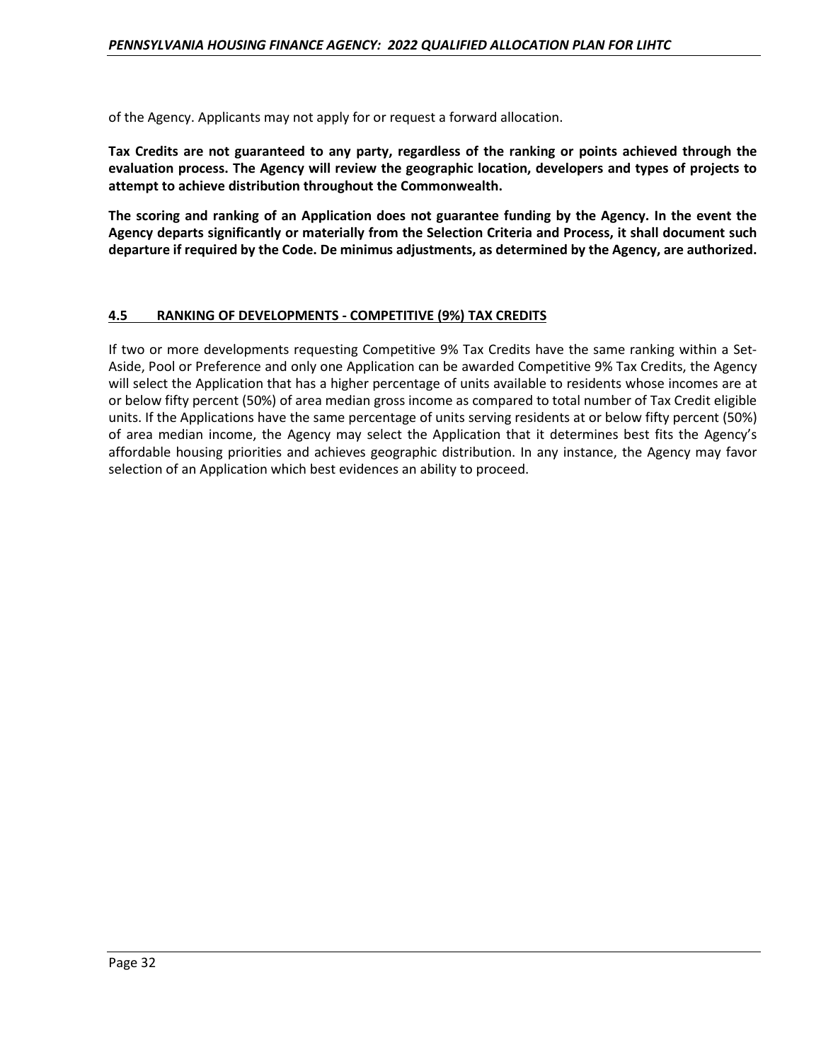of the Agency. Applicants may not apply for or request a forward allocation.

**Tax Credits are not guaranteed to any party, regardless of the ranking or points achieved through the evaluation process. The Agency will review the geographic location, developers and types of projects to attempt to achieve distribution throughout the Commonwealth.**

**The scoring and ranking of an Application does not guarantee funding by the Agency. In the event the Agency departs significantly or materially from the Selection Criteria and Process, it shall document such departure if required by the Code. De minimus adjustments, as determined by the Agency, are authorized.**

## 4.5 RANKING OF DEVELOPMENTS - COMPETITIVE (9%) TAX CREDITS

If two or more developments requesting Competitive 9% Tax Credits have the same ranking within a Set-Aside, Pool or Preference and only one Application can be awarded Competitive 9% Tax Credits, the Agency will select the Application that has a higher percentage of units available to residents whose incomes are at or below fifty percent (50%) of area median gross income as compared to total number of Tax Credit eligible units. If the Applications have the same percentage of units serving residents at or below fifty percent (50%) of area median income, the Agency may select the Application that it determines best fits the Agency's affordable housing priorities and achieves geographic distribution. In any instance, the Agency may favor selection of an Application which best evidences an ability to proceed.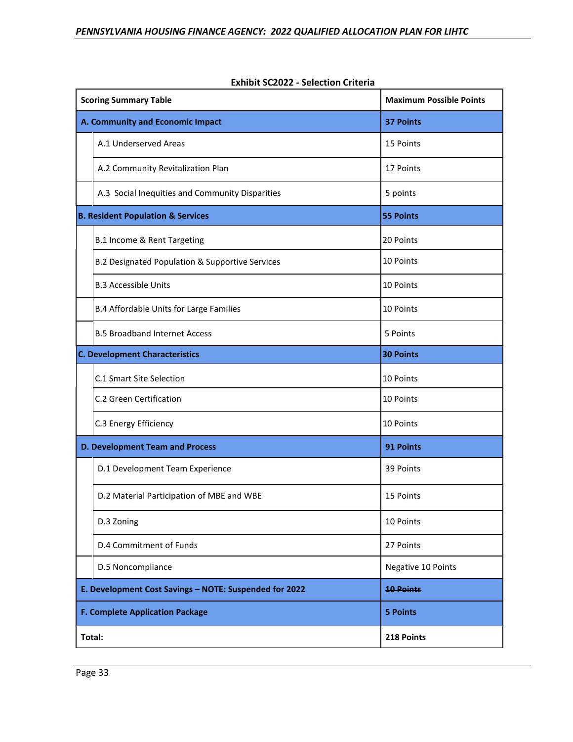**Exhibit SC2022 - Selection Criteria**

| Scoring Summary Table | Maximum Possible Points |
| --- | --- |
| **A. Community and Economic Impact** | **37 Points** |
| A.1 Underserved Areas | 15 Points |
| A.2 Community Revitalization Plan | 17 Points |
| A.3 Social Inequities and Community Disparities | 5 points |
| **B. Resident Population & Services** | **55 Points** |
| B.1 Income & Rent Targeting | 20 Points |
| B.2 Designated Population & Supportive Services | 10 Points |
| B.3 Accessible Units | 10 Points |
| B.4 Affordable Units for Large Families | 10 Points |
| B.5 Broadband Internet Access | 5 Points |
| **C. Development Characteristics** | **30 Points** |
| C.1 Smart Site Selection | 10 Points |
| C.2 Green Certification | 10 Points |
| C.3 Energy Efficiency | 10 Points |
| **D. Development Team and Process** | **91 Points** |
| D.1 Development Team Experience | 39 Points |
| D.2 Material Participation of MBE and WBE | 15 Points |
| D.3 Zoning | 10 Points |
| D.4 Commitment of Funds | 27 Points |
| D.5 Noncompliance | Negative 10 Points |
| **E. Development Cost Savings – NOTE: Suspended for 2022** | ~~**10 Points**~~ |
| **F. Complete Application Package** | **5 Points** |
| **Total:** | **218 Points** |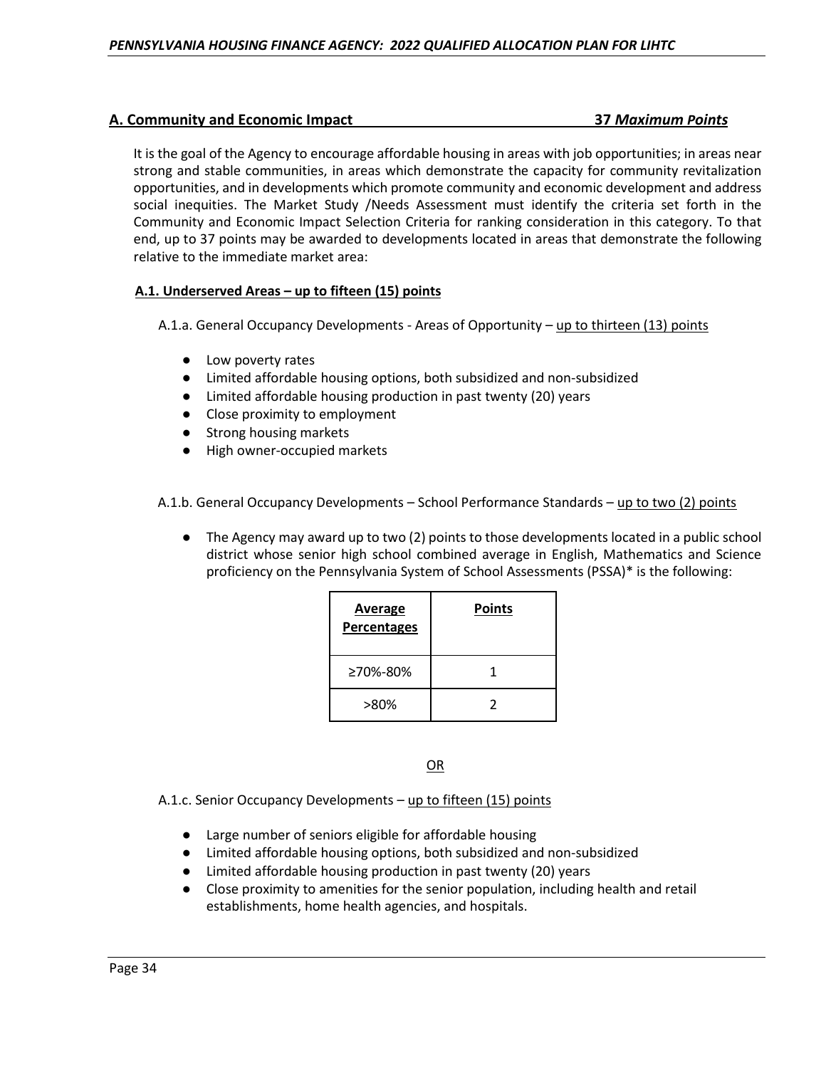## A. Community and Economic Impact — 37 *Maximum Points*

It is the goal of the Agency to encourage affordable housing in areas with job opportunities; in areas near strong and stable communities, in areas which demonstrate the capacity for community revitalization opportunities, and in developments which promote community and economic development and address social inequities. The Market Study /Needs Assessment must identify the criteria set forth in the Community and Economic Impact Selection Criteria for ranking consideration in this category. To that end, up to 37 points may be awarded to developments located in areas that demonstrate the following relative to the immediate market area:

### A.1. Underserved Areas – up to fifteen (15) points

A.1.a. General Occupancy Developments - Areas of Opportunity – up to thirteen (13) points

- Low poverty rates
- Limited affordable housing options, both subsidized and non-subsidized
- Limited affordable housing production in past twenty (20) years
- Close proximity to employment
- Strong housing markets
- High owner-occupied markets

A.1.b. General Occupancy Developments – School Performance Standards – up to two (2) points

- The Agency may award up to two (2) points to those developments located in a public school district whose senior high school combined average in English, Mathematics and Science proficiency on the Pennsylvania System of School Assessments (PSSA)* is the following:

| Average Percentages | Points |
|---|---|
| ≥70%-80% | 1 |
| >80% | 2 |

OR

A.1.c. Senior Occupancy Developments – up to fifteen (15) points

- Large number of seniors eligible for affordable housing
- Limited affordable housing options, both subsidized and non-subsidized
- Limited affordable housing production in past twenty (20) years
- Close proximity to amenities for the senior population, including health and retail establishments, home health agencies, and hospitals.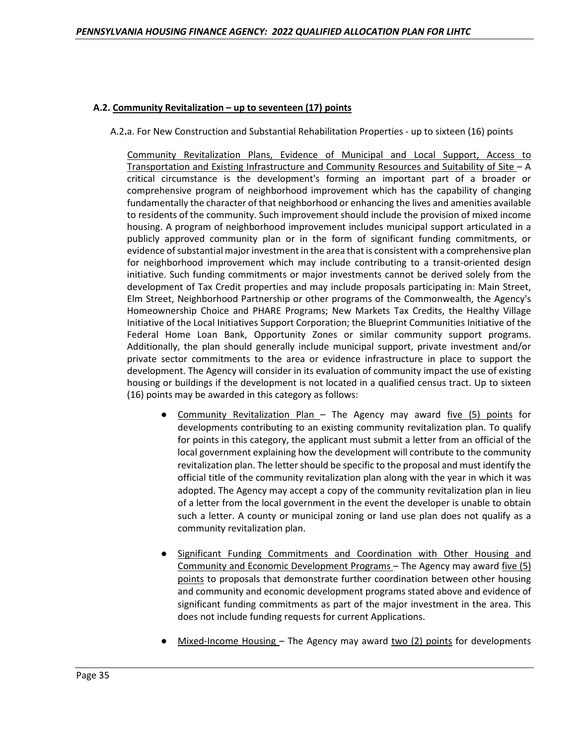### A.2. Community Revitalization – up to seventeen (17) points

A.2.a. For New Construction and Substantial Rehabilitation Properties - up to sixteen (16) points

Community Revitalization Plans, Evidence of Municipal and Local Support, Access to Transportation and Existing Infrastructure and Community Resources and Suitability of Site – A critical circumstance is the development's forming an important part of a broader or comprehensive program of neighborhood improvement which has the capability of changing fundamentally the character of that neighborhood or enhancing the lives and amenities available to residents of the community. Such improvement should include the provision of mixed income housing. A program of neighborhood improvement includes municipal support articulated in a publicly approved community plan or in the form of significant funding commitments, or evidence of substantial major investment in the area that is consistent with a comprehensive plan for neighborhood improvement which may include contributing to a transit-oriented design initiative. Such funding commitments or major investments cannot be derived solely from the development of Tax Credit properties and may include proposals participating in: Main Street, Elm Street, Neighborhood Partnership or other programs of the Commonwealth, the Agency's Homeownership Choice and PHARE Programs; New Markets Tax Credits, the Healthy Village Initiative of the Local Initiatives Support Corporation; the Blueprint Communities Initiative of the Federal Home Loan Bank, Opportunity Zones or similar community support programs. Additionally, the plan should generally include municipal support, private investment and/or private sector commitments to the area or evidence infrastructure in place to support the development. The Agency will consider in its evaluation of community impact the use of existing housing or buildings if the development is not located in a qualified census tract. Up to sixteen (16) points may be awarded in this category as follows:

- Community Revitalization Plan – The Agency may award five (5) points for developments contributing to an existing community revitalization plan. To qualify for points in this category, the applicant must submit a letter from an official of the local government explaining how the development will contribute to the community revitalization plan. The letter should be specific to the proposal and must identify the official title of the community revitalization plan along with the year in which it was adopted. The Agency may accept a copy of the community revitalization plan in lieu of a letter from the local government in the event the developer is unable to obtain such a letter. A county or municipal zoning or land use plan does not qualify as a community revitalization plan.

- Significant Funding Commitments and Coordination with Other Housing and Community and Economic Development Programs – The Agency may award five (5) points to proposals that demonstrate further coordination between other housing and community and economic development programs stated above and evidence of significant funding commitments as part of the major investment in the area. This does not include funding requests for current Applications.

- Mixed-Income Housing – The Agency may award two (2) points for developments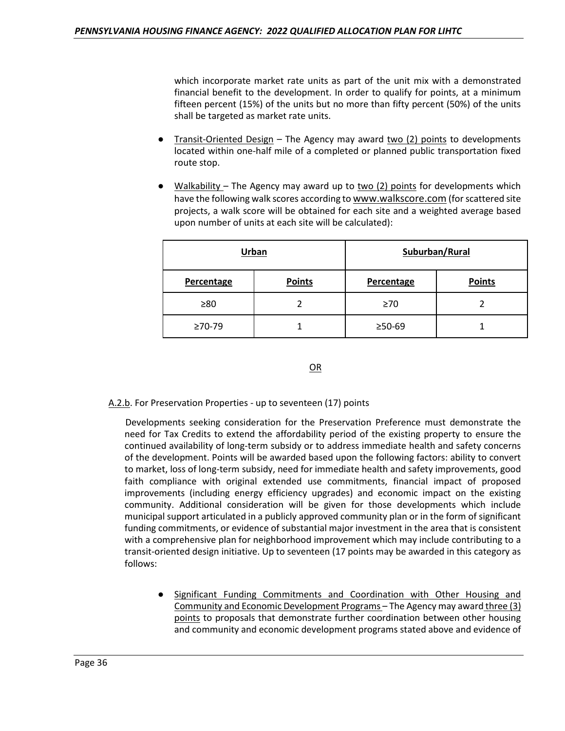which incorporate market rate units as part of the unit mix with a demonstrated financial benefit to the development. In order to qualify for points, at a minimum fifteen percent (15%) of the units but no more than fifty percent (50%) of the units shall be targeted as market rate units.

- Transit-Oriented Design – The Agency may award two (2) points to developments located within one-half mile of a completed or planned public transportation fixed route stop.

- Walkability – The Agency may award up to two (2) points for developments which have the following walk scores according to www.walkscore.com (for scattered site projects, a walk score will be obtained for each site and a weighted average based upon number of units at each site will be calculated):

| **Urban** | | **Suburban/Rural** | |
|---|---|---|---|
| **Percentage** | **Points** | **Percentage** | **Points** |
| ≥80 | 2 | ≥70 | 2 |
| ≥70-79 | 1 | ≥50-69 | 1 |

OR

A.2.b. For Preservation Properties - up to seventeen (17) points

Developments seeking consideration for the Preservation Preference must demonstrate the need for Tax Credits to extend the affordability period of the existing property to ensure the continued availability of long-term subsidy or to address immediate health and safety concerns of the development. Points will be awarded based upon the following factors: ability to convert to market, loss of long-term subsidy, need for immediate health and safety improvements, good faith compliance with original extended use commitments, financial impact of proposed improvements (including energy efficiency upgrades) and economic impact on the existing community. Additional consideration will be given for those developments which include municipal support articulated in a publicly approved community plan or in the form of significant funding commitments, or evidence of substantial major investment in the area that is consistent with a comprehensive plan for neighborhood improvement which may include contributing to a transit-oriented design initiative. Up to seventeen (17 points may be awarded in this category as follows:

- Significant Funding Commitments and Coordination with Other Housing and Community and Economic Development Programs – The Agency may award three (3) points to proposals that demonstrate further coordination between other housing and community and economic development programs stated above and evidence of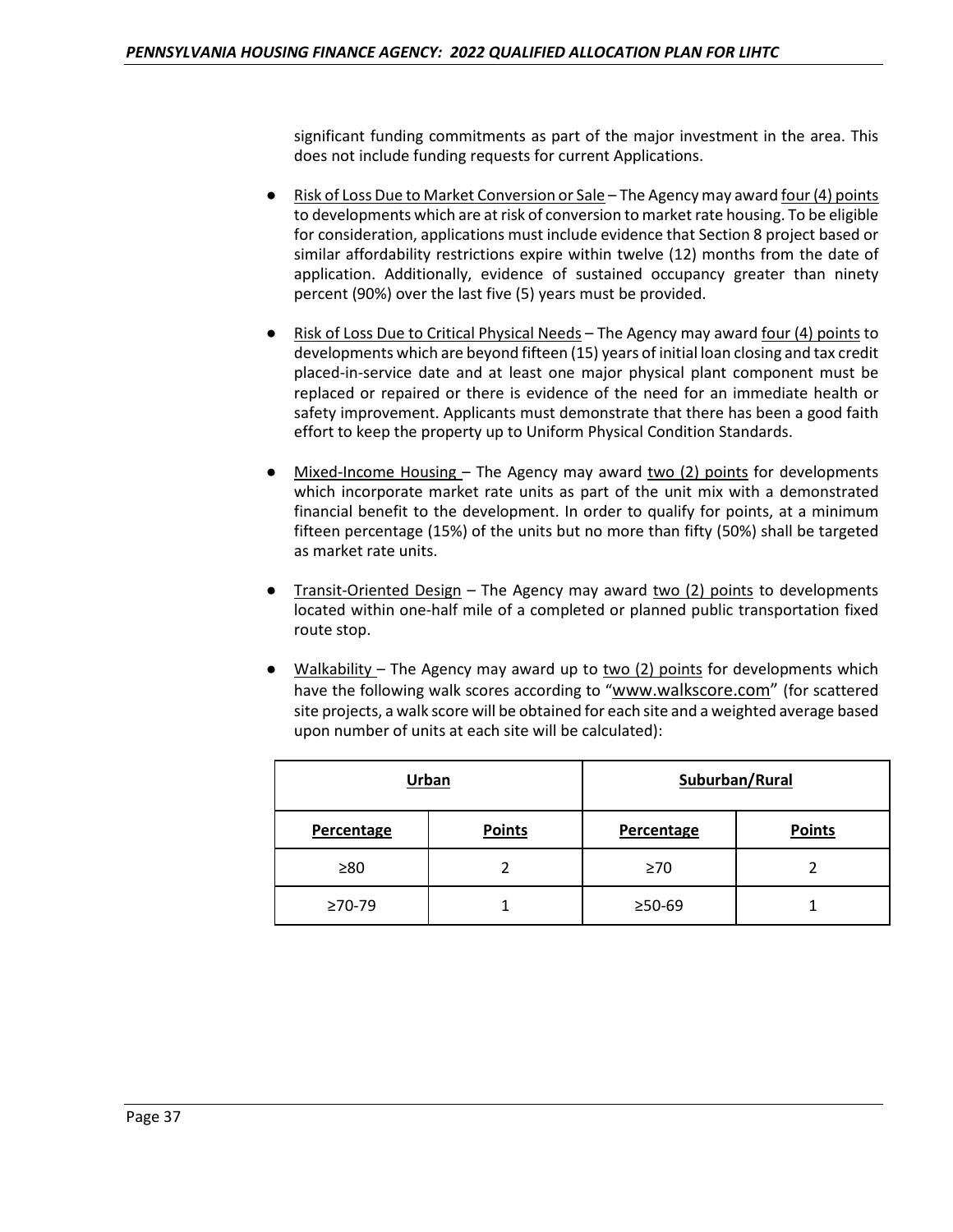significant funding commitments as part of the major investment in the area. This does not include funding requests for current Applications.

- Risk of Loss Due to Market Conversion or Sale – The Agency may award four (4) points to developments which are at risk of conversion to market rate housing. To be eligible for consideration, applications must include evidence that Section 8 project based or similar affordability restrictions expire within twelve (12) months from the date of application. Additionally, evidence of sustained occupancy greater than ninety percent (90%) over the last five (5) years must be provided.

- Risk of Loss Due to Critical Physical Needs – The Agency may award four (4) points to developments which are beyond fifteen (15) years of initial loan closing and tax credit placed-in-service date and at least one major physical plant component must be replaced or repaired or there is evidence of the need for an immediate health or safety improvement. Applicants must demonstrate that there has been a good faith effort to keep the property up to Uniform Physical Condition Standards.

- Mixed-Income Housing – The Agency may award two (2) points for developments which incorporate market rate units as part of the unit mix with a demonstrated financial benefit to the development. In order to qualify for points, at a minimum fifteen percentage (15%) of the units but no more than fifty (50%) shall be targeted as market rate units.

- Transit-Oriented Design – The Agency may award two (2) points to developments located within one-half mile of a completed or planned public transportation fixed route stop.

- Walkability – The Agency may award up to two (2) points for developments which have the following walk scores according to "www.walkscore.com" (for scattered site projects, a walk score will be obtained for each site and a weighted average based upon number of units at each site will be calculated):

| **Urban** | | **Suburban/Rural** | |
|---|---|---|---|
| **Percentage** | **Points** | **Percentage** | **Points** |
| ≥80 | 2 | ≥70 | 2 |
| ≥70-79 | 1 | ≥50-69 | 1 |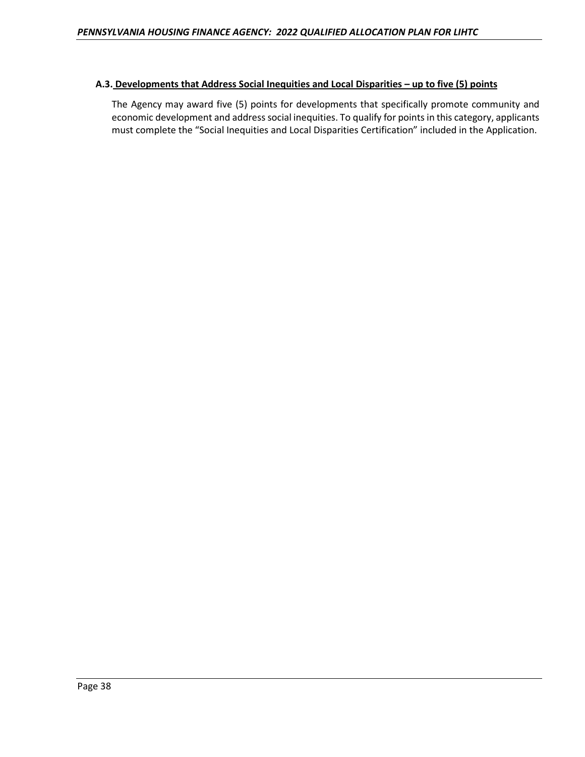### A.3. Developments that Address Social Inequities and Local Disparities – up to five (5) points

The Agency may award five (5) points for developments that specifically promote community and economic development and address social inequities. To qualify for points in this category, applicants must complete the "Social Inequities and Local Disparities Certification" included in the Application.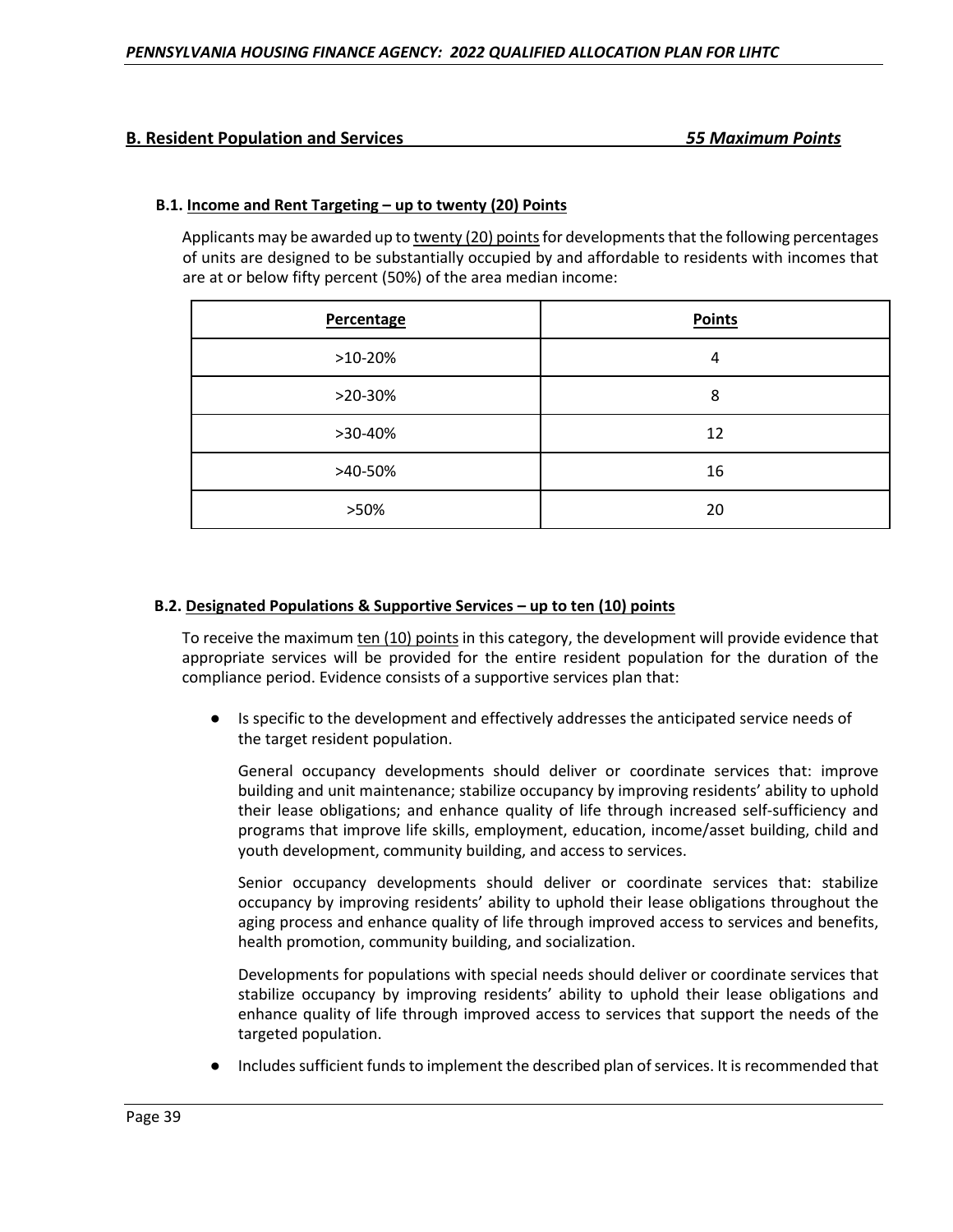## B. Resident Population and Services *55 Maximum Points*

### B.1. Income and Rent Targeting – up to twenty (20) Points

Applicants may be awarded up to twenty (20) points for developments that the following percentages of units are designed to be substantially occupied by and affordable to residents with incomes that are at or below fifty percent (50%) of the area median income:

| Percentage | Points |
| --- | --- |
| >10-20% | 4 |
| >20-30% | 8 |
| >30-40% | 12 |
| >40-50% | 16 |
| >50% | 20 |

### B.2. Designated Populations & Supportive Services – up to ten (10) points

To receive the maximum ten (10) points in this category, the development will provide evidence that appropriate services will be provided for the entire resident population for the duration of the compliance period. Evidence consists of a supportive services plan that:

- Is specific to the development and effectively addresses the anticipated service needs of the target resident population.

  General occupancy developments should deliver or coordinate services that: improve building and unit maintenance; stabilize occupancy by improving residents' ability to uphold their lease obligations; and enhance quality of life through increased self-sufficiency and programs that improve life skills, employment, education, income/asset building, child and youth development, community building, and access to services.

  Senior occupancy developments should deliver or coordinate services that: stabilize occupancy by improving residents' ability to uphold their lease obligations throughout the aging process and enhance quality of life through improved access to services and benefits, health promotion, community building, and socialization.

  Developments for populations with special needs should deliver or coordinate services that stabilize occupancy by improving residents' ability to uphold their lease obligations and enhance quality of life through improved access to services that support the needs of the targeted population.

- Includes sufficient funds to implement the described plan of services. It is recommended that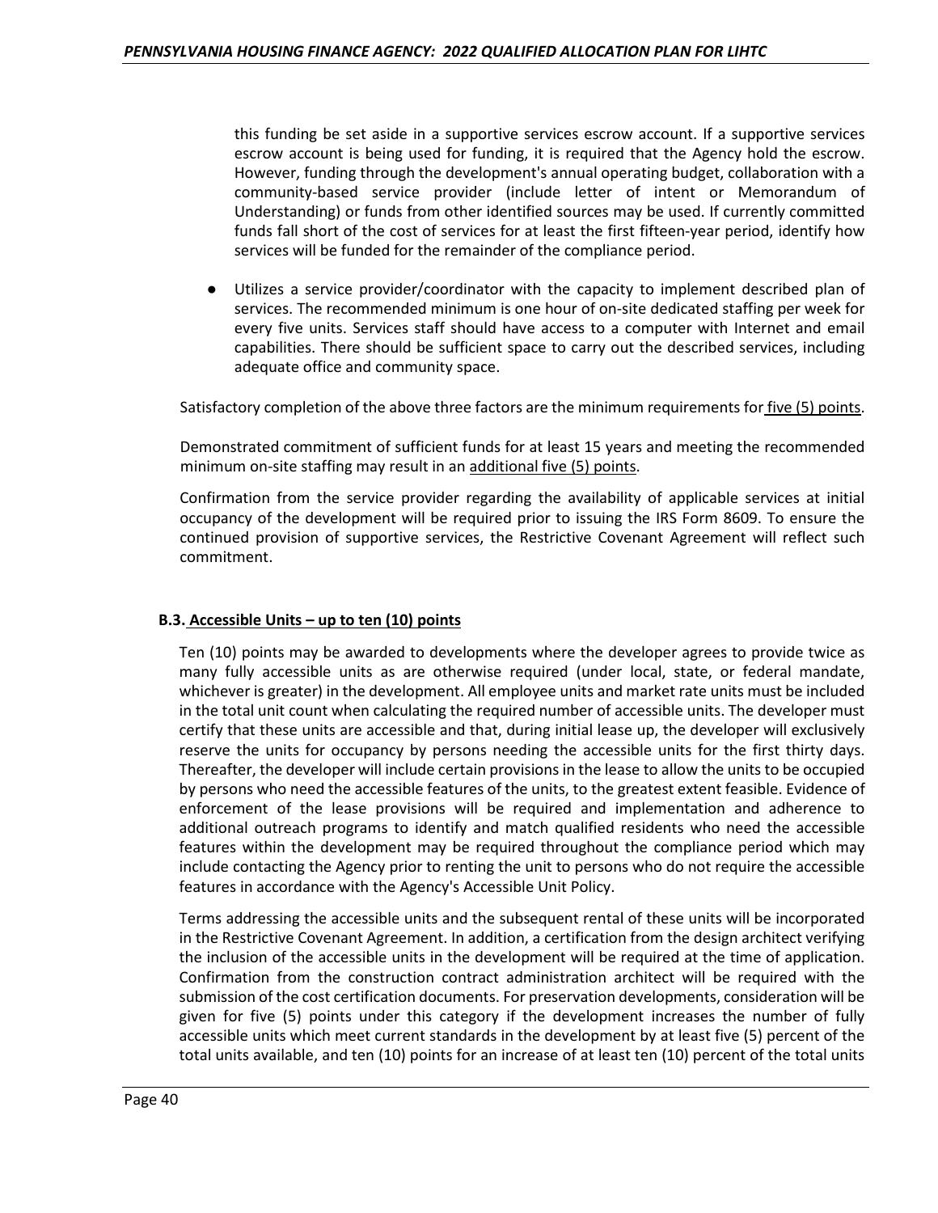this funding be set aside in a supportive services escrow account. If a supportive services escrow account is being used for funding, it is required that the Agency hold the escrow. However, funding through the development's annual operating budget, collaboration with a community-based service provider (include letter of intent or Memorandum of Understanding) or funds from other identified sources may be used. If currently committed funds fall short of the cost of services for at least the first fifteen-year period, identify how services will be funded for the remainder of the compliance period.

- Utilizes a service provider/coordinator with the capacity to implement described plan of services. The recommended minimum is one hour of on-site dedicated staffing per week for every five units. Services staff should have access to a computer with Internet and email capabilities. There should be sufficient space to carry out the described services, including adequate office and community space.

Satisfactory completion of the above three factors are the minimum requirements for <u>five (5) points</u>.

Demonstrated commitment of sufficient funds for at least 15 years and meeting the recommended minimum on-site staffing may result in an <u>additional five (5) points</u>.

Confirmation from the service provider regarding the availability of applicable services at initial occupancy of the development will be required prior to issuing the IRS Form 8609. To ensure the continued provision of supportive services, the Restrictive Covenant Agreement will reflect such commitment.

### B.3. Accessible Units – up to ten (10) points

Ten (10) points may be awarded to developments where the developer agrees to provide twice as many fully accessible units as are otherwise required (under local, state, or federal mandate, whichever is greater) in the development. All employee units and market rate units must be included in the total unit count when calculating the required number of accessible units. The developer must certify that these units are accessible and that, during initial lease up, the developer will exclusively reserve the units for occupancy by persons needing the accessible units for the first thirty days. Thereafter, the developer will include certain provisions in the lease to allow the units to be occupied by persons who need the accessible features of the units, to the greatest extent feasible. Evidence of enforcement of the lease provisions will be required and implementation and adherence to additional outreach programs to identify and match qualified residents who need the accessible features within the development may be required throughout the compliance period which may include contacting the Agency prior to renting the unit to persons who do not require the accessible features in accordance with the Agency's Accessible Unit Policy.

Terms addressing the accessible units and the subsequent rental of these units will be incorporated in the Restrictive Covenant Agreement. In addition, a certification from the design architect verifying the inclusion of the accessible units in the development will be required at the time of application. Confirmation from the construction contract administration architect will be required with the submission of the cost certification documents. For preservation developments, consideration will be given for five (5) points under this category if the development increases the number of fully accessible units which meet current standards in the development by at least five (5) percent of the total units available, and ten (10) points for an increase of at least ten (10) percent of the total units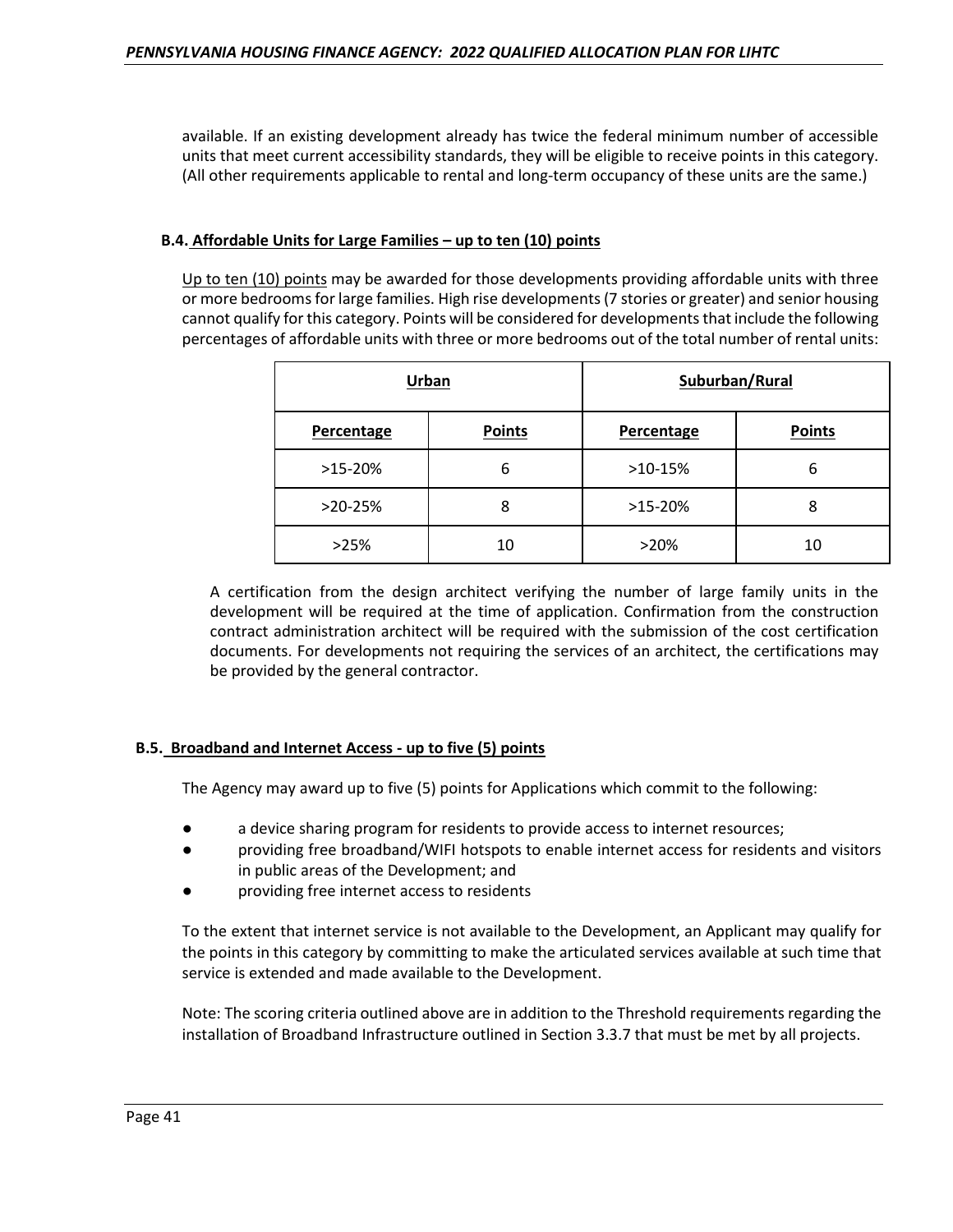available. If an existing development already has twice the federal minimum number of accessible units that meet current accessibility standards, they will be eligible to receive points in this category. (All other requirements applicable to rental and long-term occupancy of these units are the same.)

### B.4. Affordable Units for Large Families – up to ten (10) points

Up to ten (10) points may be awarded for those developments providing affordable units with three or more bedrooms for large families. High rise developments (7 stories or greater) and senior housing cannot qualify for this category. Points will be considered for developments that include the following percentages of affordable units with three or more bedrooms out of the total number of rental units:

| Urban | | Suburban/Rural | |
|---|---|---|---|
| **Percentage** | **Points** | **Percentage** | **Points** |
| >15-20% | 6 | >10-15% | 6 |
| >20-25% | 8 | >15-20% | 8 |
| >25% | 10 | >20% | 10 |

A certification from the design architect verifying the number of large family units in the development will be required at the time of application. Confirmation from the construction contract administration architect will be required with the submission of the cost certification documents. For developments not requiring the services of an architect, the certifications may be provided by the general contractor.

### B.5. Broadband and Internet Access - up to five (5) points

The Agency may award up to five (5) points for Applications which commit to the following:

- a device sharing program for residents to provide access to internet resources;
- providing free broadband/WIFI hotspots to enable internet access for residents and visitors in public areas of the Development; and
- providing free internet access to residents

To the extent that internet service is not available to the Development, an Applicant may qualify for the points in this category by committing to make the articulated services available at such time that service is extended and made available to the Development.

Note: The scoring criteria outlined above are in addition to the Threshold requirements regarding the installation of Broadband Infrastructure outlined in Section 3.3.7 that must be met by all projects.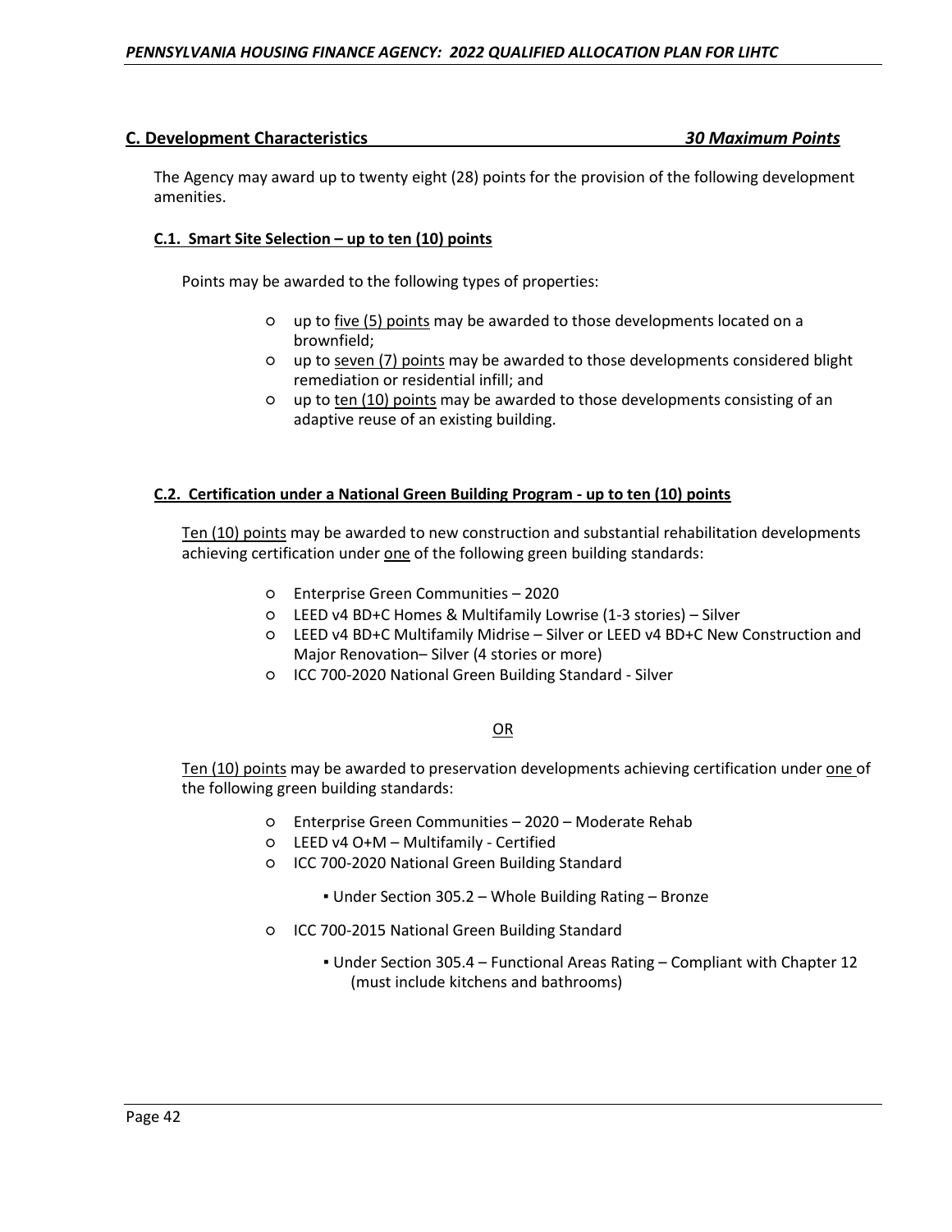## C. Development Characteristics *30 Maximum Points*

The Agency may award up to twenty eight (28) points for the provision of the following development amenities.

### C.1. Smart Site Selection – up to ten (10) points

Points may be awarded to the following types of properties:

- up to five (5) points may be awarded to those developments located on a brownfield;
- up to seven (7) points may be awarded to those developments considered blight remediation or residential infill; and
- up to ten (10) points may be awarded to those developments consisting of an adaptive reuse of an existing building.

### C.2. Certification under a National Green Building Program - up to ten (10) points

Ten (10) points may be awarded to new construction and substantial rehabilitation developments achieving certification under one of the following green building standards:

- Enterprise Green Communities – 2020
- LEED v4 BD+C Homes & Multifamily Lowrise (1-3 stories) – Silver
- LEED v4 BD+C Multifamily Midrise – Silver or LEED v4 BD+C New Construction and Major Renovation– Silver (4 stories or more)
- ICC 700-2020 National Green Building Standard - Silver

OR

Ten (10) points may be awarded to preservation developments achieving certification under one of the following green building standards:

- Enterprise Green Communities – 2020 – Moderate Rehab
- LEED v4 O+M – Multifamily - Certified
- ICC 700-2020 National Green Building Standard
  - Under Section 305.2 – Whole Building Rating – Bronze
- ICC 700-2015 National Green Building Standard
  - Under Section 305.4 – Functional Areas Rating – Compliant with Chapter 12 (must include kitchens and bathrooms)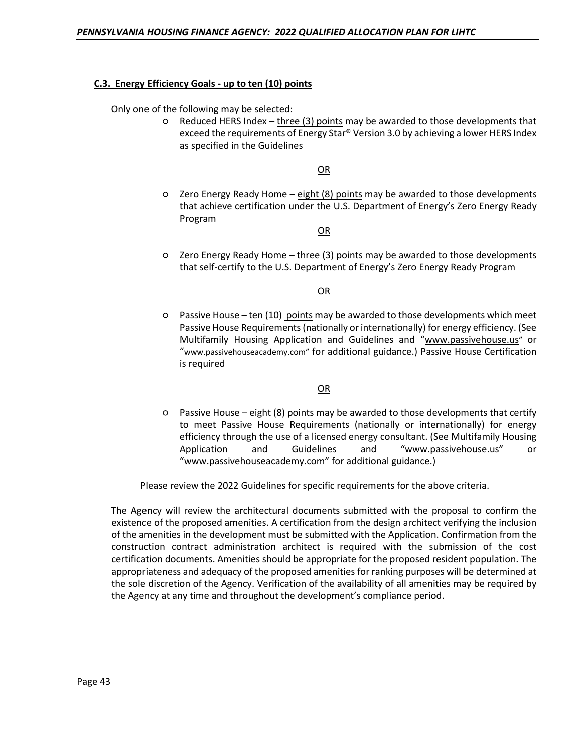**C.3. Energy Efficiency Goals - up to ten (10) points**

Only one of the following may be selected:

- Reduced HERS Index – three (3) points may be awarded to those developments that exceed the requirements of Energy Star® Version 3.0 by achieving a lower HERS Index as specified in the Guidelines

OR

- Zero Energy Ready Home – eight (8) points may be awarded to those developments that achieve certification under the U.S. Department of Energy's Zero Energy Ready Program

OR

- Zero Energy Ready Home – three (3) points may be awarded to those developments that self-certify to the U.S. Department of Energy's Zero Energy Ready Program

OR

- Passive House – ten (10) points may be awarded to those developments which meet Passive House Requirements (nationally or internationally) for energy efficiency. (See Multifamily Housing Application and Guidelines and "www.passivehouse.us" or "www.passivehouseacademy.com" for additional guidance.) Passive House Certification is required

OR

- Passive House – eight (8) points may be awarded to those developments that certify to meet Passive House Requirements (nationally or internationally) for energy efficiency through the use of a licensed energy consultant. (See Multifamily Housing Application and Guidelines and "www.passivehouse.us" or "www.passivehouseacademy.com" for additional guidance.)

Please review the 2022 Guidelines for specific requirements for the above criteria.

The Agency will review the architectural documents submitted with the proposal to confirm the existence of the proposed amenities. A certification from the design architect verifying the inclusion of the amenities in the development must be submitted with the Application. Confirmation from the construction contract administration architect is required with the submission of the cost certification documents. Amenities should be appropriate for the proposed resident population. The appropriateness and adequacy of the proposed amenities for ranking purposes will be determined at the sole discretion of the Agency. Verification of the availability of all amenities may be required by the Agency at any time and throughout the development's compliance period.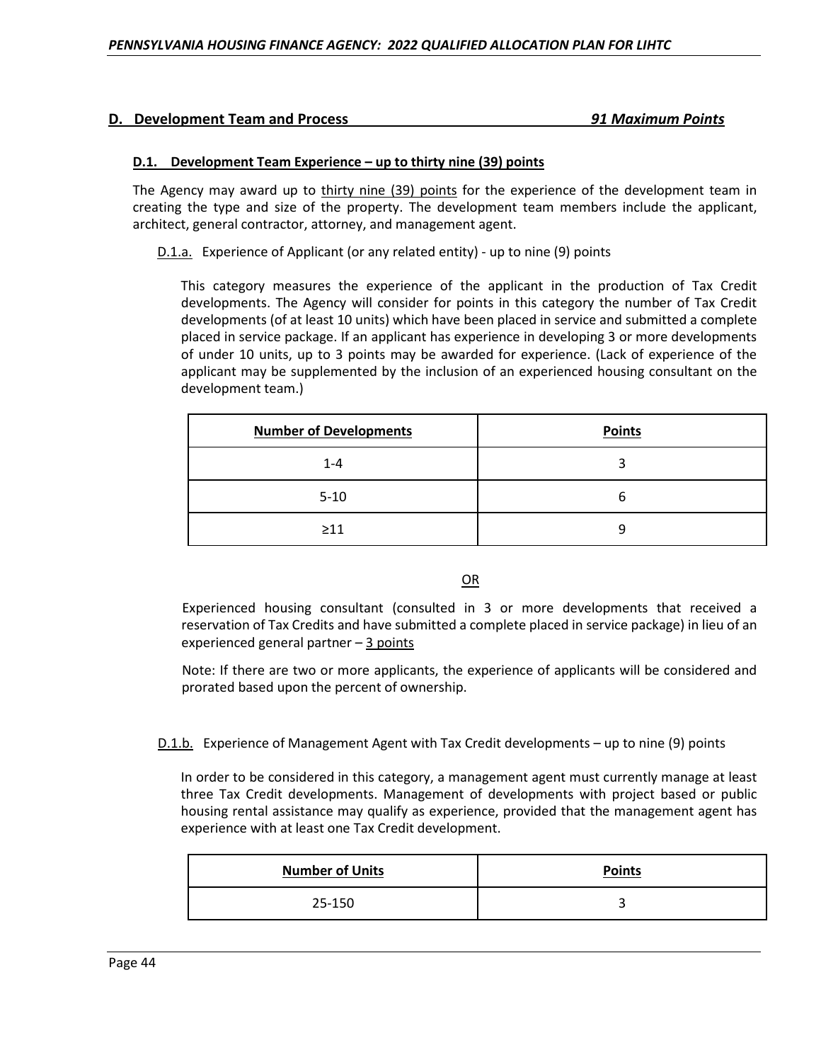## D. Development Team and Process *91 Maximum Points*

### D.1. Development Team Experience – up to thirty nine (39) points

The Agency may award up to thirty nine (39) points for the experience of the development team in creating the type and size of the property. The development team members include the applicant, architect, general contractor, attorney, and management agent.

D.1.a. Experience of Applicant (or any related entity) - up to nine (9) points

This category measures the experience of the applicant in the production of Tax Credit developments. The Agency will consider for points in this category the number of Tax Credit developments (of at least 10 units) which have been placed in service and submitted a complete placed in service package. If an applicant has experience in developing 3 or more developments of under 10 units, up to 3 points may be awarded for experience. (Lack of experience of the applicant may be supplemented by the inclusion of an experienced housing consultant on the development team.)

| Number of Developments | Points |
|---|---|
| 1-4 | 3 |
| 5-10 | 6 |
| ≥11 | 9 |

OR

Experienced housing consultant (consulted in 3 or more developments that received a reservation of Tax Credits and have submitted a complete placed in service package) in lieu of an experienced general partner – 3 points

Note: If there are two or more applicants, the experience of applicants will be considered and prorated based upon the percent of ownership.

D.1.b. Experience of Management Agent with Tax Credit developments – up to nine (9) points

In order to be considered in this category, a management agent must currently manage at least three Tax Credit developments. Management of developments with project based or public housing rental assistance may qualify as experience, provided that the management agent has experience with at least one Tax Credit development.

| Number of Units | Points |
|---|---|
| 25-150 | 3 |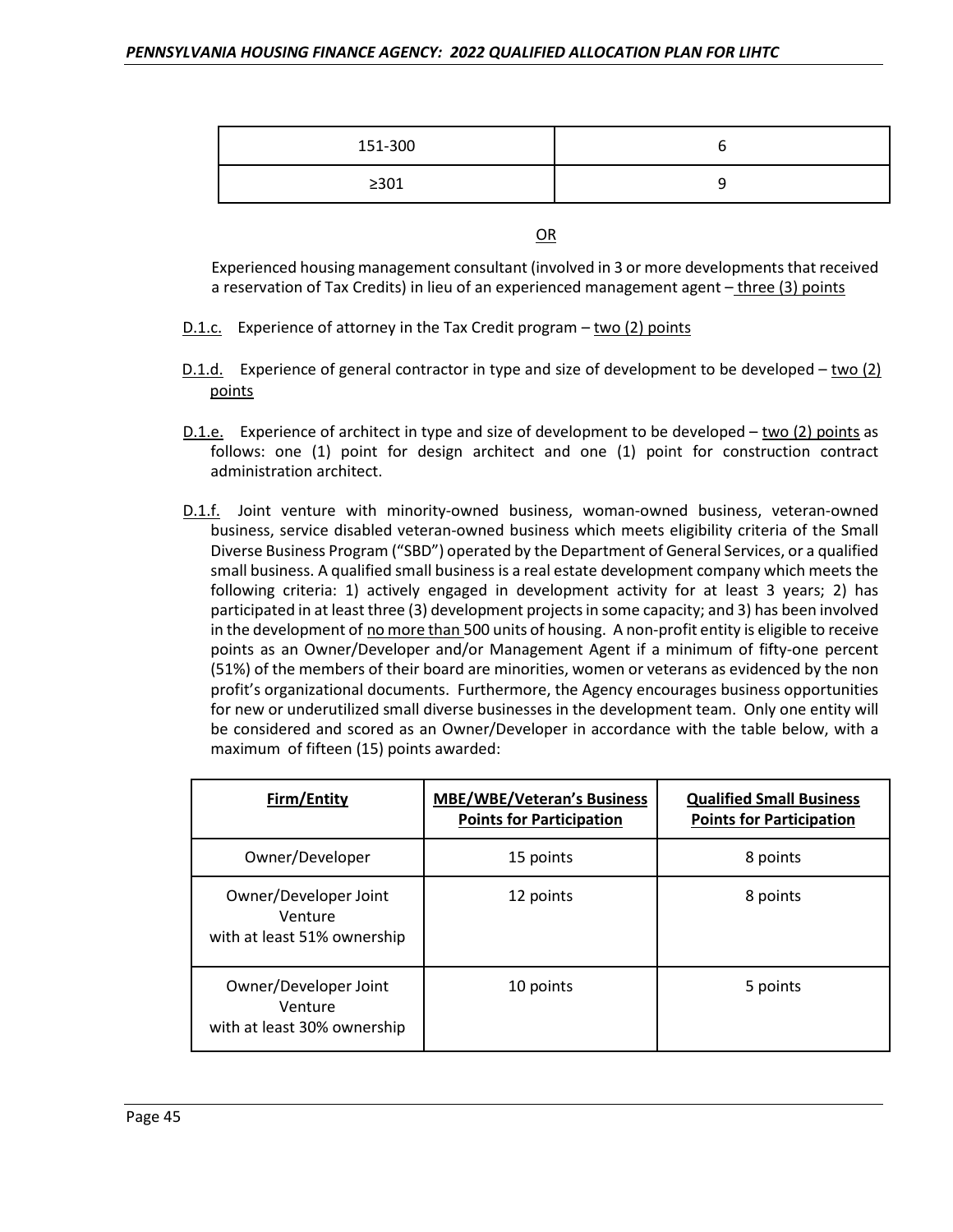| 151-300 | 6 |
| --- | --- |
| ≥301 | 9 |

OR

Experienced housing management consultant (involved in 3 or more developments that received a reservation of Tax Credits) in lieu of an experienced management agent – three (3) points

D.1.c. Experience of attorney in the Tax Credit program – two (2) points

D.1.d. Experience of general contractor in type and size of development to be developed – two (2) points

D.1.e. Experience of architect in type and size of development to be developed – two (2) points as follows: one (1) point for design architect and one (1) point for construction contract administration architect.

D.1.f. Joint venture with minority-owned business, woman-owned business, veteran-owned business, service disabled veteran-owned business which meets eligibility criteria of the Small Diverse Business Program ("SBD") operated by the Department of General Services, or a qualified small business. A qualified small business is a real estate development company which meets the following criteria: 1) actively engaged in development activity for at least 3 years; 2) has participated in at least three (3) development projects in some capacity; and 3) has been involved in the development of no more than 500 units of housing. A non-profit entity is eligible to receive points as an Owner/Developer and/or Management Agent if a minimum of fifty-one percent (51%) of the members of their board are minorities, women or veterans as evidenced by the non profit's organizational documents. Furthermore, the Agency encourages business opportunities for new or underutilized small diverse businesses in the development team. Only one entity will be considered and scored as an Owner/Developer in accordance with the table below, with a maximum of fifteen (15) points awarded:

| Firm/Entity | MBE/WBE/Veteran's Business Points for Participation | Qualified Small Business Points for Participation |
| --- | --- | --- |
| Owner/Developer | 15 points | 8 points |
| Owner/Developer Joint Venture with at least 51% ownership | 12 points | 8 points |
| Owner/Developer Joint Venture with at least 30% ownership | 10 points | 5 points |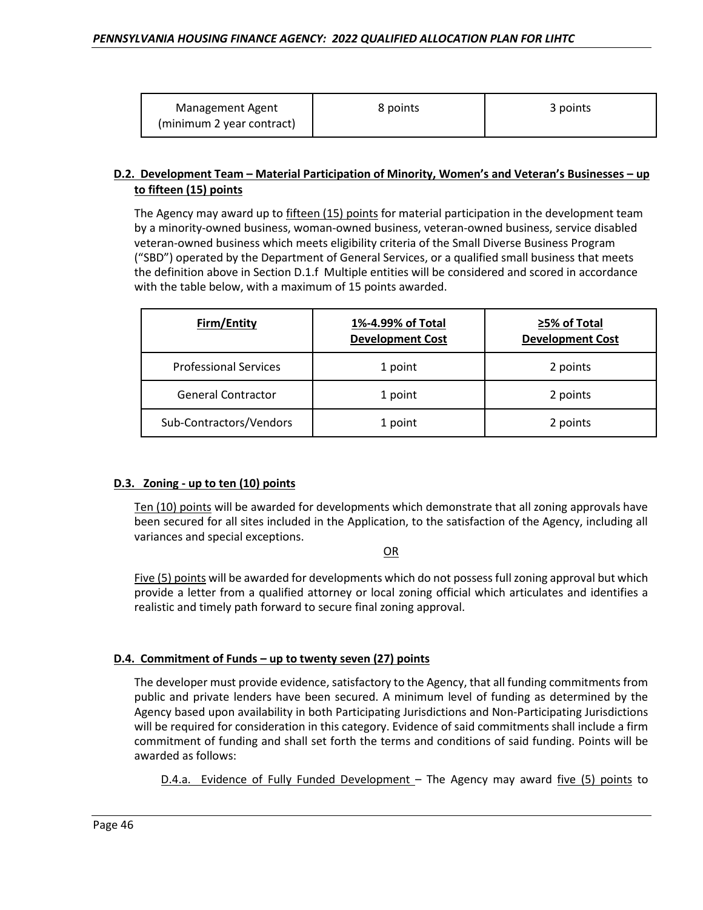| Management Agent (minimum 2 year contract) | 8 points | 3 points |
|---|---|---|

**D.2. Development Team – Material Participation of Minority, Women's and Veteran's Businesses – up to fifteen (15) points**

The Agency may award up to fifteen (15) points for material participation in the development team by a minority-owned business, woman-owned business, veteran-owned business, service disabled veteran-owned business which meets eligibility criteria of the Small Diverse Business Program ("SBD") operated by the Department of General Services, or a qualified small business that meets the definition above in Section D.1.f Multiple entities will be considered and scored in accordance with the table below, with a maximum of 15 points awarded.

| Firm/Entity | 1%-4.99% of Total Development Cost | ≥5% of Total Development Cost |
|---|---|---|
| Professional Services | 1 point | 2 points |
| General Contractor | 1 point | 2 points |
| Sub-Contractors/Vendors | 1 point | 2 points |

**D.3. Zoning - up to ten (10) points**

Ten (10) points will be awarded for developments which demonstrate that all zoning approvals have been secured for all sites included in the Application, to the satisfaction of the Agency, including all variances and special exceptions.

OR

Five (5) points will be awarded for developments which do not possess full zoning approval but which provide a letter from a qualified attorney or local zoning official which articulates and identifies a realistic and timely path forward to secure final zoning approval.

**D.4. Commitment of Funds – up to twenty seven (27) points**

The developer must provide evidence, satisfactory to the Agency, that all funding commitments from public and private lenders have been secured. A minimum level of funding as determined by the Agency based upon availability in both Participating Jurisdictions and Non-Participating Jurisdictions will be required for consideration in this category. Evidence of said commitments shall include a firm commitment of funding and shall set forth the terms and conditions of said funding. Points will be awarded as follows:

D.4.a. Evidence of Fully Funded Development – The Agency may award five (5) points to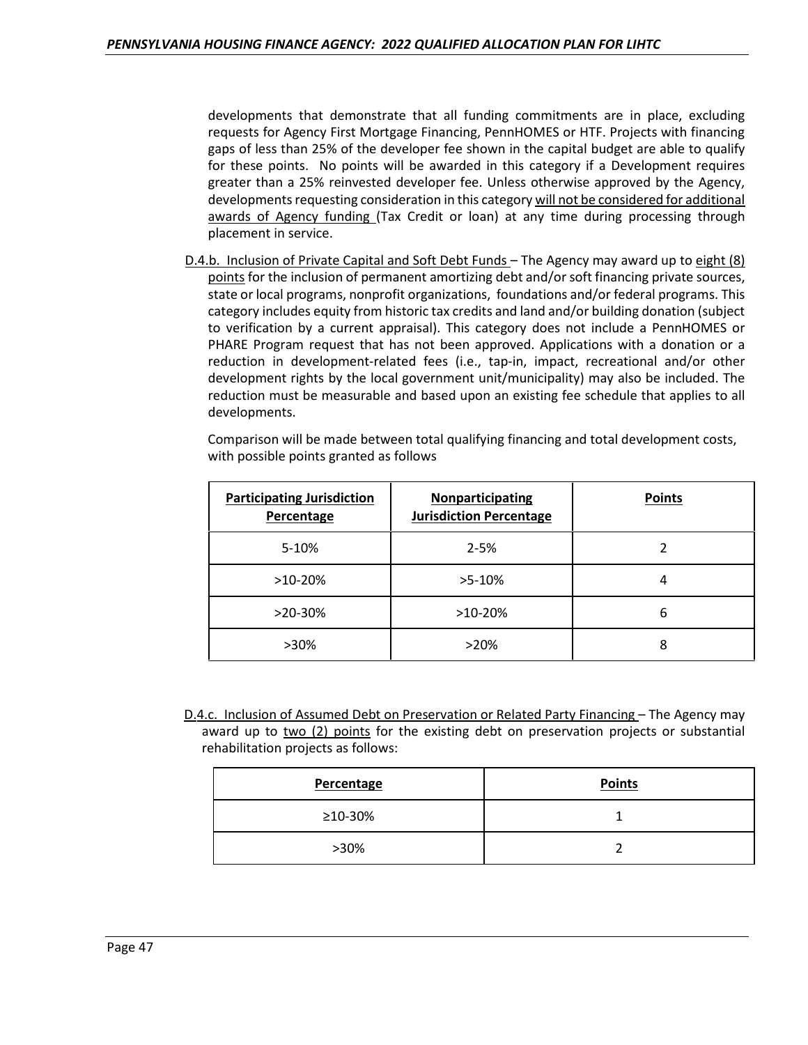developments that demonstrate that all funding commitments are in place, excluding requests for Agency First Mortgage Financing, PennHOMES or HTF. Projects with financing gaps of less than 25% of the developer fee shown in the capital budget are able to qualify for these points. No points will be awarded in this category if a Development requires greater than a 25% reinvested developer fee. Unless otherwise approved by the Agency, developments requesting consideration in this category will not be considered for additional awards of Agency funding (Tax Credit or loan) at any time during processing through placement in service.

D.4.b. Inclusion of Private Capital and Soft Debt Funds – The Agency may award up to eight (8) points for the inclusion of permanent amortizing debt and/or soft financing private sources, state or local programs, nonprofit organizations, foundations and/or federal programs. This category includes equity from historic tax credits and land and/or building donation (subject to verification by a current appraisal). This category does not include a PennHOMES or PHARE Program request that has not been approved. Applications with a donation or a reduction in development-related fees (i.e., tap-in, impact, recreational and/or other development rights by the local government unit/municipality) may also be included. The reduction must be measurable and based upon an existing fee schedule that applies to all developments.

Comparison will be made between total qualifying financing and total development costs, with possible points granted as follows

| Participating Jurisdiction Percentage | Nonparticipating Jurisdiction Percentage | Points |
|---|---|---|
| 5-10% | 2-5% | 2 |
| >10-20% | >5-10% | 4 |
| >20-30% | >10-20% | 6 |
| >30% | >20% | 8 |

D.4.c. Inclusion of Assumed Debt on Preservation or Related Party Financing – The Agency may award up to two (2) points for the existing debt on preservation projects or substantial rehabilitation projects as follows:

| Percentage | Points |
|---|---|
| ≥10-30% | 1 |
| >30% | 2 |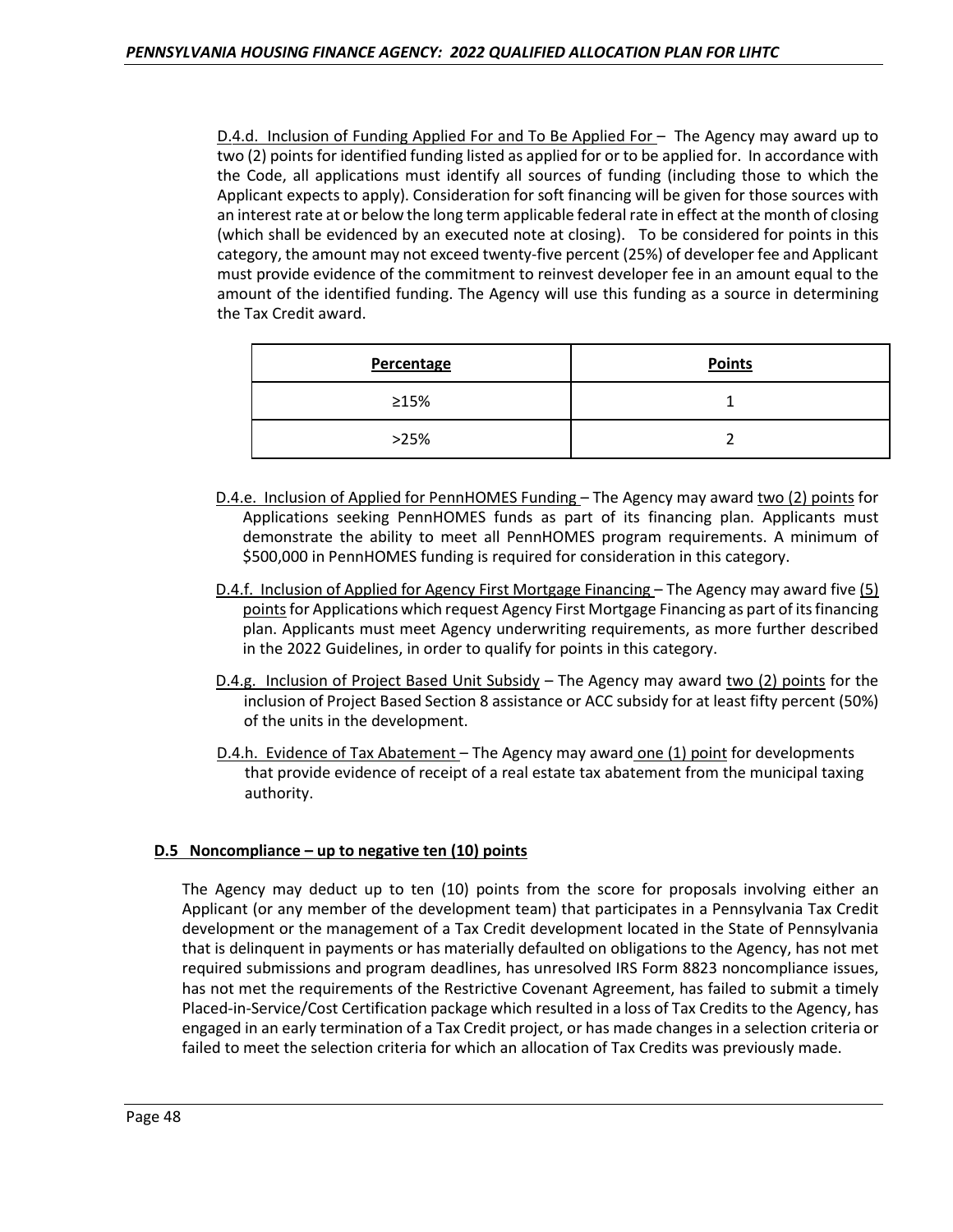D.4.d. Inclusion of Funding Applied For and To Be Applied For – The Agency may award up to two (2) points for identified funding listed as applied for or to be applied for. In accordance with the Code, all applications must identify all sources of funding (including those to which the Applicant expects to apply). Consideration for soft financing will be given for those sources with an interest rate at or below the long term applicable federal rate in effect at the month of closing (which shall be evidenced by an executed note at closing). To be considered for points in this category, the amount may not exceed twenty-five percent (25%) of developer fee and Applicant must provide evidence of the commitment to reinvest developer fee in an amount equal to the amount of the identified funding. The Agency will use this funding as a source in determining the Tax Credit award.

| Percentage | Points |
|---|---|
| ≥15% | 1 |
| >25% | 2 |

D.4.e. Inclusion of Applied for PennHOMES Funding – The Agency may award two (2) points for Applications seeking PennHOMES funds as part of its financing plan. Applicants must demonstrate the ability to meet all PennHOMES program requirements. A minimum of $500,000 in PennHOMES funding is required for consideration in this category.

D.4.f. Inclusion of Applied for Agency First Mortgage Financing – The Agency may award five (5) points for Applications which request Agency First Mortgage Financing as part of its financing plan. Applicants must meet Agency underwriting requirements, as more further described in the 2022 Guidelines, in order to qualify for points in this category.

D.4.g. Inclusion of Project Based Unit Subsidy – The Agency may award two (2) points for the inclusion of Project Based Section 8 assistance or ACC subsidy for at least fifty percent (50%) of the units in the development.

D.4.h. Evidence of Tax Abatement – The Agency may award one (1) point for developments that provide evidence of receipt of a real estate tax abatement from the municipal taxing authority.

**D.5 Noncompliance – up to negative ten (10) points**

The Agency may deduct up to ten (10) points from the score for proposals involving either an Applicant (or any member of the development team) that participates in a Pennsylvania Tax Credit development or the management of a Tax Credit development located in the State of Pennsylvania that is delinquent in payments or has materially defaulted on obligations to the Agency, has not met required submissions and program deadlines, has unresolved IRS Form 8823 noncompliance issues, has not met the requirements of the Restrictive Covenant Agreement, has failed to submit a timely Placed-in-Service/Cost Certification package which resulted in a loss of Tax Credits to the Agency, has engaged in an early termination of a Tax Credit project, or has made changes in a selection criteria or failed to meet the selection criteria for which an allocation of Tax Credits was previously made.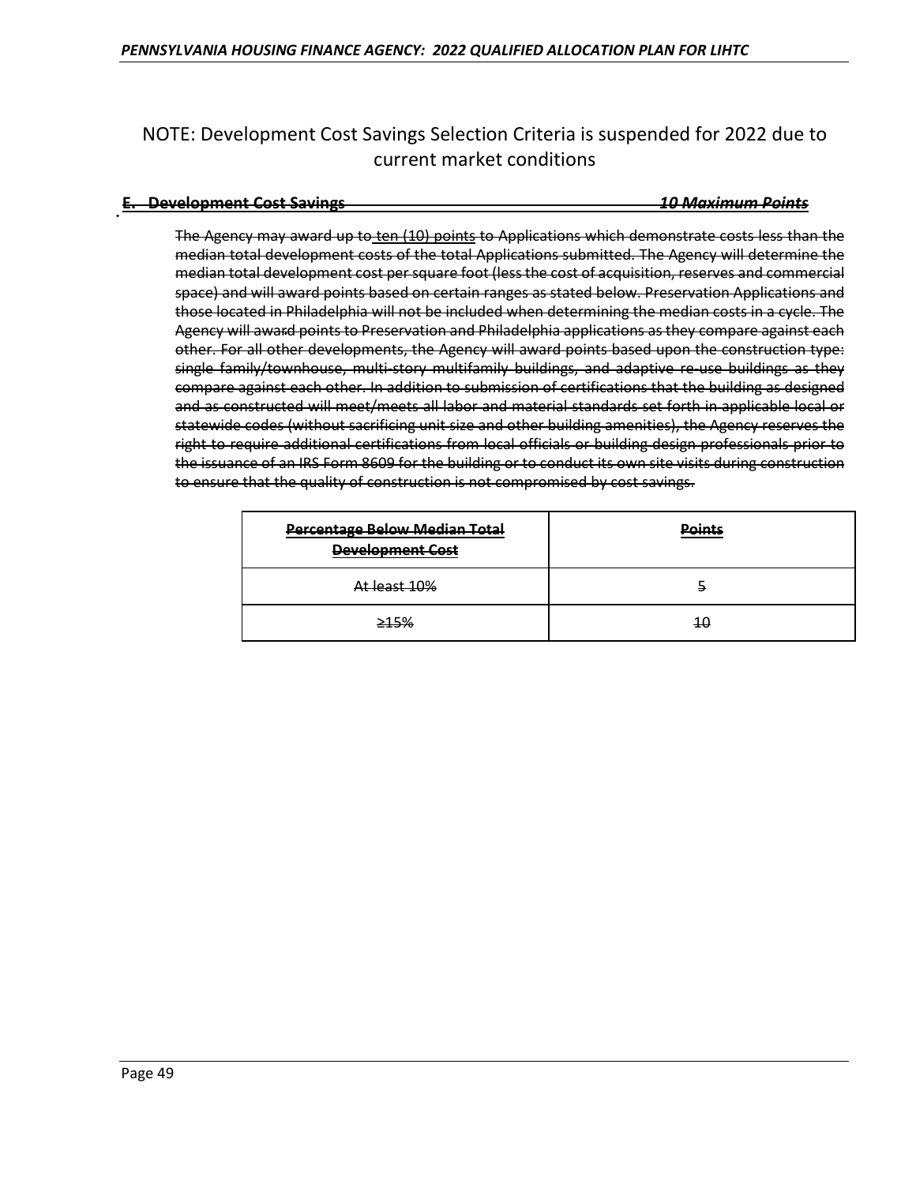NOTE: Development Cost Savings Selection Criteria is suspended for 2022 due to current market conditions

### ~~E. Development Cost Savings~~ ~~*10 Maximum Points*~~

~~The Agency may award up to ten (10) points to Applications which demonstrate costs less than the median total development costs of the total Applications submitted. The Agency will determine the median total development cost per square foot (less the cost of acquisition, reserves and commercial space) and will award points based on certain ranges as stated below. Preservation Applications and those located in Philadelphia will not be included when determining the median costs in a cycle. The Agency will award points to Preservation and Philadelphia applications as they compare against each other. For all other developments, the Agency will award points based upon the construction type: single family/townhouse, multi-story multifamily buildings, and adaptive re-use buildings as they compare against each other. In addition to submission of certifications that the building as designed and as constructed will meet/meets all labor and material standards set forth in applicable local or statewide codes (without sacrificing unit size and other building amenities), the Agency reserves the right to require additional certifications from local officials or building design professionals prior to the issuance of an IRS Form 8609 for the building or to conduct its own site visits during construction to ensure that the quality of construction is not compromised by cost savings.~~

| ~~Percentage Below Median Total Development Cost~~ | ~~Points~~ |
| --- | --- |
| ~~At least 10%~~ | ~~5~~ |
| ~~≥15%~~ | ~~10~~ |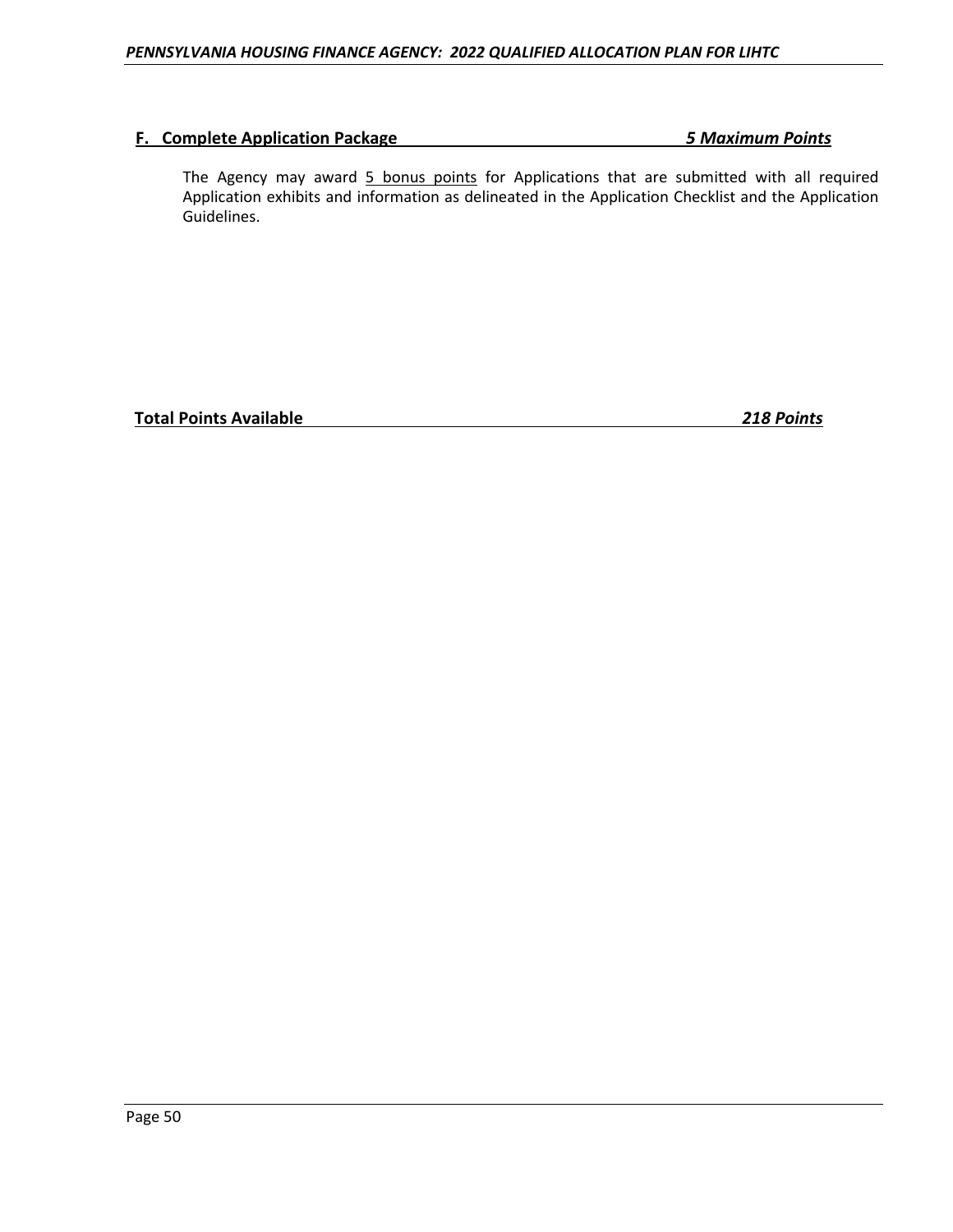**F. Complete Application Package** ***5 Maximum Points***

The Agency may award 5 bonus points for Applications that are submitted with all required Application exhibits and information as delineated in the Application Checklist and the Application Guidelines.

**Total Points Available** ***218 Points***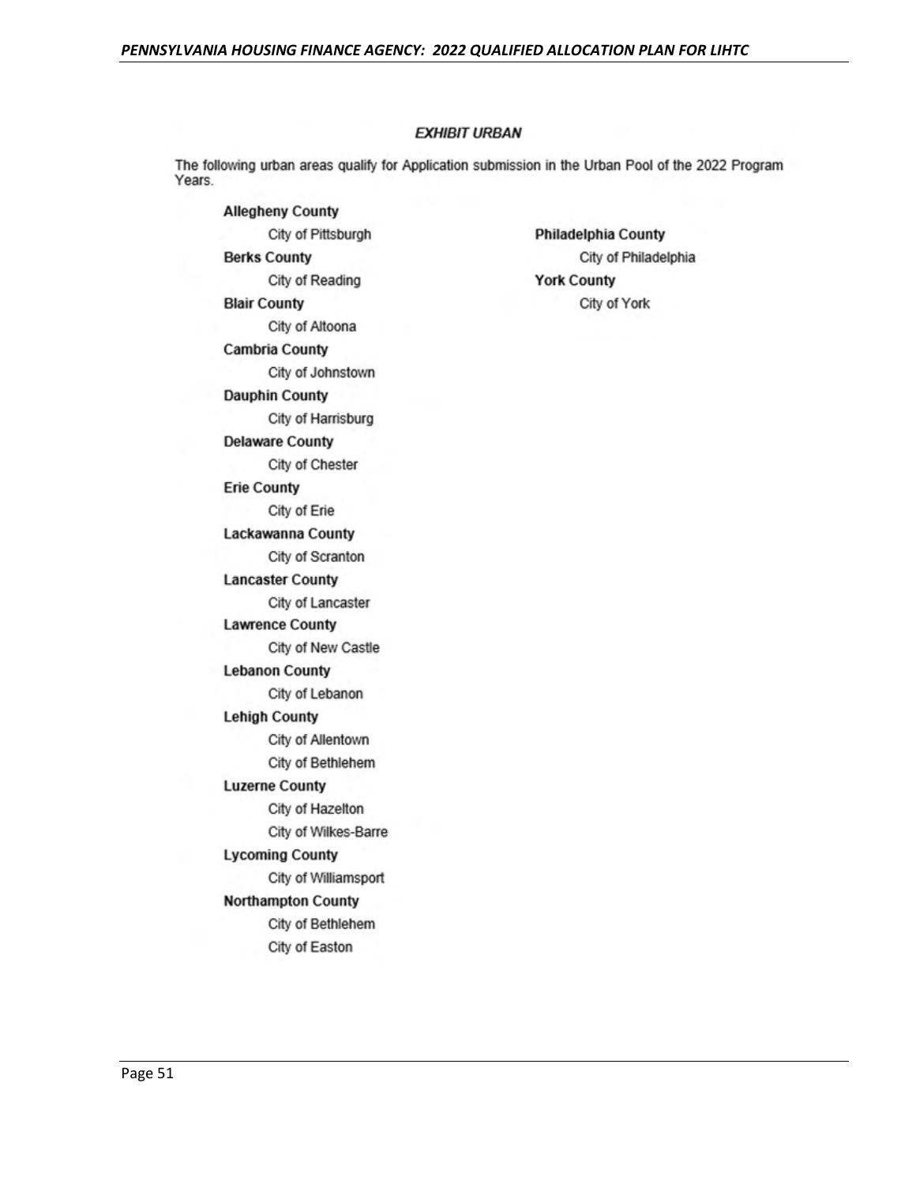## *EXHIBIT URBAN*

The following urban areas qualify for Application submission in the Urban Pool of the 2022 Program Years.

**Allegheny County**
- City of Pittsburgh

**Berks County**
- City of Reading

**Blair County**
- City of Altoona

**Cambria County**
- City of Johnstown

**Dauphin County**
- City of Harrisburg

**Delaware County**
- City of Chester

**Erie County**
- City of Erie

**Lackawanna County**
- City of Scranton

**Lancaster County**
- City of Lancaster

**Lawrence County**
- City of New Castle

**Lebanon County**
- City of Lebanon

**Lehigh County**
- City of Allentown
- City of Bethlehem

**Luzerne County**
- City of Hazelton
- City of Wilkes-Barre

**Lycoming County**
- City of Williamsport

**Northampton County**
- City of Bethlehem
- City of Easton

**Philadelphia County**
- City of Philadelphia

**York County**
- City of York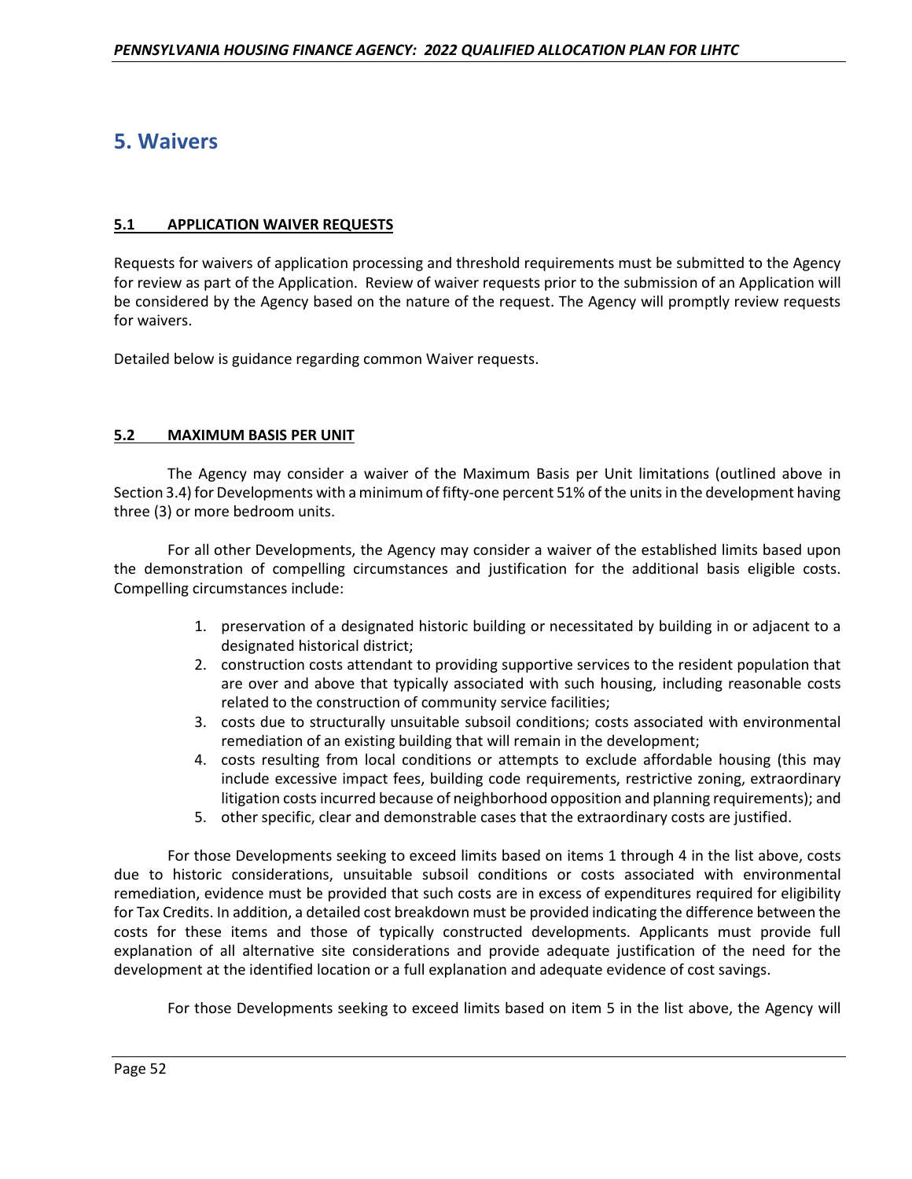# 5. Waivers

## 5.1 APPLICATION WAIVER REQUESTS

Requests for waivers of application processing and threshold requirements must be submitted to the Agency for review as part of the Application. Review of waiver requests prior to the submission of an Application will be considered by the Agency based on the nature of the request. The Agency will promptly review requests for waivers.

Detailed below is guidance regarding common Waiver requests.

## 5.2 MAXIMUM BASIS PER UNIT

The Agency may consider a waiver of the Maximum Basis per Unit limitations (outlined above in Section 3.4) for Developments with a minimum of fifty-one percent 51% of the units in the development having three (3) or more bedroom units.

For all other Developments, the Agency may consider a waiver of the established limits based upon the demonstration of compelling circumstances and justification for the additional basis eligible costs. Compelling circumstances include:

1. preservation of a designated historic building or necessitated by building in or adjacent to a designated historical district;
2. construction costs attendant to providing supportive services to the resident population that are over and above that typically associated with such housing, including reasonable costs related to the construction of community service facilities;
3. costs due to structurally unsuitable subsoil conditions; costs associated with environmental remediation of an existing building that will remain in the development;
4. costs resulting from local conditions or attempts to exclude affordable housing (this may include excessive impact fees, building code requirements, restrictive zoning, extraordinary litigation costs incurred because of neighborhood opposition and planning requirements); and
5. other specific, clear and demonstrable cases that the extraordinary costs are justified.

For those Developments seeking to exceed limits based on items 1 through 4 in the list above, costs due to historic considerations, unsuitable subsoil conditions or costs associated with environmental remediation, evidence must be provided that such costs are in excess of expenditures required for eligibility for Tax Credits. In addition, a detailed cost breakdown must be provided indicating the difference between the costs for these items and those of typically constructed developments. Applicants must provide full explanation of all alternative site considerations and provide adequate justification of the need for the development at the identified location or a full explanation and adequate evidence of cost savings.

For those Developments seeking to exceed limits based on item 5 in the list above, the Agency will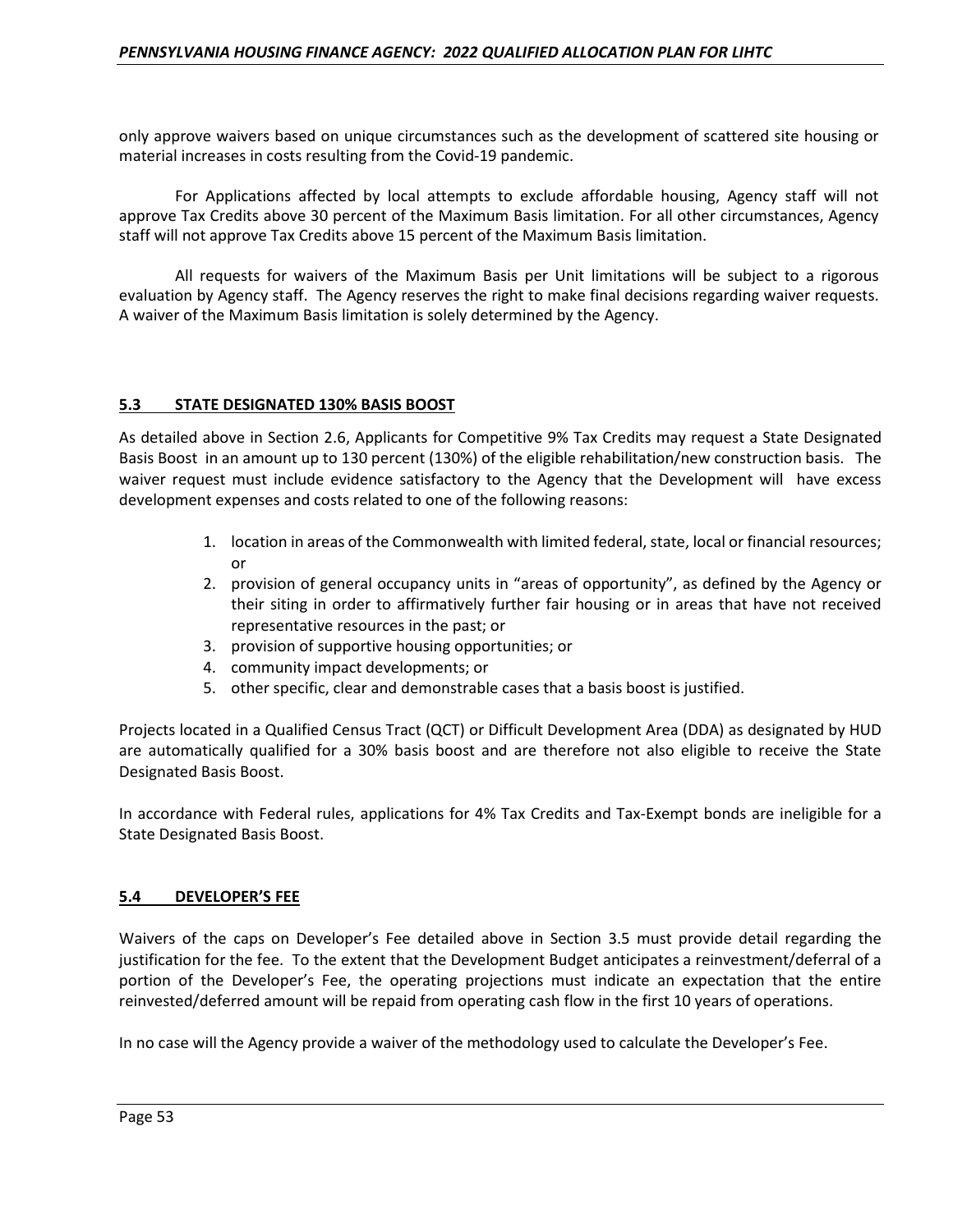only approve waivers based on unique circumstances such as the development of scattered site housing or material increases in costs resulting from the Covid-19 pandemic.

For Applications affected by local attempts to exclude affordable housing, Agency staff will not approve Tax Credits above 30 percent of the Maximum Basis limitation. For all other circumstances, Agency staff will not approve Tax Credits above 15 percent of the Maximum Basis limitation.

All requests for waivers of the Maximum Basis per Unit limitations will be subject to a rigorous evaluation by Agency staff. The Agency reserves the right to make final decisions regarding waiver requests. A waiver of the Maximum Basis limitation is solely determined by the Agency.

## 5.3 STATE DESIGNATED 130% BASIS BOOST

As detailed above in Section 2.6, Applicants for Competitive 9% Tax Credits may request a State Designated Basis Boost in an amount up to 130 percent (130%) of the eligible rehabilitation/new construction basis. The waiver request must include evidence satisfactory to the Agency that the Development will have excess development expenses and costs related to one of the following reasons:

1. location in areas of the Commonwealth with limited federal, state, local or financial resources; or
2. provision of general occupancy units in "areas of opportunity", as defined by the Agency or their siting in order to affirmatively further fair housing or in areas that have not received representative resources in the past; or
3. provision of supportive housing opportunities; or
4. community impact developments; or
5. other specific, clear and demonstrable cases that a basis boost is justified.

Projects located in a Qualified Census Tract (QCT) or Difficult Development Area (DDA) as designated by HUD are automatically qualified for a 30% basis boost and are therefore not also eligible to receive the State Designated Basis Boost.

In accordance with Federal rules, applications for 4% Tax Credits and Tax-Exempt bonds are ineligible for a State Designated Basis Boost.

## 5.4 DEVELOPER'S FEE

Waivers of the caps on Developer's Fee detailed above in Section 3.5 must provide detail regarding the justification for the fee. To the extent that the Development Budget anticipates a reinvestment/deferral of a portion of the Developer's Fee, the operating projections must indicate an expectation that the entire reinvested/deferred amount will be repaid from operating cash flow in the first 10 years of operations.

In no case will the Agency provide a waiver of the methodology used to calculate the Developer's Fee.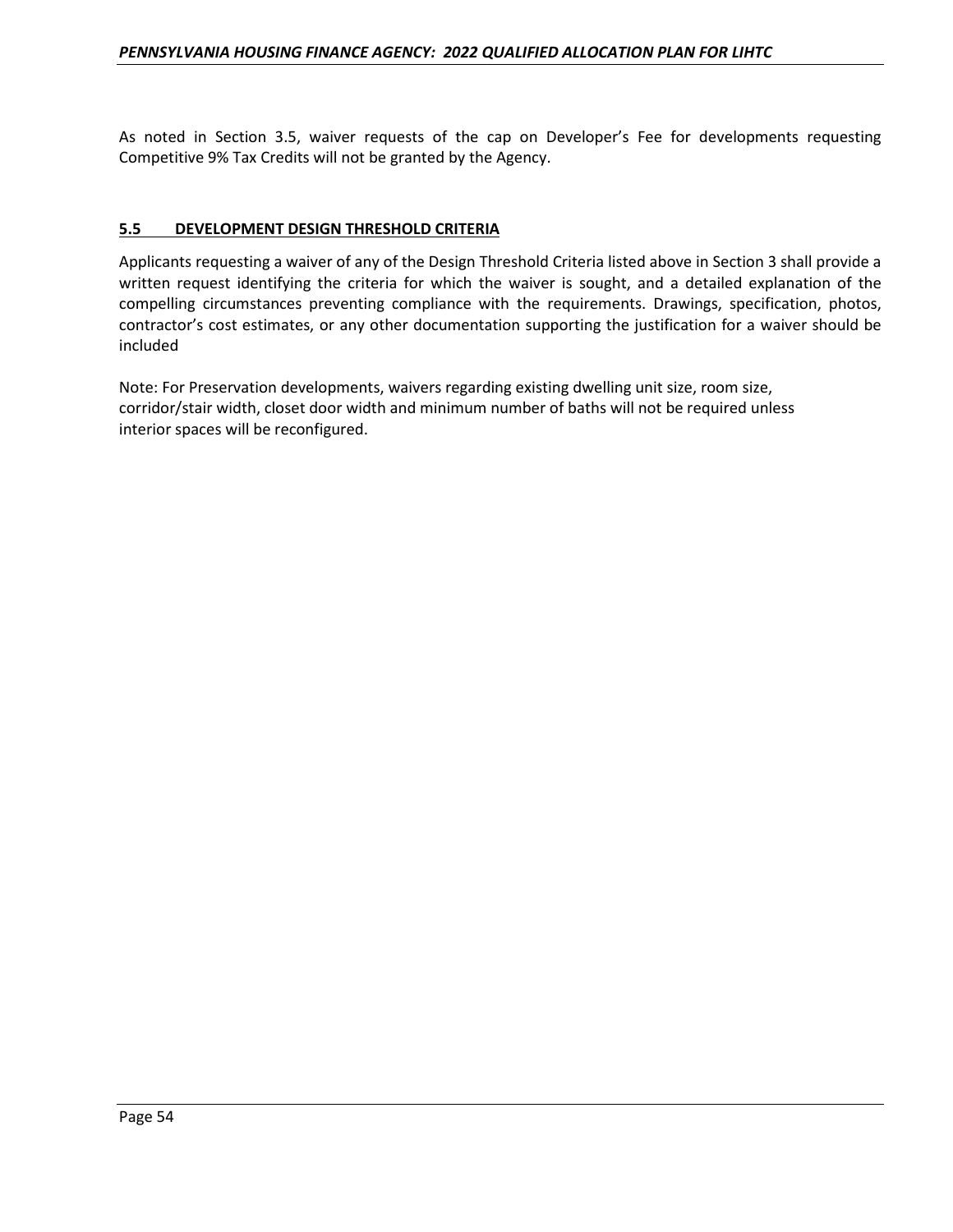As noted in Section 3.5, waiver requests of the cap on Developer's Fee for developments requesting Competitive 9% Tax Credits will not be granted by the Agency.

### 5.5 DEVELOPMENT DESIGN THRESHOLD CRITERIA

Applicants requesting a waiver of any of the Design Threshold Criteria listed above in Section 3 shall provide a written request identifying the criteria for which the waiver is sought, and a detailed explanation of the compelling circumstances preventing compliance with the requirements. Drawings, specification, photos, contractor's cost estimates, or any other documentation supporting the justification for a waiver should be included

Note: For Preservation developments, waivers regarding existing dwelling unit size, room size, corridor/stair width, closet door width and minimum number of baths will not be required unless interior spaces will be reconfigured.